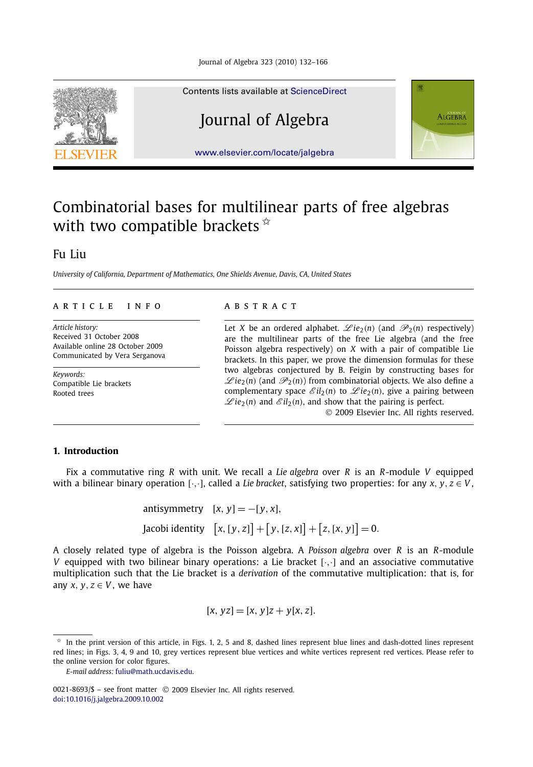Contents lists available at ScienceDirect

# Journal of Algebra

www.elsevier.com/locate/jalgebra

# Combinatorial bases for multilinear parts of free algebras with two compatible brackets ☆

Fu Liu

*University of California, Department of Mathematics, One Shields Avenue, Davis, CA, United States*

**ARTICLE INFO**

*Article history:*
Received 31 October 2008
Available online 28 October 2009
Communicated by Vera Serganova

*Keywords:*
Compatible Lie brackets
Rooted trees

**ABSTRACT**

Let $X$ be an ordered alphabet. $\mathscr{L}ie_2(n)$ (and $\mathscr{P}_2(n)$ respectively) are the multilinear parts of the free Lie algebra (and the free Poisson algebra respectively) on $X$ with a pair of compatible Lie brackets. In this paper, we prove the dimension formulas for these two algebras conjectured by B. Feigin by constructing bases for $\mathscr{L}ie_2(n)$ (and $\mathscr{P}_2(n)$) from combinatorial objects. We also define a complementary space $\mathscr{E}il_2(n)$ to $\mathscr{L}ie_2(n)$, give a pairing between $\mathscr{L}ie_2(n)$ and $\mathscr{E}il_2(n)$, and show that the pairing is perfect.

© 2009 Elsevier Inc. All rights reserved.

## 1. Introduction

Fix a commutative ring $R$ with unit. We recall a *Lie algebra* over $R$ is an $R$-module $V$ equipped with a bilinear binary operation $[\cdot,\cdot]$, called a *Lie bracket*, satisfying two properties: for any $x, y, z \in V$,

$$\text{antisymmetry} \quad [x, y] = -[y, x],$$

$$\text{Jacobi identity} \quad \big[x, [y, z]\big] + \big[y, [z, x]\big] + \big[z, [x, y]\big] = 0.$$

A closely related type of algebra is the Poisson algebra. A *Poisson algebra* over $R$ is an $R$-module $V$ equipped with two bilinear binary operations: a Lie bracket $[\cdot,\cdot]$ and an associative commutative multiplication such that the Lie bracket is a *derivation* of the commutative multiplication: that is, for any $x, y, z \in V$, we have

$$[x, yz] = [x, y]z + y[x, z].$$

☆ In the print version of this article, in Figs. 1, 2, 5 and 8, dashed lines represent blue lines and dash-dotted lines represent red lines; in Figs. 3, 4, 9 and 10, grey vertices represent blue vertices and white vertices represent red vertices. Please refer to the online version for color figures.

*E-mail address:* fuliu@math.ucdavis.edu.

0021-8693/$ – see front matter © 2009 Elsevier Inc. All rights reserved.
doi:10.1016/j.jalgebra.2009.10.002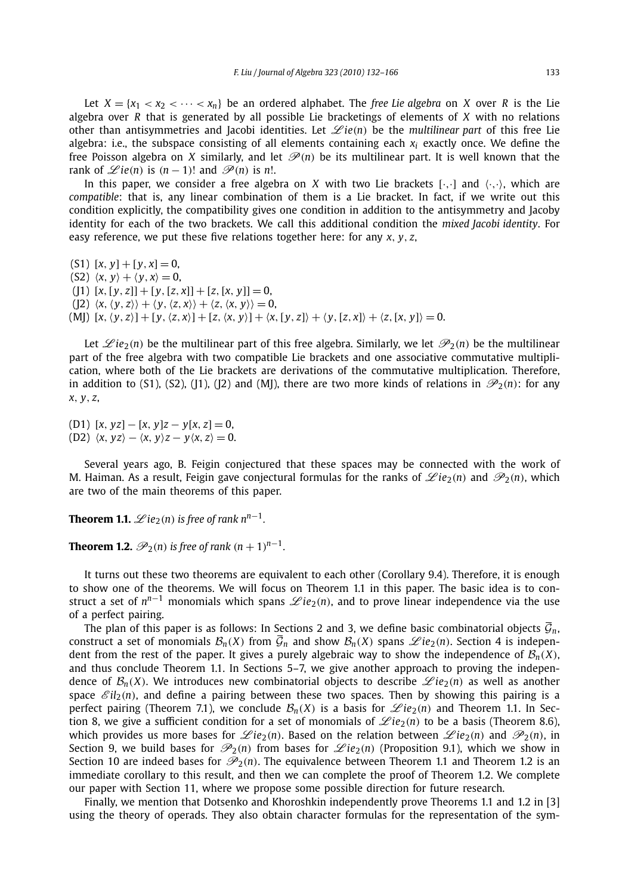Let $X = \{x_1 < x_2 < \cdots < x_n\}$ be an ordered alphabet. The *free Lie algebra* on $X$ over $R$ is the Lie algebra over $R$ that is generated by all possible Lie bracketings of elements of $X$ with no relations other than antisymmetries and Jacobi identities. Let $\mathscr{L}ie(n)$ be the *multilinear part* of this free Lie algebra: i.e., the subspace consisting of all elements containing each $x_i$ exactly once. We define the free Poisson algebra on $X$ similarly, and let $\mathscr{P}(n)$ be its multilinear part. It is well known that the rank of $\mathscr{L}ie(n)$ is $(n-1)!$ and $\mathscr{P}(n)$ is $n!$.

In this paper, we consider a free algebra on $X$ with two Lie brackets $[\cdot,\cdot]$ and $\langle\cdot,\cdot\rangle$, which are *compatible*: that is, any linear combination of them is a Lie bracket. In fact, if we write out this condition explicitly, the compatibility gives one condition in addition to the antisymmetry and Jacoby identity for each of the two brackets. We call this additional condition the *mixed Jacobi identity*. For easy reference, we put these five relations together here: for any $x, y, z$,

(S1) $[x, y] + [y, x] = 0$,
(S2) $\langle x, y\rangle + \langle y, x\rangle = 0$,
(J1) $[x, [y, z]] + [y, [z, x]] + [z, [x, y]] = 0$,
(J2) $\langle x, \langle y, z\rangle\rangle + \langle y, \langle z, x\rangle\rangle + \langle z, \langle x, y\rangle\rangle = 0$,
(MJ) $[x, \langle y, z\rangle] + [y, \langle z, x\rangle] + [z, \langle x, y\rangle] + \langle x, [y, z]\rangle + \langle y, [z, x]\rangle + \langle z, [x, y]\rangle = 0$.

Let $\mathscr{L}ie_2(n)$ be the multilinear part of this free algebra. Similarly, we let $\mathscr{P}_2(n)$ be the multilinear part of the free algebra with two compatible Lie brackets and one associative commutative multiplication, where both of the Lie brackets are derivations of the commutative multiplication. Therefore, in addition to (S1), (S2), (J1), (J2) and (MJ), there are two more kinds of relations in $\mathscr{P}_2(n)$: for any $x, y, z$,

(D1) $[x, yz] - [x, y]z - y[x, z] = 0$,
(D2) $\langle x, yz\rangle - \langle x, y\rangle z - y\langle x, z\rangle = 0$.

Several years ago, B. Feigin conjectured that these spaces may be connected with the work of M. Haiman. As a result, Feigin gave conjectural formulas for the ranks of $\mathscr{L}ie_2(n)$ and $\mathscr{P}_2(n)$, which are two of the main theorems of this paper.

**Theorem 1.1.** *$\mathscr{L}ie_2(n)$ is free of rank $n^{n-1}$.*

**Theorem 1.2.** *$\mathscr{P}_2(n)$ is free of rank $(n+1)^{n-1}$.*

It turns out these two theorems are equivalent to each other (Corollary 9.4). Therefore, it is enough to show one of the theorems. We will focus on Theorem 1.1 in this paper. The basic idea is to construct a set of $n^{n-1}$ monomials which spans $\mathscr{L}ie_2(n)$, and to prove linear independence via the use of a perfect pairing.

The plan of this paper is as follows: In Sections 2 and 3, we define basic combinatorial objects $\overline{\mathcal{G}}_n$, construct a set of monomials $\mathcal{B}_n(X)$ from $\overline{\mathcal{G}}_n$ and show $\mathcal{B}_n(X)$ spans $\mathscr{L}ie_2(n)$. Section 4 is independent from the rest of the paper. It gives a purely algebraic way to show the independence of $\mathcal{B}_n(X)$, and thus conclude Theorem 1.1. In Sections 5–7, we give another approach to proving the independence of $\mathcal{B}_n(X)$. We introduces new combinatorial objects to describe $\mathscr{L}ie_2(n)$ as well as another space $\mathscr{E}il_2(n)$, and define a pairing between these two spaces. Then by showing this pairing is a perfect pairing (Theorem 7.1), we conclude $\mathcal{B}_n(X)$ is a basis for $\mathscr{L}ie_2(n)$ and Theorem 1.1. In Section 8, we give a sufficient condition for a set of monomials of $\mathscr{L}ie_2(n)$ to be a basis (Theorem 8.6), which provides us more bases for $\mathscr{L}ie_2(n)$. Based on the relation between $\mathscr{L}ie_2(n)$ and $\mathscr{P}_2(n)$, in Section 9, we build bases for $\mathscr{P}_2(n)$ from bases for $\mathscr{L}ie_2(n)$ (Proposition 9.1), which we show in Section 10 are indeed bases for $\mathscr{P}_2(n)$. The equivalence between Theorem 1.1 and Theorem 1.2 is an immediate corollary to this result, and then we can complete the proof of Theorem 1.2. We complete our paper with Section 11, where we propose some possible direction for future research.

Finally, we mention that Dotsenko and Khoroshkin independently prove Theorems 1.1 and 1.2 in [3] using the theory of operads. They also obtain character formulas for the representation of the sym-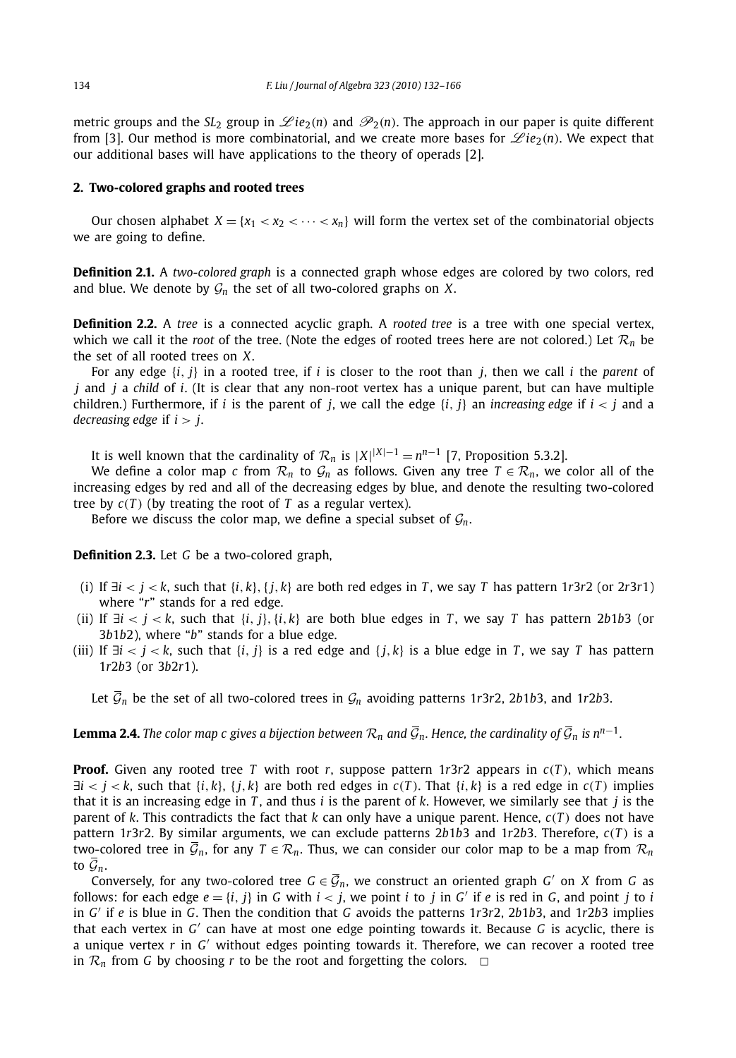metric groups and the $SL_2$ group in $\mathscr{L}ie_2(n)$ and $\mathscr{P}_2(n)$. The approach in our paper is quite different from [3]. Our method is more combinatorial, and we create more bases for $\mathscr{L}ie_2(n)$. We expect that our additional bases will have applications to the theory of operads [2].

## 2. Two-colored graphs and rooted trees

Our chosen alphabet $X = \{x_1 < x_2 < \cdots < x_n\}$ will form the vertex set of the combinatorial objects we are going to define.

**Definition 2.1.** A *two-colored graph* is a connected graph whose edges are colored by two colors, red and blue. We denote by $\mathcal{G}_n$ the set of all two-colored graphs on $X$.

**Definition 2.2.** A *tree* is a connected acyclic graph. A *rooted tree* is a tree with one special vertex, which we call it the *root* of the tree. (Note the edges of rooted trees here are not colored.) Let $\mathcal{R}_n$ be the set of all rooted trees on $X$.

For any edge $\{i, j\}$ in a rooted tree, if $i$ is closer to the root than $j$, then we call $i$ the *parent* of $j$ and $j$ a *child* of $i$. (It is clear that any non-root vertex has a unique parent, but can have multiple children.) Furthermore, if $i$ is the parent of $j$, we call the edge $\{i, j\}$ an *increasing edge* if $i < j$ and a *decreasing edge* if $i > j$.

It is well known that the cardinality of $\mathcal{R}_n$ is $|X|^{|X|-1} = n^{n-1}$ [7, Proposition 5.3.2].

We define a color map $c$ from $\mathcal{R}_n$ to $\mathcal{G}_n$ as follows. Given any tree $T \in \mathcal{R}_n$, we color all of the increasing edges by red and all of the decreasing edges by blue, and denote the resulting two-colored tree by $c(T)$ (by treating the root of $T$ as a regular vertex).

Before we discuss the color map, we define a special subset of $\mathcal{G}_n$.

**Definition 2.3.** Let $G$ be a two-colored graph,

(i) If $\exists i < j < k$, such that $\{i, k\}, \{j, k\}$ are both red edges in $T$, we say $T$ has pattern $1r3r2$ (or $2r3r1$) where "$r$" stands for a red edge.
(ii) If $\exists i < j < k$, such that $\{i, j\}, \{i, k\}$ are both blue edges in $T$, we say $T$ has pattern $2b1b3$ (or $3b1b2$), where "$b$" stands for a blue edge.
(iii) If $\exists i < j < k$, such that $\{i, j\}$ is a red edge and $\{j, k\}$ is a blue edge in $T$, we say $T$ has pattern $1r2b3$ (or $3b2r1$).

Let $\overline{\mathcal{G}}_n$ be the set of all two-colored trees in $\mathcal{G}_n$ avoiding patterns $1r3r2$, $2b1b3$, and $1r2b3$.

**Lemma 2.4.** *The color map $c$ gives a bijection between $\mathcal{R}_n$ and $\overline{\mathcal{G}}_n$. Hence, the cardinality of $\overline{\mathcal{G}}_n$ is $n^{n-1}$.*

**Proof.** Given any rooted tree $T$ with root $r$, suppose pattern $1r3r2$ appears in $c(T)$, which means $\exists i < j < k$, such that $\{i, k\}, \{j, k\}$ are both red edges in $c(T)$. That $\{i, k\}$ is a red edge in $c(T)$ implies that it is an increasing edge in $T$, and thus $i$ is the parent of $k$. However, we similarly see that $j$ is the parent of $k$. This contradicts the fact that $k$ can only have a unique parent. Hence, $c(T)$ does not have pattern $1r3r2$. By similar arguments, we can exclude patterns $2b1b3$ and $1r2b3$. Therefore, $c(T)$ is a two-colored tree in $\overline{\mathcal{G}}_n$, for any $T \in \mathcal{R}_n$. Thus, we can consider our color map to be a map from $\mathcal{R}_n$ to $\overline{\mathcal{G}}_n$.

Conversely, for any two-colored tree $G \in \overline{\mathcal{G}}_n$, we construct an oriented graph $G'$ on $X$ from $G$ as follows: for each edge $e = \{i, j\}$ in $G$ with $i < j$, we point $i$ to $j$ in $G'$ if $e$ is red in $G$, and point $j$ to $i$ in $G'$ if $e$ is blue in $G$. Then the condition that $G$ avoids the patterns $1r3r2$, $2b1b3$, and $1r2b3$ implies that each vertex in $G'$ can have at most one edge pointing towards it. Because $G$ is acyclic, there is a unique vertex $r$ in $G'$ without edges pointing towards it. Therefore, we can recover a rooted tree in $\mathcal{R}_n$ from $G$ by choosing $r$ to be the root and forgetting the colors. $\square$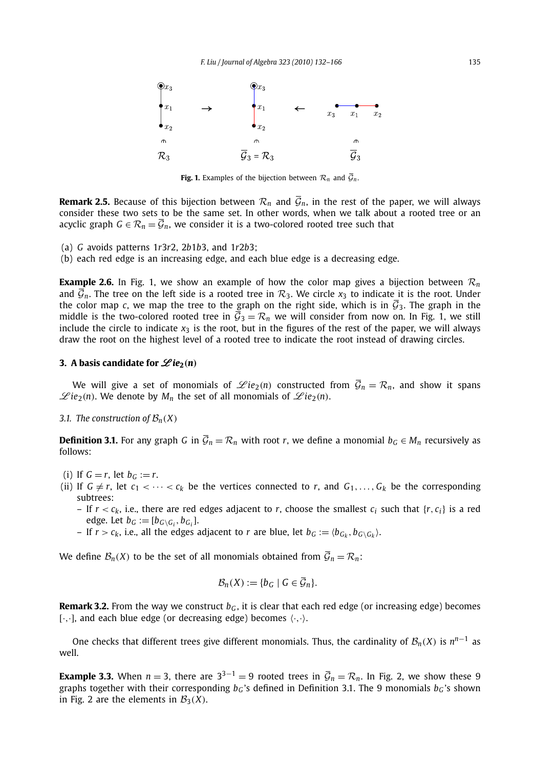**Fig. 1.** Examples of the bijection between $\mathcal{R}_n$ and $\overline{\mathcal{G}}_n$.

**Remark 2.5.** Because of this bijection between $\mathcal{R}_n$ and $\overline{\mathcal{G}}_n$, in the rest of the paper, we will always consider these two sets to be the same set. In other words, when we talk about a rooted tree or an acyclic graph $G \in \mathcal{R}_n = \overline{\mathcal{G}}_n$, we consider it is a two-colored rooted tree such that

(a) $G$ avoids patterns $1r3r2$, $2b1b3$, and $1r2b3$;
(b) each red edge is an increasing edge, and each blue edge is a decreasing edge.

**Example 2.6.** In Fig. 1, we show an example of how the color map gives a bijection between $\mathcal{R}_n$ and $\overline{\mathcal{G}}_n$. The tree on the left side is a rooted tree in $\mathcal{R}_3$. We circle $x_3$ to indicate it is the root. Under the color map $c$, we map the tree to the graph on the right side, which is in $\overline{\mathcal{G}}_3$. The graph in the middle is the two-colored rooted tree in $\overline{\mathcal{G}}_3 = \mathcal{R}_n$ we will consider from now on. In Fig. 1, we still include the circle to indicate $x_3$ is the root, but in the figures of the rest of the paper, we will always draw the root on the highest level of a rooted tree to indicate the root instead of drawing circles.

## 3. A basis candidate for $\mathscr{L}ie_2(n)$

We will give a set of monomials of $\mathscr{L}ie_2(n)$ constructed from $\overline{\mathcal{G}}_n = \mathcal{R}_n$, and show it spans $\mathscr{L}ie_2(n)$. We denote by $M_n$ the set of all monomials of $\mathscr{L}ie_2(n)$.

### *3.1. The construction of $\mathcal{B}_n(X)$*

**Definition 3.1.** For any graph $G$ in $\overline{\mathcal{G}}_n = \mathcal{R}_n$ with root $r$, we define a monomial $b_G \in M_n$ recursively as follows:

(i) If $G = r$, let $b_G := r$.
(ii) If $G \neq r$, let $c_1 < \cdots < c_k$ be the vertices connected to $r$, and $G_1, \dots, G_k$ be the corresponding subtrees:
   – If $r < c_k$, i.e., there are red edges adjacent to $r$, choose the smallest $c_i$ such that $\{r, c_i\}$ is a red edge. Let $b_G := [b_{G \setminus G_i}, b_{G_i}]$.
   – If $r > c_k$, i.e., all the edges adjacent to $r$ are blue, let $b_G := \langle b_{G_k}, b_{G \setminus G_k} \rangle$.

We define $\mathcal{B}_n(X)$ to be the set of all monomials obtained from $\overline{\mathcal{G}}_n = \mathcal{R}_n$:

$$\mathcal{B}_n(X) := \{b_G \mid G \in \overline{\mathcal{G}}_n\}.$$

**Remark 3.2.** From the way we construct $b_G$, it is clear that each red edge (or increasing edge) becomes $[\cdot,\cdot]$, and each blue edge (or decreasing edge) becomes $\langle \cdot,\cdot \rangle$.

One checks that different trees give different monomials. Thus, the cardinality of $\mathcal{B}_n(X)$ is $n^{n-1}$ as well.

**Example 3.3.** When $n = 3$, there are $3^{3-1} = 9$ rooted trees in $\overline{\mathcal{G}}_n = \mathcal{R}_n$. In Fig. 2, we show these 9 graphs together with their corresponding $b_G$'s defined in Definition 3.1. The 9 monomials $b_G$'s shown in Fig. 2 are the elements in $\mathcal{B}_3(X)$.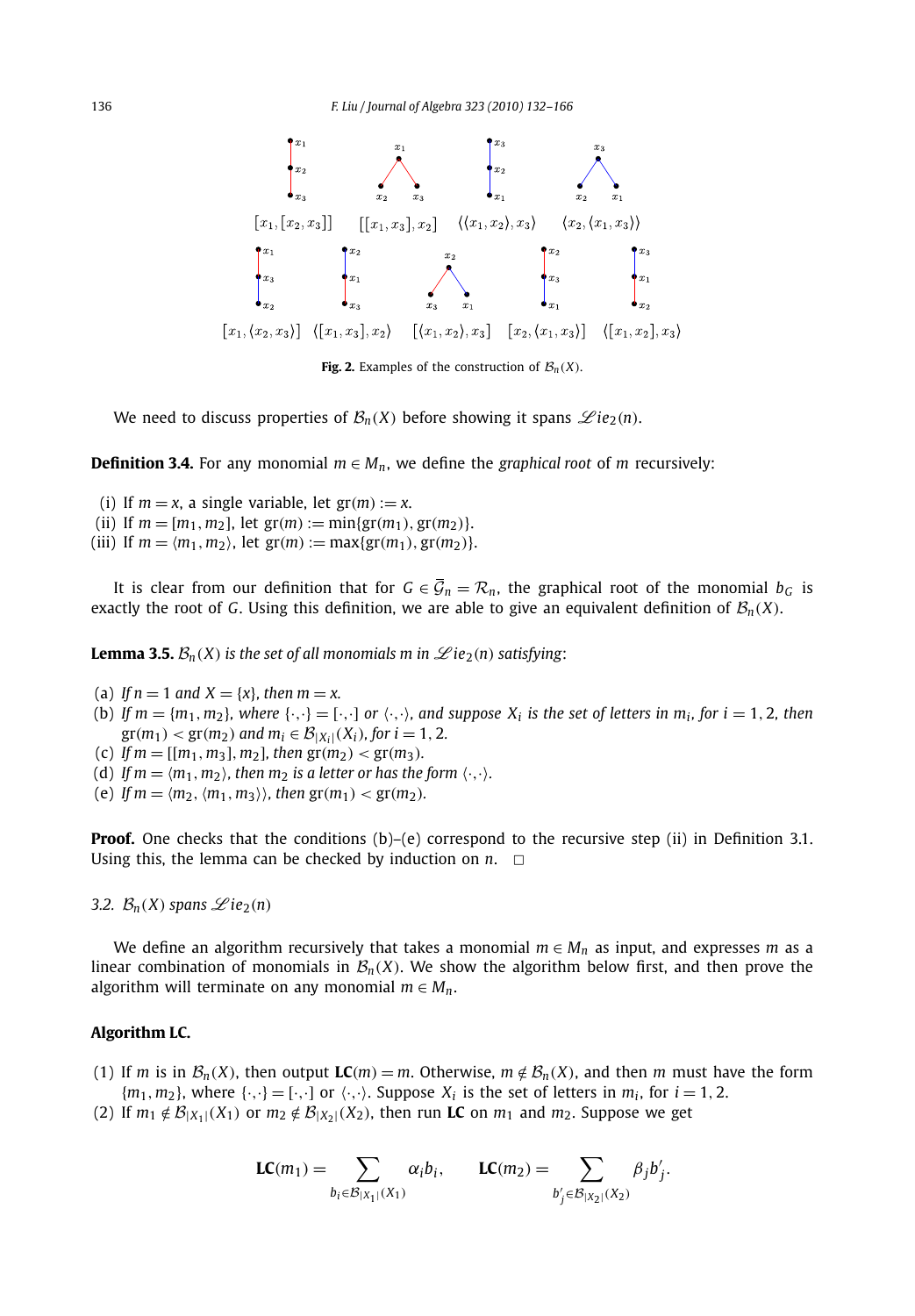$[x_1,[x_2,x_3]]$ $[[x_1,x_3],x_2]$ $\langle\langle x_1,x_2\rangle,x_3\rangle$ $\langle x_2,\langle x_1,x_3\rangle\rangle$

$[x_1,\langle x_2,x_3\rangle]$ $\langle[x_1,x_3],x_2\rangle$ $[\langle x_1,x_2\rangle,x_3]$ $[x_2,\langle x_1,x_3\rangle]$ $\langle[x_1,x_2],x_3\rangle$

**Fig. 2.** Examples of the construction of $\mathcal{B}_n(X)$.

We need to discuss properties of $\mathcal{B}_n(X)$ before showing it spans $\mathscr{L}ie_2(n)$.

**Definition 3.4.** For any monomial $m \in M_n$, we define the *graphical root* of $m$ recursively:

(i) If $m = x$, a single variable, let $\mathrm{gr}(m) := x$.
(ii) If $m = [m_1, m_2]$, let $\mathrm{gr}(m) := \min\{\mathrm{gr}(m_1), \mathrm{gr}(m_2)\}$.
(iii) If $m = \langle m_1, m_2\rangle$, let $\mathrm{gr}(m) := \max\{\mathrm{gr}(m_1), \mathrm{gr}(m_2)\}$.

It is clear from our definition that for $G \in \bar{\mathcal{G}}_n = \mathcal{R}_n$, the graphical root of the monomial $b_G$ is exactly the root of $G$. Using this definition, we are able to give an equivalent definition of $\mathcal{B}_n(X)$.

**Lemma 3.5.** *$\mathcal{B}_n(X)$ is the set of all monomials $m$ in $\mathscr{L}ie_2(n)$ satisfying*:

(a) *If $n = 1$ and $X = \{x\}$, then $m = x$.*
(b) *If $m = \{m_1, m_2\}$, where $\{\cdot,\cdot\} = [\cdot,\cdot]$ or $\langle\cdot,\cdot\rangle$, and suppose $X_i$ is the set of letters in $m_i$, for $i = 1, 2$, then $\mathrm{gr}(m_1) < \mathrm{gr}(m_2)$ and $m_i \in \mathcal{B}_{|X_i|}(X_i)$, for $i = 1, 2$.*
(c) *If $m = [[m_1, m_3], m_2]$, then $\mathrm{gr}(m_2) < \mathrm{gr}(m_3)$.*
(d) *If $m = \langle m_1, m_2\rangle$, then $m_2$ is a letter or has the form $\langle\cdot,\cdot\rangle$.*
(e) *If $m = \langle m_2, \langle m_1, m_3\rangle\rangle$, then $\mathrm{gr}(m_1) < \mathrm{gr}(m_2)$.*

**Proof.** One checks that the conditions (b)–(e) correspond to the recursive step (ii) in Definition 3.1. Using this, the lemma can be checked by induction on $n$. $\square$

### 3.2. $\mathcal{B}_n(X)$ spans $\mathscr{L}ie_2(n)$

We define an algorithm recursively that takes a monomial $m \in M_n$ as input, and expresses $m$ as a linear combination of monomials in $\mathcal{B}_n(X)$. We show the algorithm below first, and then prove the algorithm will terminate on any monomial $m \in M_n$.

**Algorithm LC.**

(1) If $m$ is in $\mathcal{B}_n(X)$, then output $\mathbf{LC}(m) = m$. Otherwise, $m \notin \mathcal{B}_n(X)$, and then $m$ must have the form $\{m_1, m_2\}$, where $\{\cdot,\cdot\} = [\cdot,\cdot]$ or $\langle\cdot,\cdot\rangle$. Suppose $X_i$ is the set of letters in $m_i$, for $i = 1, 2$.
(2) If $m_1 \notin \mathcal{B}_{|X_1|}(X_1)$ or $m_2 \notin \mathcal{B}_{|X_2|}(X_2)$, then run **LC** on $m_1$ and $m_2$. Suppose we get

$$\mathbf{LC}(m_1) = \sum_{b_i \in \mathcal{B}_{|X_1|}(X_1)} \alpha_i b_i, \qquad \mathbf{LC}(m_2) = \sum_{b'_j \in \mathcal{B}_{|X_2|}(X_2)} \beta_j b'_j.$$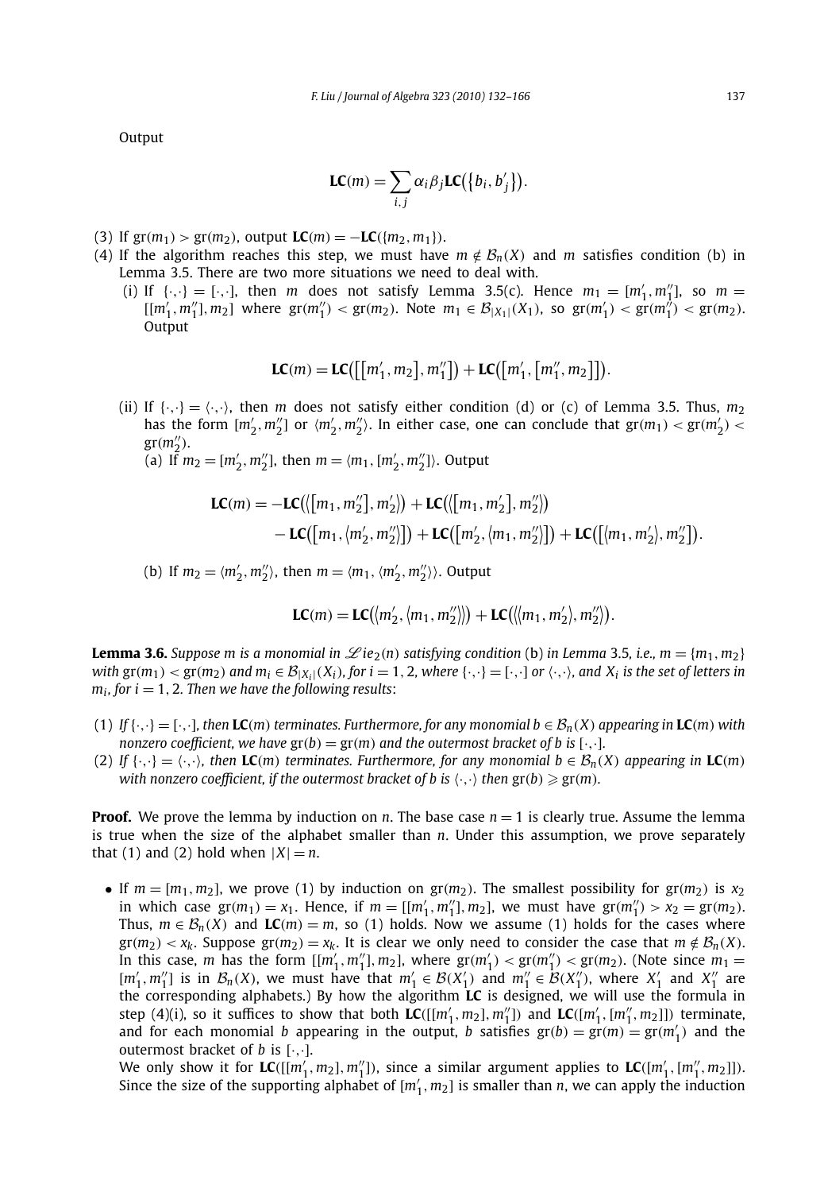Output

$$\mathbf{LC}(m) = \sum_{i,j} \alpha_i \beta_j \mathbf{LC}\big(\{b_i, b'_j\}\big).$$

(3) If $\mathrm{gr}(m_1) > \mathrm{gr}(m_2)$, output $\mathbf{LC}(m) = -\mathbf{LC}(\{m_2, m_1\})$.

(4) If the algorithm reaches this step, we must have $m \notin \mathcal{B}_n(X)$ and $m$ satisfies condition (b) in Lemma 3.5. There are two more situations we need to deal with.

 (i) If $\{\cdot,\cdot\} = [\cdot,\cdot]$, then $m$ does not satisfy Lemma 3.5(c). Hence $m_1 = [m'_1, m''_1]$, so $m = [[m'_1, m''_1], m_2]$ where $\mathrm{gr}(m''_1) < \mathrm{gr}(m_2)$. Note $m_1 \in \mathcal{B}_{|X_1|}(X_1)$, so $\mathrm{gr}(m'_1) < \mathrm{gr}(m''_1) < \mathrm{gr}(m_2)$. Output

$$\mathbf{LC}(m) = \mathbf{LC}\big(\big[\big[m'_1, m_2\big], m''_1\big]\big) + \mathbf{LC}\big(\big[m'_1, \big[m''_1, m_2\big]\big]\big).$$

 (ii) If $\{\cdot,\cdot\} = \langle\cdot,\cdot\rangle$, then $m$ does not satisfy either condition (d) or (c) of Lemma 3.5. Thus, $m_2$ has the form $[m'_2, m''_2]$ or $\langle m'_2, m''_2\rangle$. In either case, one can conclude that $\mathrm{gr}(m_1) < \mathrm{gr}(m'_2) < \mathrm{gr}(m''_2)$.

 (a) If $m_2 = [m'_2, m''_2]$, then $m = \langle m_1, [m'_2, m''_2]\rangle$. Output

$$\begin{aligned}\mathbf{LC}(m) = &-\mathbf{LC}\big(\big\langle\big[m_1, m''_2\big], m'_2\big\rangle\big) + \mathbf{LC}\big(\big\langle\big[m_1, m'_2\big], m''_2\big\rangle\big) \\ &- \mathbf{LC}\big(\big[m_1, \big\langle m'_2, m''_2\big\rangle\big]\big) + \mathbf{LC}\big(\big[m'_2, \big\langle m_1, m''_2\big\rangle\big]\big) + \mathbf{LC}\big(\big[\big\langle m_1, m'_2\big\rangle, m''_2\big]\big).\end{aligned}$$

 (b) If $m_2 = \langle m'_2, m''_2\rangle$, then $m = \langle m_1, \langle m'_2, m''_2\rangle\rangle$. Output

$$\mathbf{LC}(m) = \mathbf{LC}\big(\big\langle m'_2, \big\langle m_1, m''_2\big\rangle\big\rangle\big) + \mathbf{LC}\big(\big\langle\big\langle m_1, m'_2\big\rangle, m''_2\big\rangle\big).$$

**Lemma 3.6.** *Suppose $m$ is a monomial in $\mathscr{L}ie_2(n)$ satisfying condition* (b) *in Lemma* 3.5*, i.e., $m = \{m_1, m_2\}$ with $\mathrm{gr}(m_1) < \mathrm{gr}(m_2)$ and $m_i \in \mathcal{B}_{|X_i|}(X_i)$, for $i = 1, 2$, where $\{\cdot,\cdot\} = [\cdot,\cdot]$ or $\langle\cdot,\cdot\rangle$, and $X_i$ is the set of letters in $m_i$, for $i = 1, 2$. Then we have the following results*:

(1) *If $\{\cdot,\cdot\} = [\cdot,\cdot]$, then $\mathbf{LC}(m)$ terminates. Furthermore, for any monomial $b \in \mathcal{B}_n(X)$ appearing in $\mathbf{LC}(m)$ with nonzero coefficient, we have $\mathrm{gr}(b) = \mathrm{gr}(m)$ and the outermost bracket of $b$ is $[\cdot,\cdot]$.*

(2) *If $\{\cdot,\cdot\} = \langle\cdot,\cdot\rangle$, then $\mathbf{LC}(m)$ terminates. Furthermore, for any monomial $b \in \mathcal{B}_n(X)$ appearing in $\mathbf{LC}(m)$ with nonzero coefficient, if the outermost bracket of $b$ is $\langle\cdot,\cdot\rangle$ then $\mathrm{gr}(b) \geqslant \mathrm{gr}(m)$.*

**Proof.** We prove the lemma by induction on $n$. The base case $n = 1$ is clearly true. Assume the lemma is true when the size of the alphabet smaller than $n$. Under this assumption, we prove separately that (1) and (2) hold when $|X| = n$.

- If $m = [m_1, m_2]$, we prove (1) by induction on $\mathrm{gr}(m_2)$. The smallest possibility for $\mathrm{gr}(m_2)$ is $x_2$ in which case $\mathrm{gr}(m_1) = x_1$. Hence, if $m = [[m'_1, m''_1], m_2]$, we must have $\mathrm{gr}(m''_1) > x_2 = \mathrm{gr}(m_2)$. Thus, $m \in \mathcal{B}_n(X)$ and $\mathbf{LC}(m) = m$, so (1) holds. Now we assume (1) holds for the cases where $\mathrm{gr}(m_2) < x_k$. Suppose $\mathrm{gr}(m_2) = x_k$. It is clear we only need to consider the case that $m \notin \mathcal{B}_n(X)$. In this case, $m$ has the form $[[m'_1, m''_1], m_2]$, where $\mathrm{gr}(m'_1) < \mathrm{gr}(m''_1)$. (Note since $m_1 = [m'_1, m''_1]$ is in $\mathcal{B}_n(X)$, we must have that $m'_1 \in \mathcal{B}(X'_1)$ and $m''_1 \in \mathcal{B}(X''_1)$, where $X'_1$ and $X''_1$ are the corresponding alphabets.) By how the algorithm $\mathbf{LC}$ is designed, we will use the formula in step (4)(i), so it suffices to show that both $\mathbf{LC}([[m'_1, m_2], m''_1])$ and $\mathbf{LC}([m'_1, [m''_1, m_2]])$ terminate, and for each monomial $b$ appearing in the output, $b$ satisfies $\mathrm{gr}(b) = \mathrm{gr}(m) = \mathrm{gr}(m'_1)$ and the outermost bracket of $b$ is $[\cdot,\cdot]$.

 We only show it for $\mathbf{LC}([[m'_1, m_2], m''_1])$, since a similar argument applies to $\mathbf{LC}([m'_1, [m''_1, m_2]])$. Since the size of the supporting alphabet of $[m'_1, m_2]$ is smaller than $n$, we can apply the induction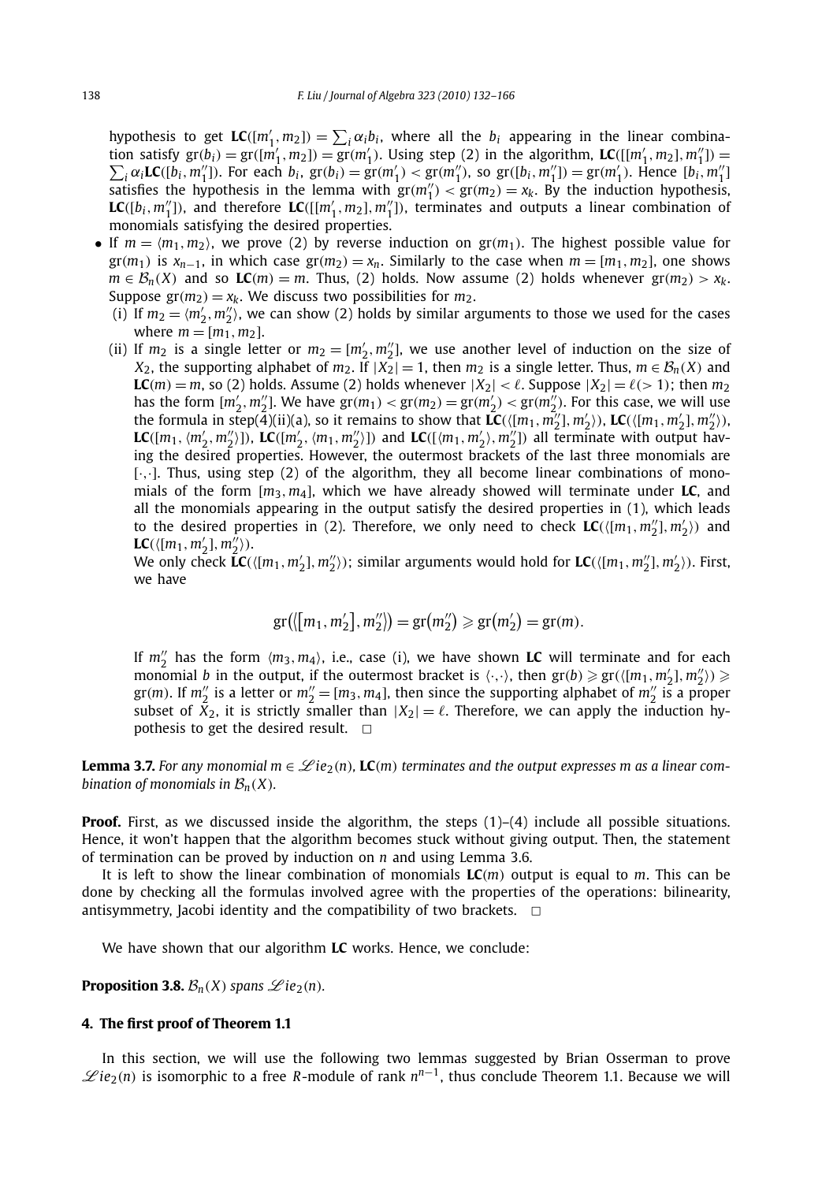hypothesis to get $\mathbf{LC}([m_1', m_2]) = \sum_i \alpha_i b_i$, where all the $b_i$ appearing in the linear combination satisfy $\mathrm{gr}(b_i) = \mathrm{gr}([m_1', m_2]) = \mathrm{gr}(m_1')$. Using step (2) in the algorithm, $\mathbf{LC}([[m_1', m_2], m_1'']) = \sum_i \alpha_i \mathbf{LC}([b_i, m_1''])$. For each $b_i$, $\mathrm{gr}(b_i) = \mathrm{gr}(m_1') < \mathrm{gr}(m_1'')$, so $\mathrm{gr}([b_i, m_1'']) = \mathrm{gr}(m_1')$. Hence $[b_i, m_1'']$ satisfies the hypothesis in the lemma with $\mathrm{gr}(m_1') < \mathrm{gr}(m_2) = x_k$. By the induction hypothesis, $\mathbf{LC}([b_i, m_1''])$, and therefore $\mathbf{LC}([[m_1', m_2], m_1''])$, terminates and outputs a linear combination of monomials satisfying the desired properties.

- If $m = \langle m_1, m_2 \rangle$, we prove (2) by reverse induction on $\mathrm{gr}(m_1)$. The highest possible value for $\mathrm{gr}(m_1)$ is $x_{n-1}$, in which case $\mathrm{gr}(m_2) = x_n$. Similarly to the case when $m = [m_1, m_2]$, one shows $m \in \mathcal{B}_n(X)$ and so $\mathbf{LC}(m) = m$. Thus, (2) holds. Now assume (2) holds whenever $\mathrm{gr}(m_2) > x_k$. Suppose $\mathrm{gr}(m_2) = x_k$. We discuss two possibilities for $m_2$.
  - (i) If $m_2 = \langle m_2', m_2'' \rangle$, we can show (2) holds by similar arguments to those we used for the cases where $m = [m_1, m_2]$.
  - (ii) If $m_2$ is a single letter or $m_2 = [m_2', m_2'']$, we use another level of induction on the size of $X_2$, the supporting alphabet of $m_2$. If $|X_2| = 1$, then $m_2$ is a single letter. Thus, $m \in \mathcal{B}_n(X)$ and $\mathbf{LC}(m) = m$, so (2) holds. Assume (2) holds whenever $|X_2| < \ell$. Suppose $|X_2| = \ell (> 1)$; then $m_2$ has the form $[m_2', m_2'']$. We have $\mathrm{gr}(m_1) < \mathrm{gr}(m_2) = \mathrm{gr}(m_2') < \mathrm{gr}(m_2'')$. For this case, we will use the formula in step(4)(ii)(a), so it remains to show that $\mathbf{LC}(\langle [m_1, m_2''], m_2' \rangle)$, $\mathbf{LC}(\langle [m_1, m_2'], m_2'' \rangle)$, $\mathbf{LC}([m_1, \langle m_2', m_2'' \rangle])$, $\mathbf{LC}([m_2', \langle m_1, m_2'' \rangle])$ and $\mathbf{LC}([\langle m_1, m_2' \rangle, m_2''])$ all terminate with output having the desired properties. However, the outermost brackets of the last three monomials are $[\cdot,\cdot]$. Thus, using step (2) of the algorithm, they all become linear combinations of monomials of the form $[m_3, m_4]$, which we have already showed will terminate under $\mathbf{LC}$, and all the monomials appearing in the output satisfy the desired properties in (1), which leads to the desired properties in (2). Therefore, we only need to check $\mathbf{LC}(\langle [m_1, m_2''], m_2' \rangle)$ and $\mathbf{LC}(\langle [m_1, m_2'], m_2'' \rangle)$.

    We only check $\mathbf{LC}(\langle [m_1, m_2'], m_2'' \rangle)$; similar arguments would hold for $\mathbf{LC}(\langle [m_1, m_2''], m_2' \rangle)$. First, we have

$$\mathrm{gr}\big(\big\langle \big[m_1, m_2'\big], m_2'' \big\rangle\big) = \mathrm{gr}\big(m_2''\big) \geqslant \mathrm{gr}\big(m_2'\big) = \mathrm{gr}(m).$$

    If $m_2''$ has the form $\langle m_3, m_4 \rangle$, i.e., case (i), we have shown $\mathbf{LC}$ will terminate and for each monomial $b$ in the output, if the outermost bracket is $\langle \cdot,\cdot \rangle$, then $\mathrm{gr}(b) \geqslant \mathrm{gr}(\langle [m_1, m_2'], m_2'' \rangle) \geqslant \mathrm{gr}(m)$. If $m_2''$ is a letter or $m_2'' = [m_3, m_4]$, then since the supporting alphabet of $m_2''$ is a proper subset of $X_2$, it is strictly smaller than $|X_2| = \ell$. Therefore, we can apply the induction hypothesis to get the desired result. $\square$

**Lemma 3.7.** *For any monomial $m \in \mathscr{L}ie_2(n)$, $\mathbf{LC}(m)$ terminates and the output expresses $m$ as a linear combination of monomials in $\mathcal{B}_n(X)$.*

**Proof.** First, as we discussed inside the algorithm, the steps (1)–(4) include all possible situations. Hence, it won't happen that the algorithm becomes stuck without giving output. Then, the statement of termination can be proved by induction on $n$ and using Lemma 3.6.

It is left to show the linear combination of monomials $\mathbf{LC}(m)$ output is equal to $m$. This can be done by checking all the formulas involved agree with the properties of the operations: bilinearity, antisymmetry, Jacobi identity and the compatibility of two brackets. $\square$

We have shown that our algorithm $\mathbf{LC}$ works. Hence, we conclude:

**Proposition 3.8.** *$\mathcal{B}_n(X)$ spans $\mathscr{L}ie_2(n)$.*

## 4. The first proof of Theorem 1.1

In this section, we will use the following two lemmas suggested by Brian Osserman to prove $\mathscr{L}ie_2(n)$ is isomorphic to a free $R$-module of rank $n^{n-1}$, thus conclude Theorem 1.1. Because we will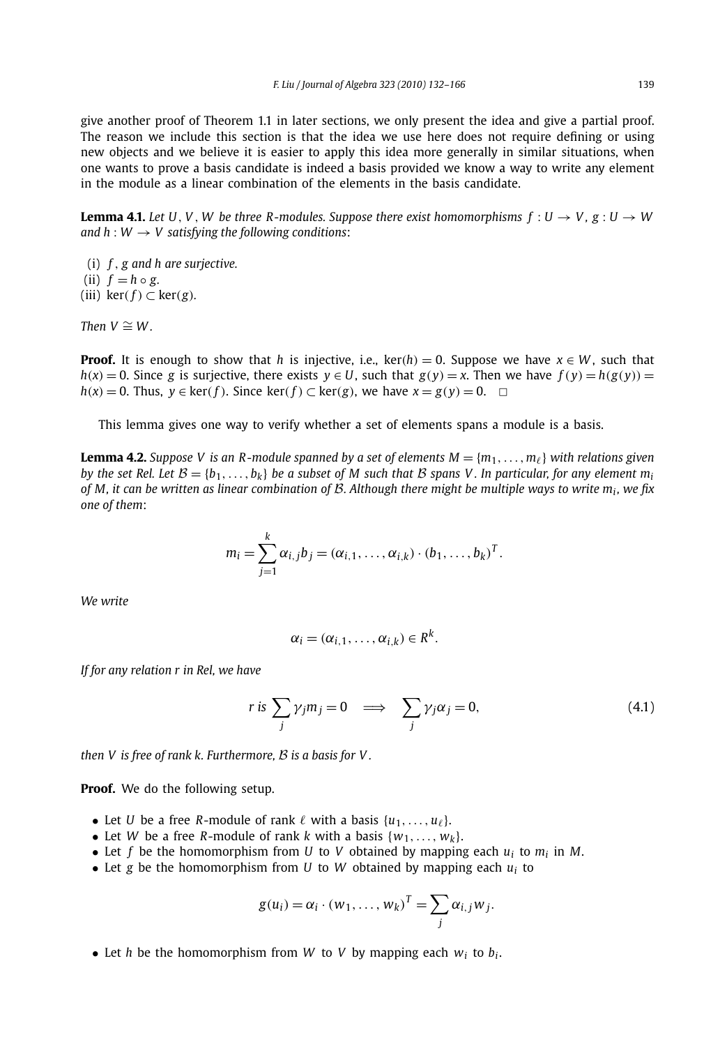give another proof of Theorem 1.1 in later sections, we only present the idea and give a partial proof. The reason we include this section is that the idea we use here does not require defining or using new objects and we believe it is easier to apply this idea more generally in similar situations, when one wants to prove a basis candidate is indeed a basis provided we know a way to write any element in the module as a linear combination of the elements in the basis candidate.

**Lemma 4.1.** *Let $U$, $V$, $W$ be three $R$-modules. Suppose there exist homomorphisms $f : U \to V$, $g : U \to W$ and $h : W \to V$ satisfying the following conditions*:

(i) *$f$, $g$ and $h$ are surjective.*
(ii) *$f = h \circ g$.*
(iii) *$\ker(f) \subset \ker(g)$.*

*Then $V \cong W$.*

**Proof.** It is enough to show that $h$ is injective, i.e., $\ker(h) = 0$. Suppose we have $x \in W$, such that $h(x) = 0$. Since $g$ is surjective, there exists $y \in U$, such that $g(y) = x$. Then we have $f(y) = h(g(y)) = h(x) = 0$. Thus, $y \in \ker(f)$. Since $\ker(f) \subset \ker(g)$, we have $x = g(y) = 0$. $\square$

This lemma gives one way to verify whether a set of elements spans a module is a basis.

**Lemma 4.2.** *Suppose $V$ is an $R$-module spanned by a set of elements $M = \{m_1, \dots, m_\ell\}$ with relations given by the set Rel. Let $\mathcal{B} = \{b_1, \dots, b_k\}$ be a subset of $M$ such that $\mathcal{B}$ spans $V$. In particular, for any element $m_i$ of $M$, it can be written as linear combination of $\mathcal{B}$. Although there might be multiple ways to write $m_i$, we fix one of them*:

$$m_i = \sum_{j=1}^{k} \alpha_{i,j} b_j = (\alpha_{i,1}, \dots, \alpha_{i,k}) \cdot (b_1, \dots, b_k)^T.$$

*We write*

$$\alpha_i = (\alpha_{i,1}, \dots, \alpha_{i,k}) \in R^k.$$

*If for any relation $r$ in Rel, we have*

$$r \text{ is } \sum_j \gamma_j m_j = 0 \quad \Longrightarrow \quad \sum_j \gamma_j \alpha_j = 0, \tag{4.1}$$

*then $V$ is free of rank $k$. Furthermore, $\mathcal{B}$ is a basis for $V$.*

**Proof.** We do the following setup.

- Let $U$ be a free $R$-module of rank $\ell$ with a basis $\{u_1, \dots, u_\ell\}$.
- Let $W$ be a free $R$-module of rank $k$ with a basis $\{w_1, \dots, w_k\}$.
- Let $f$ be the homomorphism from $U$ to $V$ obtained by mapping each $u_i$ to $m_i$ in $M$.
- Let $g$ be the homomorphism from $U$ to $W$ obtained by mapping each $u_i$ to

$$g(u_i) = \alpha_i \cdot (w_1, \dots, w_k)^T = \sum_j \alpha_{i,j} w_j.$$

- Let $h$ be the homomorphism from $W$ to $V$ by mapping each $w_i$ to $b_i$.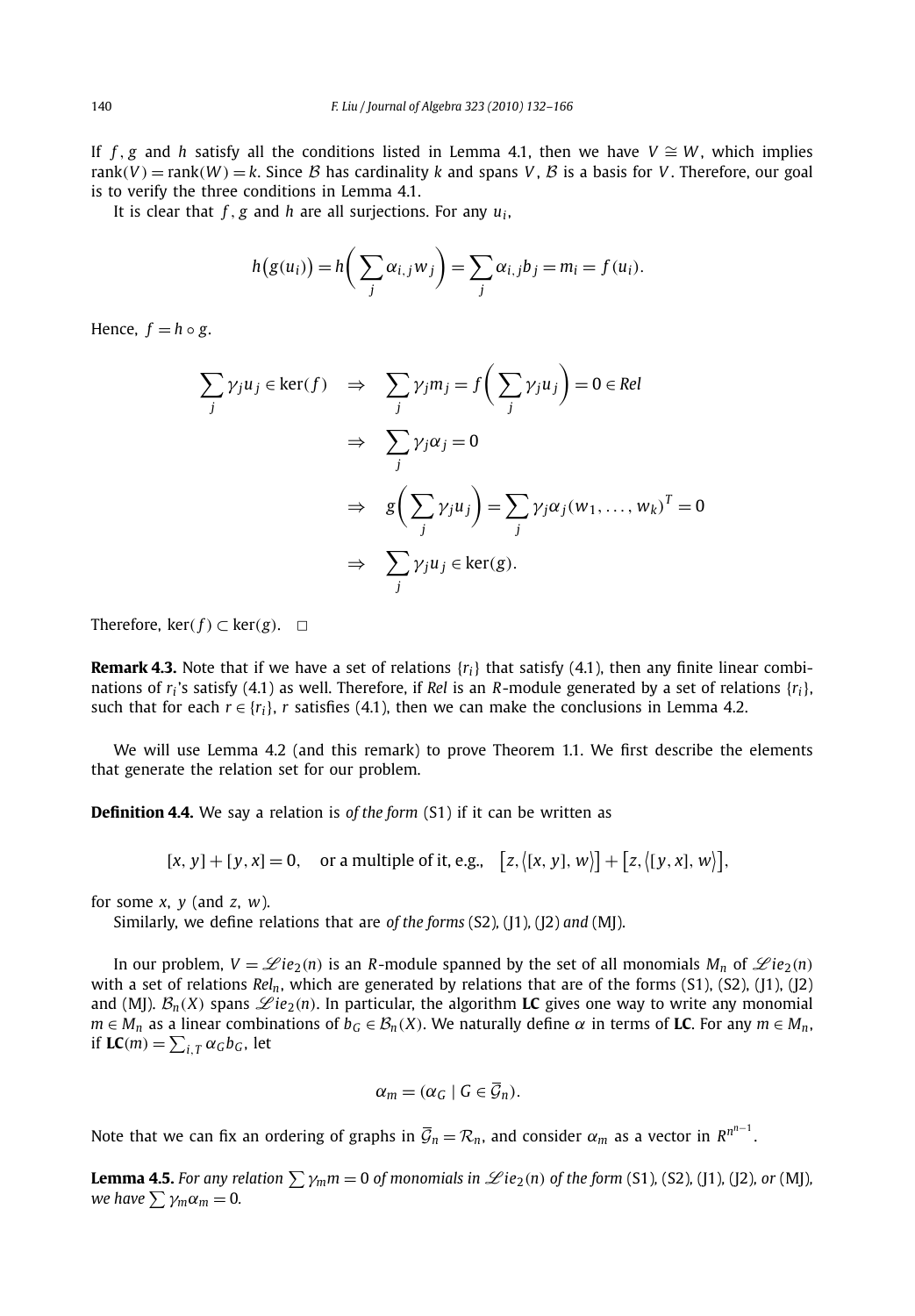If $f$, $g$ and $h$ satisfy all the conditions listed in Lemma 4.1, then we have $V \cong W$, which implies $\operatorname{rank}(V) = \operatorname{rank}(W) = k$. Since $\mathcal{B}$ has cardinality $k$ and spans $V$, $\mathcal{B}$ is a basis for $V$. Therefore, our goal is to verify the three conditions in Lemma 4.1.

It is clear that $f$, $g$ and $h$ are all surjections. For any $u_i$,

$$h\big(g(u_i)\big) = h\bigg(\sum_j \alpha_{i,j} w_j\bigg) = \sum_j \alpha_{i,j} b_j = m_i = f(u_i).$$

Hence, $f = h \circ g$.

$$\begin{aligned}
\sum_j \gamma_j u_j \in \ker(f) \quad &\Rightarrow \quad \sum_j \gamma_j m_j = f\bigg(\sum_j \gamma_j u_j\bigg) = 0 \in Rel \\
&\Rightarrow \quad \sum_j \gamma_j \alpha_j = 0 \\
&\Rightarrow \quad g\bigg(\sum_j \gamma_j u_j\bigg) = \sum_j \gamma_j \alpha_j (w_1, \dots, w_k)^T = 0 \\
&\Rightarrow \quad \sum_j \gamma_j u_j \in \ker(g).
\end{aligned}$$

Therefore, $\ker(f) \subset \ker(g)$. $\square$

**Remark 4.3.** Note that if we have a set of relations $\{r_i\}$ that satisfy (4.1), then any finite linear combinations of $r_i$'s satisfy (4.1) as well. Therefore, if *Rel* is an $R$-module generated by a set of relations $\{r_i\}$, such that for each $r \in \{r_i\}$, $r$ satisfies (4.1), then we can make the conclusions in Lemma 4.2.

We will use Lemma 4.2 (and this remark) to prove Theorem 1.1. We first describe the elements that generate the relation set for our problem.

**Definition 4.4.** We say a relation is *of the form* (S1) if it can be written as

$$[x, y] + [y, x] = 0, \quad \text{or a multiple of it, e.g.,} \quad \big[z, \langle [x, y], w\rangle\big] + \big[z, \langle [y, x], w\rangle\big],$$

for some $x$, $y$ (and $z$, $w$).

Similarly, we define relations that are *of the forms* (S2), (J1), (J2) *and* (MJ).

In our problem, $V = \mathscr{L}ie_2(n)$ is an $R$-module spanned by the set of all monomials $M_n$ of $\mathscr{L}ie_2(n)$ with a set of relations $Rel_n$, which are generated by relations that are of the forms (S1), (S2), (J1), (J2) and (MJ). $\mathcal{B}_n(X)$ spans $\mathscr{L}ie_2(n)$. In particular, the algorithm **LC** gives one way to write any monomial $m \in M_n$ as a linear combinations of $b_G \in \mathcal{B}_n(X)$. We naturally define $\alpha$ in terms of **LC**. For any $m \in M_n$, if $\mathbf{LC}(m) = \sum_{i,T} \alpha_G b_G$, let

$$\alpha_m = (\alpha_G \mid G \in \overline{\mathcal{G}}_n).$$

Note that we can fix an ordering of graphs in $\overline{\mathcal{G}}_n = \mathcal{R}_n$, and consider $\alpha_m$ as a vector in $R^{n^{n-1}}$.

**Lemma 4.5.** *For any relation $\sum \gamma_m m = 0$ of monomials in $\mathscr{L}ie_2(n)$ of the form* (S1), (S2), (J1), (J2), *or* (MJ), *we have $\sum \gamma_m \alpha_m = 0$.*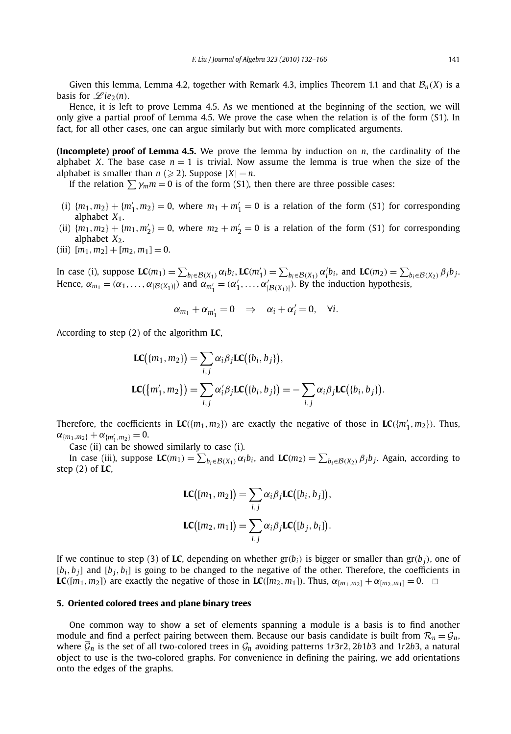Given this lemma, Lemma 4.2, together with Remark 4.3, implies Theorem 1.1 and that $\mathcal{B}_n(X)$ is a basis for $\mathscr{L}ie_2(n)$.

Hence, it is left to prove Lemma 4.5. As we mentioned at the beginning of the section, we will only give a partial proof of Lemma 4.5. We prove the case when the relation is of the form (S1). In fact, for all other cases, one can argue similarly but with more complicated arguments.

**(Incomplete) proof of Lemma 4.5.** We prove the lemma by induction on $n$, the cardinality of the alphabet $X$. The base case $n = 1$ is trivial. Now assume the lemma is true when the size of the alphabet is smaller than $n$ ($\geqslant 2$). Suppose $|X| = n$.

If the relation $\sum \gamma_m m = 0$ is of the form (S1), then there are three possible cases:

(i) $\{m_1, m_2\} + \{m_1', m_2\} = 0$, where $m_1 + m_1' = 0$ is a relation of the form (S1) for corresponding alphabet $X_1$.

(ii) $\{m_1, m_2\} + \{m_1, m_2'\} = 0$, where $m_2 + m_2' = 0$ is a relation of the form (S1) for corresponding alphabet $X_2$.

(iii) $[m_1, m_2] + [m_2, m_1] = 0$.

In case (i), suppose $\mathbf{LC}(m_1) = \sum_{b_i \in \mathcal{B}(X_1)} \alpha_i b_i$, $\mathbf{LC}(m_1') = \sum_{b_i \in \mathcal{B}(X_1)} \alpha_i' b_i$, and $\mathbf{LC}(m_2) = \sum_{b_i \in \mathcal{B}(X_2)} \beta_j b_j$. Hence, $\alpha_{m_1} = (\alpha_1, \ldots, \alpha_{|\mathcal{B}(X_1)|})$ and $\alpha_{m_1'} = (\alpha_1', \ldots, \alpha_{|\mathcal{B}(X_1)|}')$. By the induction hypothesis,

$$\alpha_{m_1} + \alpha_{m_1'} = 0 \quad \Rightarrow \quad \alpha_i + \alpha_i' = 0, \quad \forall i.$$

According to step (2) of the algorithm $\mathbf{LC}$,

$$\mathbf{LC}\big(\{m_1, m_2\}\big) = \sum_{i,j} \alpha_i \beta_j \mathbf{LC}\big(\{b_i, b_j\}\big),$$

$$\mathbf{LC}\big(\big\{m_1', m_2\big\}\big) = \sum_{i,j} \alpha_i' \beta_j \mathbf{LC}\big(\{b_i, b_j\}\big) = -\sum_{i,j} \alpha_i \beta_j \mathbf{LC}\big(\{b_i, b_j\}\big).$$

Therefore, the coefficients in $\mathbf{LC}(\{m_1, m_2\})$ are exactly the negative of those in $\mathbf{LC}(\{m_1', m_2\})$. Thus, $\alpha_{\{m_1, m_2\}} + \alpha_{\{m_1', m_2\}} = 0$.

Case (ii) can be showed similarly to case (i).

In case (iii), suppose $\mathbf{LC}(m_1) = \sum_{b_i \in \mathcal{B}(X_1)} \alpha_i b_i$, and $\mathbf{LC}(m_2) = \sum_{b_i \in \mathcal{B}(X_2)} \beta_j b_j$. Again, according to step (2) of $\mathbf{LC}$,

$$\mathbf{LC}\big([m_1, m_2]\big) = \sum_{i,j} \alpha_i \beta_j \mathbf{LC}\big([b_i, b_j]\big),$$

$$\mathbf{LC}\big([m_2, m_1]\big) = \sum_{i,j} \alpha_i \beta_j \mathbf{LC}\big([b_j, b_i]\big).$$

If we continue to step (3) of $\mathbf{LC}$, depending on whether $\mathrm{gr}(b_i)$ is bigger or smaller than $\mathrm{gr}(b_j)$, one of $[b_i, b_j]$ and $[b_j, b_i]$ is going to be changed to the negative of the other. Therefore, the coefficients in $\mathbf{LC}([m_1, m_2])$ are exactly the negative of those in $\mathbf{LC}([m_2, m_1])$. Thus, $\alpha_{[m_1, m_2]} + \alpha_{[m_2, m_1]} = 0$. $\square$

## 5. Oriented colored trees and plane binary trees

One common way to show a set of elements spanning a module is a basis is to find another module and find a perfect pairing between them. Because our basis candidate is built from $\mathcal{R}_n = \overline{\mathcal{G}}_n$, where $\overline{\mathcal{G}}_n$ is the set of all two-colored trees in $\mathcal{G}_n$ avoiding patterns $1r3r2$, $2b1b3$ and $1r2b3$, a natural object to use is the two-colored graphs. For convenience in defining the pairing, we add orientations onto the edges of the graphs.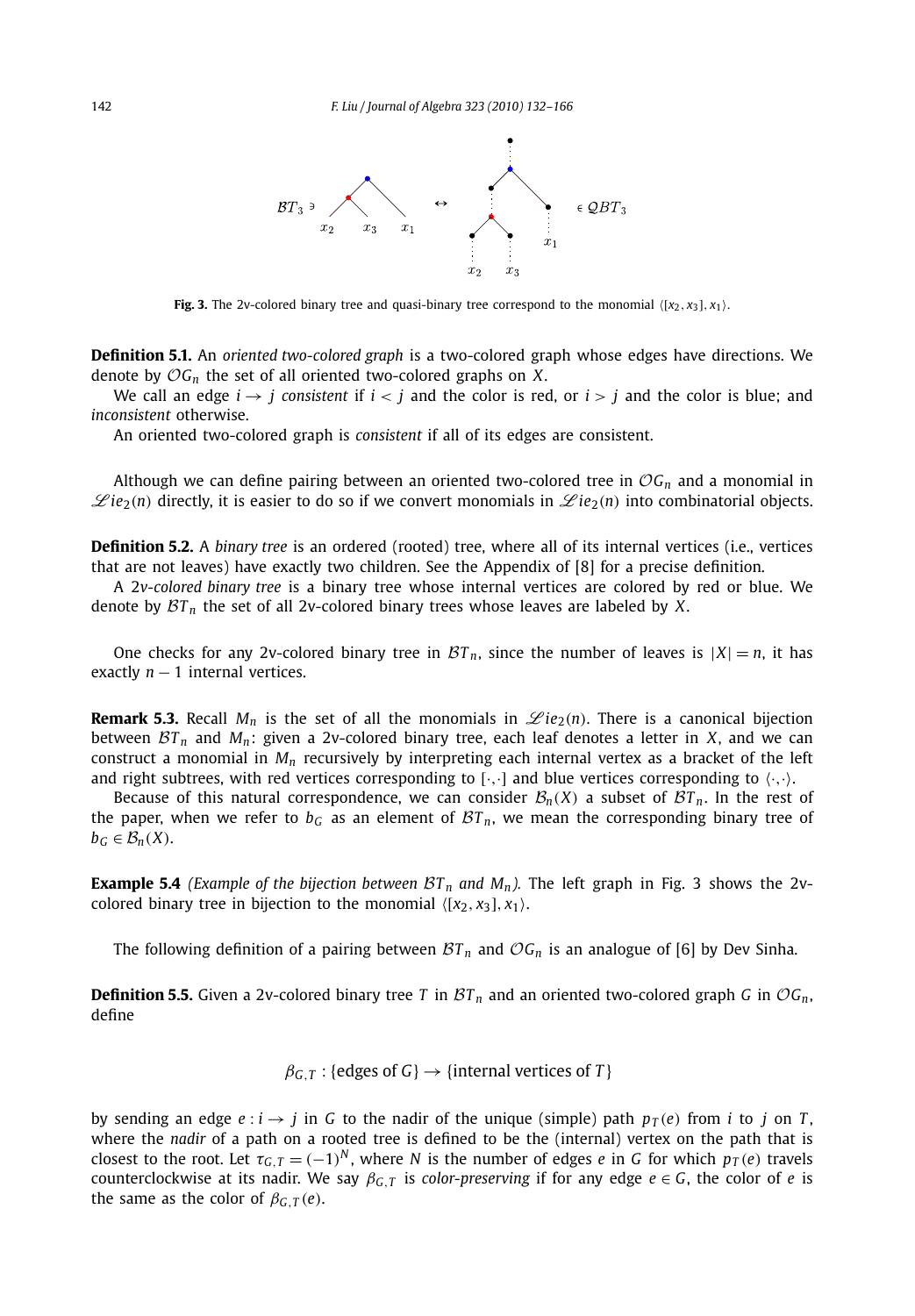**Fig. 3.** The 2v-colored binary tree and quasi-binary tree correspond to the monomial $\langle [x_2, x_3], x_1\rangle$.

**Definition 5.1.** An *oriented two-colored graph* is a two-colored graph whose edges have directions. We denote by $\mathcal{OG}_n$ the set of all oriented two-colored graphs on $X$.

We call an edge $i \to j$ *consistent* if $i < j$ and the color is red, or $i > j$ and the color is blue; and *inconsistent* otherwise.

An oriented two-colored graph is *consistent* if all of its edges are consistent.

Although we can define pairing between an oriented two-colored tree in $\mathcal{OG}_n$ and a monomial in $\mathscr{L}ie_2(n)$ directly, it is easier to do so if we convert monomials in $\mathscr{L}ie_2(n)$ into combinatorial objects.

**Definition 5.2.** A *binary tree* is an ordered (rooted) tree, where all of its internal vertices (i.e., vertices that are not leaves) have exactly two children. See the Appendix of [8] for a precise definition.

A *2v-colored binary tree* is a binary tree whose internal vertices are colored by red or blue. We denote by $\mathcal{BT}_n$ the set of all 2v-colored binary trees whose leaves are labeled by $X$.

One checks for any 2v-colored binary tree in $\mathcal{BT}_n$, since the number of leaves is $|X| = n$, it has exactly $n - 1$ internal vertices.

**Remark 5.3.** Recall $M_n$ is the set of all the monomials in $\mathscr{L}ie_2(n)$. There is a canonical bijection between $\mathcal{BT}_n$ and $M_n$: given a 2v-colored binary tree, each leaf denotes a letter in $X$, and we can construct a monomial in $M_n$ recursively by interpreting each internal vertex as a bracket of the left and right subtrees, with red vertices corresponding to $[\cdot,\cdot]$ and blue vertices corresponding to $\langle\cdot,\cdot\rangle$.

Because of this natural correspondence, we can consider $\mathcal{B}_n(X)$ a subset of $\mathcal{BT}_n$. In the rest of the paper, when we refer to $b_G$ as an element of $\mathcal{BT}_n$, we mean the corresponding binary tree of $b_G \in \mathcal{B}_n(X)$.

**Example 5.4** *(Example of the bijection between $\mathcal{BT}_n$ and $M_n$).* The left graph in Fig. 3 shows the 2v-colored binary tree in bijection to the monomial $\langle [x_2, x_3], x_1\rangle$.

The following definition of a pairing between $\mathcal{BT}_n$ and $\mathcal{OG}_n$ is an analogue of [6] by Dev Sinha.

**Definition 5.5.** Given a 2v-colored binary tree $T$ in $\mathcal{BT}_n$ and an oriented two-colored graph $G$ in $\mathcal{OG}_n$, define

$$\beta_{G,T} : \{\text{edges of } G\} \to \{\text{internal vertices of } T\}$$

by sending an edge $e : i \to j$ in $G$ to the nadir of the unique (simple) path $p_T(e)$ from $i$ to $j$ on $T$, where the *nadir* of a path on a rooted tree is defined to be the (internal) vertex on the path that is closest to the root. Let $\tau_{G,T} = (-1)^N$, where $N$ is the number of edges $e$ in $G$ for which $p_T(e)$ travels counterclockwise at its nadir. We say $\beta_{G,T}$ is *color-preserving* if for any edge $e \in G$, the color of $e$ is the same as the color of $\beta_{G,T}(e)$.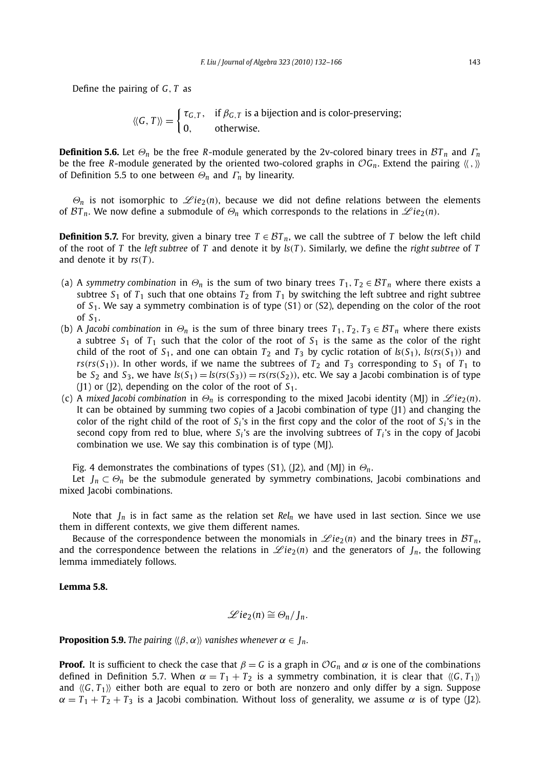Define the pairing of $G, T$ as

$$\langle\langle G, T\rangle\rangle = \begin{cases} \tau_{G,T}, & \text{if } \beta_{G,T} \text{ is a bijection and is color-preserving;} \\ 0, & \text{otherwise.} \end{cases}$$

**Definition 5.6.** Let $\Theta_n$ be the free $R$-module generated by the 2v-colored binary trees in $\mathcal{B}T_n$ and $\Gamma_n$ be the free $R$-module generated by the oriented two-colored graphs in $\mathcal{O}G_n$. Extend the pairing $\langle\langle\,,\rangle\rangle$ of Definition 5.5 to one between $\Theta_n$ and $\Gamma_n$ by linearity.

$\Theta_n$ is not isomorphic to $\mathscr{L}ie_2(n)$, because we did not define relations between the elements of $\mathcal{B}T_n$. We now define a submodule of $\Theta_n$ which corresponds to the relations in $\mathscr{L}ie_2(n)$.

**Definition 5.7.** For brevity, given a binary tree $T \in \mathcal{B}T_n$, we call the subtree of $T$ below the left child of the root of $T$ the *left subtree* of $T$ and denote it by $ls(T)$. Similarly, we define the *right subtree* of $T$ and denote it by $rs(T)$.

(a) A *symmetry combination* in $\Theta_n$ is the sum of two binary trees $T_1, T_2 \in \mathcal{B}T_n$ where there exists a subtree $S_1$ of $T_1$ such that one obtains $T_2$ from $T_1$ by switching the left subtree and right subtree of $S_1$. We say a symmetry combination is of type (S1) or (S2), depending on the color of the root of $S_1$.

(b) A *Jacobi combination* in $\Theta_n$ is the sum of three binary trees $T_1, T_2, T_3 \in \mathcal{B}T_n$ where there exists a subtree $S_1$ of $T_1$ such that the color of the root of $S_1$ is the same as the color of the right child of the root of $S_1$, and one can obtain $T_2$ and $T_3$ by cyclic rotation of $ls(S_1)$, $ls(rs(S_1))$ and $rs(rs(S_1))$. In other words, if we name the subtrees of $T_2$ and $T_3$ corresponding to $S_1$ of $T_1$ to be $S_2$ and $S_3$, we have $ls(S_1) = ls(rs(S_3)) = rs(rs(S_2))$, etc. We say a Jacobi combination is of type (J1) or (J2), depending on the color of the root of $S_1$.

(c) A *mixed Jacobi combination* in $\Theta_n$ is corresponding to the mixed Jacobi identity (MJ) in $\mathscr{L}ie_2(n)$. It can be obtained by summing two copies of a Jacobi combination of type (J1) and changing the color of the right child of the root of $S_i$'s in the first copy and the color of the root of $S_i$'s in the second copy from red to blue, where $S_i$'s are the involving subtrees of $T_i$'s in the copy of Jacobi combination we use. We say this combination is of type (MJ).

Fig. 4 demonstrates the combinations of types (S1), (J2), and (MJ) in $\Theta_n$.

Let $J_n \subset \Theta_n$ be the submodule generated by symmetry combinations, Jacobi combinations and mixed Jacobi combinations.

Note that $J_n$ is in fact same as the relation set $Rel_n$ we have used in last section. Since we use them in different contexts, we give them different names.

Because of the correspondence between the monomials in $\mathscr{L}ie_2(n)$ and the binary trees in $\mathcal{B}T_n$, and the correspondence between the relations in $\mathscr{L}ie_2(n)$ and the generators of $J_n$, the following lemma immediately follows.

**Lemma 5.8.**

$$\mathscr{L}ie_2(n) \cong \Theta_n / J_n.$$

**Proposition 5.9.** *The pairing $\langle\langle\beta, \alpha\rangle\rangle$ vanishes whenever $\alpha \in J_n$.*

**Proof.** It is sufficient to check the case that $\beta = G$ is a graph in $\mathcal{O}G_n$ and $\alpha$ is one of the combinations defined in Definition 5.7. When $\alpha = T_1 + T_2$ is a symmetry combination, it is clear that $\langle\langle G, T_1\rangle\rangle$ and $\langle\langle G, T_1\rangle\rangle$ either both are equal to zero or both are nonzero and only differ by a sign. Suppose $\alpha = T_1 + T_2 + T_3$ is a Jacobi combination. Without loss of generality, we assume $\alpha$ is of type (J2).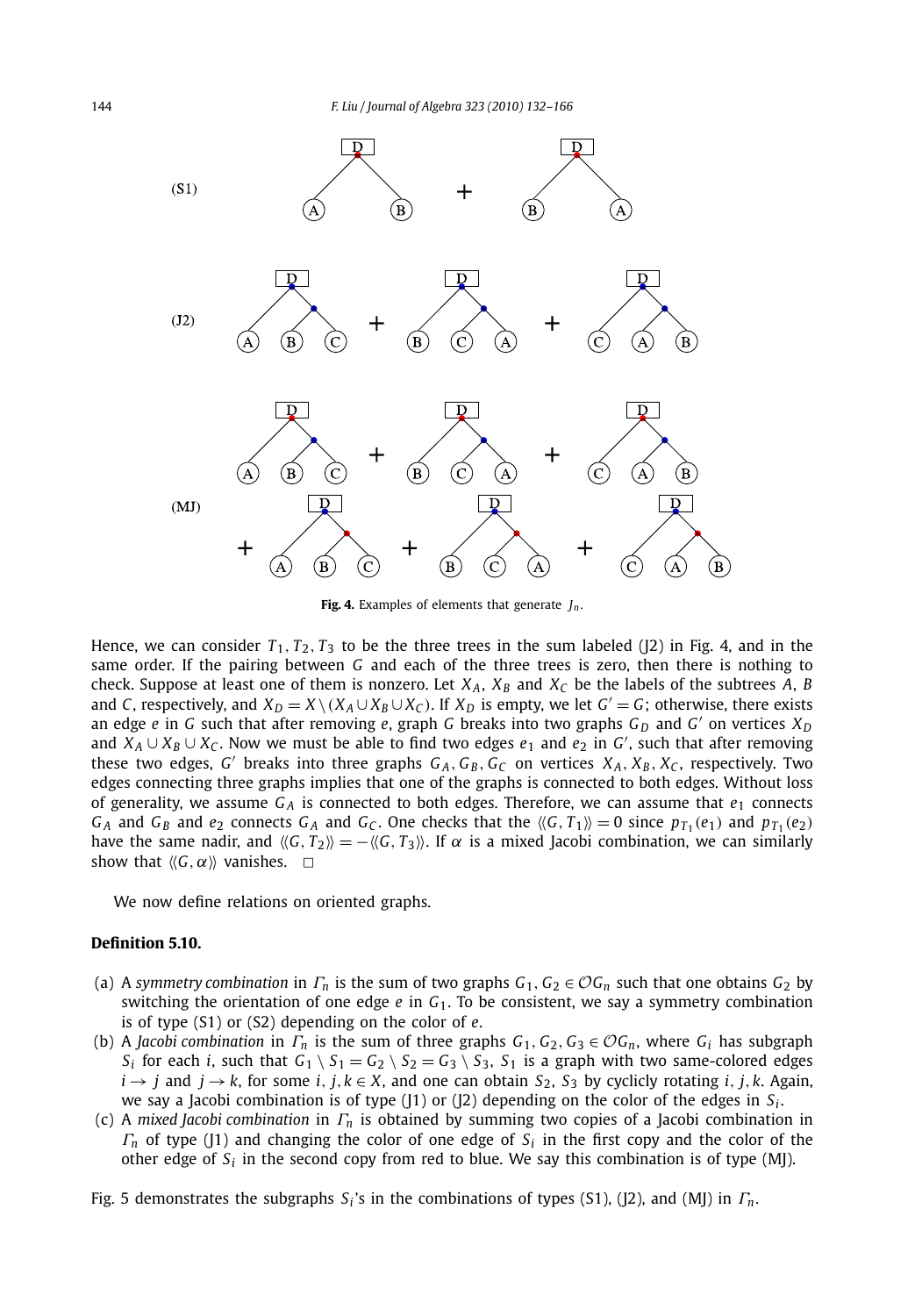Fig. 4. Examples of elements that generate $J_n$.

Hence, we can consider $T_1, T_2, T_3$ to be the three trees in the sum labeled (J2) in Fig. 4, and in the same order. If the pairing between $G$ and each of the three trees is zero, then there is nothing to check. Suppose at least one of them is nonzero. Let $X_A$, $X_B$ and $X_C$ be the labels of the subtrees $A$, $B$ and $C$, respectively, and $X_D = X \setminus (X_A \cup X_B \cup X_C)$. If $X_D$ is empty, we let $G' = G$; otherwise, there exists an edge $e$ in $G$ such that after removing $e$, graph $G$ breaks into two graphs $G_D$ and $G'$ on vertices $X_D$ and $X_A \cup X_B \cup X_C$. Now we must be able to find two edges $e_1$ and $e_2$ in $G'$, such that after removing these two edges, $G'$ breaks into three graphs $G_A, G_B, G_C$ on vertices $X_A, X_B, X_C$, respectively. Two edges connecting three graphs implies that one of the graphs is connected to both edges. Without loss of generality, we assume $G_A$ is connected to both edges. Therefore, we can assume that $e_1$ connects $G_A$ and $G_B$ and $e_2$ connects $G_A$ and $G_C$. One checks that the $\langle\langle G, T_1\rangle\rangle = 0$ since $p_{T_1}(e_1)$ and $p_{T_1}(e_2)$ have the same nadir, and $\langle\langle G, T_2\rangle\rangle = -\langle\langle G, T_3\rangle\rangle$. If $\alpha$ is a mixed Jacobi combination, we can similarly show that $\langle\langle G, \alpha\rangle\rangle$ vanishes. $\square$

We now define relations on oriented graphs.

**Definition 5.10.**

(a) A *symmetry combination* in $\Gamma_n$ is the sum of two graphs $G_1, G_2 \in \mathcal{O}G_n$ such that one obtains $G_2$ by switching the orientation of one edge $e$ in $G_1$. To be consistent, we say a symmetry combination is of type (S1) or (S2) depending on the color of $e$.

(b) A *Jacobi combination* in $\Gamma_n$ is the sum of three graphs $G_1, G_2, G_3 \in \mathcal{O}G_n$, where $G_i$ has subgraph $S_i$ for each $i$, such that $G_1 \setminus S_1 = G_2 \setminus S_2 = G_3 \setminus S_3$, $S_1$ is a graph with two same-colored edges $i \to j$ and $j \to k$, for some $i, j, k \in X$, and one can obtain $S_2$, $S_3$ by cyclicly rotating $i, j, k$. Again, we say a Jacobi combination is of type (J1) or (J2) depending on the color of the edges in $S_i$.

(c) A *mixed Jacobi combination* in $\Gamma_n$ is obtained by summing two copies of a Jacobi combination in $\Gamma_n$ of type (J1) and changing the color of one edge of $S_i$ in the first copy and the color of the other edge of $S_i$ in the second copy from red to blue. We say this combination is of type (MJ).

Fig. 5 demonstrates the subgraphs $S_i$'s in the combinations of types (S1), (J2), and (MJ) in $\Gamma_n$.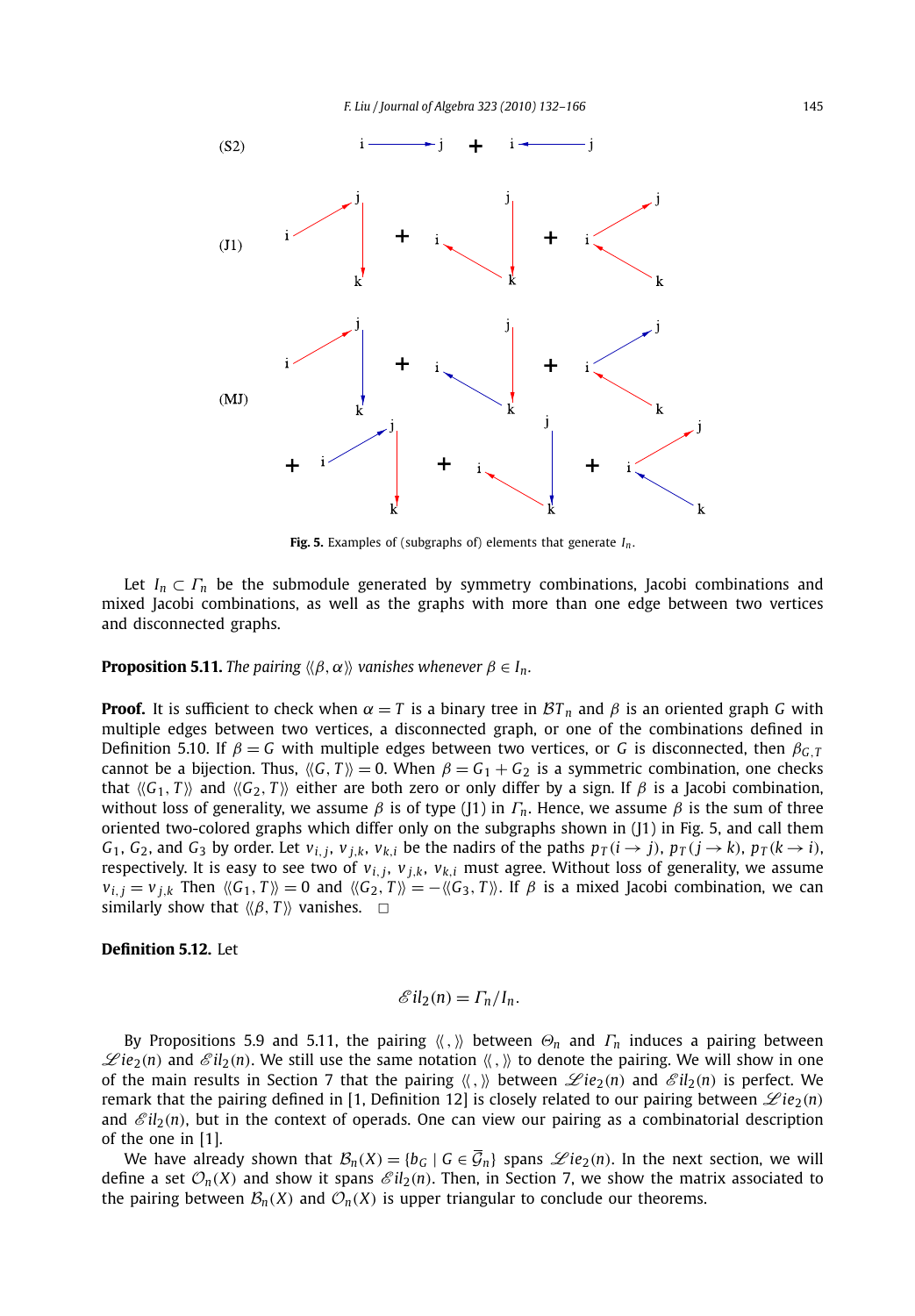**Fig. 5.** Examples of (subgraphs of) elements that generate $I_n$.

Let $I_n \subset \Gamma_n$ be the submodule generated by symmetry combinations, Jacobi combinations and mixed Jacobi combinations, as well as the graphs with more than one edge between two vertices and disconnected graphs.

**Proposition 5.11.** *The pairing $\langle\langle \beta, \alpha \rangle\rangle$ vanishes whenever $\beta \in I_n$.*

**Proof.** It is sufficient to check when $\alpha = T$ is a binary tree in $\mathcal{BT}_n$ and $\beta$ is an oriented graph $G$ with multiple edges between two vertices, a disconnected graph, or one of the combinations defined in Definition 5.10. If $\beta = G$ with multiple edges between two vertices, or $G$ is disconnected, then $\beta_{G,T}$ cannot be a bijection. Thus, $\langle\langle G, T \rangle\rangle = 0$. When $\beta = G_1 + G_2$ is a symmetric combination, one checks that $\langle\langle G_1, T \rangle\rangle$ and $\langle\langle G_2, T \rangle\rangle$ either are both zero or only differ by a sign. If $\beta$ is a Jacobi combination, without loss of generality, we assume $\beta$ is of type (J1) in $\Gamma_n$. Hence, we assume $\beta$ is the sum of three oriented two-colored graphs which differ only on the subgraphs shown in (J1) in Fig. 5, and call them $G_1$, $G_2$, and $G_3$ by order. Let $v_{i,j}$, $v_{j,k}$, $v_{k,i}$ be the nadirs of the paths $p_T(i \to j)$, $p_T(j \to k)$, $p_T(k \to i)$, respectively. It is easy to see that two of $v_{i,j}$, $v_{j,k}$, $v_{k,i}$ must agree. Without loss of generality, we assume $v_{i,j} = v_{j,k}$ Then $\langle\langle G_1, T \rangle\rangle = 0$ and $\langle\langle G_2, T \rangle\rangle = -\langle\langle G_3, T \rangle\rangle$. If $\beta$ is a mixed Jacobi combination, we can similarly show that $\langle\langle \beta, T \rangle\rangle$ vanishes. $\square$

**Definition 5.12.** Let

$$\mathscr{E}il_2(n) = \Gamma_n / I_n.$$

By Propositions 5.9 and 5.11, the pairing $\langle\langle , \rangle\rangle$ between $\Theta_n$ and $\Gamma_n$ induces a pairing between $\mathscr{L}ie_2(n)$ and $\mathscr{E}il_2(n)$. We still use the same notation $\langle\langle , \rangle\rangle$ to denote the pairing. We will show in one of the main results in Section 7 that the pairing $\langle\langle , \rangle\rangle$ between $\mathscr{L}ie_2(n)$ and $\mathscr{E}il_2(n)$ is perfect. We remark that the pairing defined in [1, Definition 12] is closely related to our pairing between $\mathscr{L}ie_2(n)$ and $\mathscr{E}il_2(n)$, but in the context of operads. One can view our pairing as a combinatorial description of the one in [1].

We have already shown that $\mathcal{B}_n(X) = \{b_G \mid G \in \bar{\mathcal{G}}_n\}$ spans $\mathscr{L}ie_2(n)$. In the next section, we will define a set $\mathcal{O}_n(X)$ and show it spans $\mathscr{E}il_2(n)$. Then, in Section 7, we show the matrix associated to the pairing between $\mathcal{B}_n(X)$ and $\mathcal{O}_n(X)$ is upper triangular to conclude our theorems.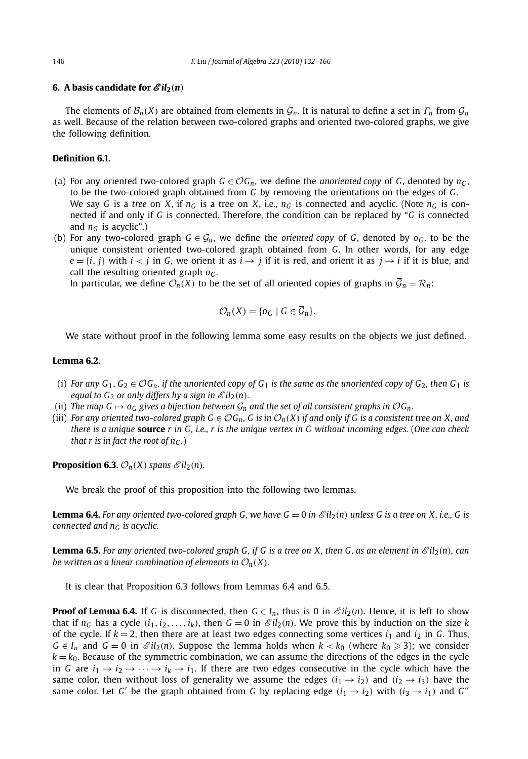## 6. A basis candidate for $\mathscr{E}il_2(n)$

The elements of $\mathcal{B}_n(X)$ are obtained from elements in $\overline{\mathcal{G}}_n$. It is natural to define a set in $\Gamma_n$ from $\overline{\mathcal{G}}_n$ as well. Because of the relation between two-colored graphs and oriented two-colored graphs, we give the following definition.

**Definition 6.1.**

(a) For any oriented two-colored graph $G \in \mathcal{O}G_n$, we define the *unoriented copy* of $G$, denoted by $n_G$, to be the two-colored graph obtained from $G$ by removing the orientations on the edges of $G$.
We say $G$ is a *tree* on $X$, if $n_G$ is a tree on $X$, i.e., $n_G$ is connected and acyclic. (Note $n_G$ is connected if and only if $G$ is connected. Therefore, the condition can be replaced by "$G$ is connected and $n_G$ is acyclic".)

(b) For any two-colored graph $G \in \mathcal{G}_n$, we define the *oriented copy* of $G$, denoted by $o_G$, to be the unique consistent oriented two-colored graph obtained from $G$. In other words, for any edge $e = \{i, j\}$ with $i < j$ in $G$, we orient it as $i \to j$ if it is red, and orient it as $j \to i$ if it is blue, and call the resulting oriented graph $o_G$.
In particular, we define $\mathcal{O}_n(X)$ to be the set of all oriented copies of graphs in $\overline{\mathcal{G}}_n = \mathcal{R}_n$:

$$\mathcal{O}_n(X) = \{o_G \mid G \in \overline{\mathcal{G}}_n\}.$$

We state without proof in the following lemma some easy results on the objects we just defined.

**Lemma 6.2.**

(i) *For any $G_1, G_2 \in \mathcal{O}G_n$, if the unoriented copy of $G_1$ is the same as the unoriented copy of $G_2$, then $G_1$ is equal to $G_2$ or only differs by a sign in $\mathscr{E}il_2(n)$.*

(ii) *The map $G \mapsto o_G$ gives a bijection between $\mathcal{G}_n$ and the set of all consistent graphs in $\mathcal{O}G_n$.*

(iii) *For any oriented two-colored graph $G \in \mathcal{O}G_n$, $G$ is in $\mathcal{O}_n(X)$ if and only if $G$ is a consistent tree on $X$, and there is a unique* **source** *$r$ in $G$, i.e., $r$ is the unique vertex in $G$ without incoming edges. (One can check that $r$ is in fact the root of $n_G$.)*

**Proposition 6.3.** *$\mathcal{O}_n(X)$ spans $\mathscr{E}il_2(n)$.*

We break the proof of this proposition into the following two lemmas.

**Lemma 6.4.** *For any oriented two-colored graph $G$, we have $G = 0$ in $\mathscr{E}il_2(n)$ unless $G$ is a tree on $X$, i.e., $G$ is connected and $n_G$ is acyclic.*

**Lemma 6.5.** *For any oriented two-colored graph $G$, if $G$ is a tree on $X$, then $G$, as an element in $\mathscr{E}il_2(n)$, can be written as a linear combination of elements in $\mathcal{O}_n(X)$.*

It is clear that Proposition 6.3 follows from Lemmas 6.4 and 6.5.

**Proof of Lemma 6.4.** If $G$ is disconnected, then $G \in I_n$, thus is 0 in $\mathscr{E}il_2(n)$. Hence, it is left to show that if $n_G$ has a cycle $(i_1, i_2, \dots, i_k)$, then $G = 0$ in $\mathscr{E}il_2(n)$. We prove this by induction on the size $k$ of the cycle. If $k = 2$, then there are at least two edges connecting some vertices $i_1$ and $i_2$ in $G$. Thus, $G \in I_n$ and $G = 0$ in $\mathscr{E}il_2(n)$. Suppose the lemma holds when $k < k_0$ (where $k_0 \geqslant 3$); we consider $k = k_0$. Because of the symmetric combination, we can assume the directions of the edges in the cycle in $G$ are $i_1 \to i_2 \to \cdots \to i_k \to i_1$. If there are two edges consecutive in the cycle which have the same color, then without loss of generality we assume the edges $(i_1 \to i_2)$ and $(i_2 \to i_3)$ have the same color. Let $G'$ be the graph obtained from $G$ by replacing edge $(i_1 \to i_2)$ with $(i_3 \to i_1)$ and $G''$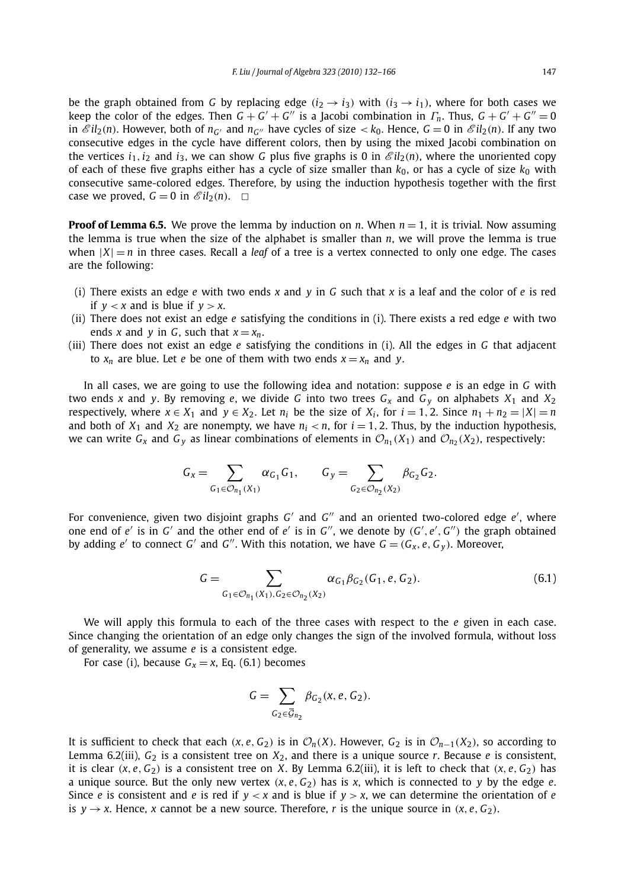be the graph obtained from $G$ by replacing edge $(i_2 \to i_3)$ with $(i_3 \to i_1)$, where for both cases we keep the color of the edges. Then $G + G' + G''$ is a Jacobi combination in $\Gamma_n$. Thus, $G + G' + G'' = 0$ in $\mathscr{E}il_2(n)$. However, both of $n_{G'}$ and $n_{G''}$ have cycles of size $< k_0$. Hence, $G = 0$ in $\mathscr{E}il_2(n)$. If any two consecutive edges in the cycle have different colors, then by using the mixed Jacobi combination on the vertices $i_1, i_2$ and $i_3$, we can show $G$ plus five graphs is 0 in $\mathscr{E}il_2(n)$, where the unoriented copy of each of these five graphs either has a cycle of size smaller than $k_0$, or has a cycle of size $k_0$ with consecutive same-colored edges. Therefore, by using the induction hypothesis together with the first case we proved, $G = 0$ in $\mathscr{E}il_2(n)$. $\square$

**Proof of Lemma 6.5.** We prove the lemma by induction on $n$. When $n = 1$, it is trivial. Now assuming the lemma is true when the size of the alphabet is smaller than $n$, we will prove the lemma is true when $|X| = n$ in three cases. Recall a *leaf* of a tree is a vertex connected to only one edge. The cases are the following:

- (i) There exists an edge $e$ with two ends $x$ and $y$ in $G$ such that $x$ is a leaf and the color of $e$ is red if $y < x$ and is blue if $y > x$.
- (ii) There does not exist an edge $e$ satisfying the conditions in (i). There exists a red edge $e$ with two ends $x$ and $y$ in $G$, such that $x = x_n$.
- (iii) There does not exist an edge $e$ satisfying the conditions in (i). All the edges in $G$ that adjacent to $x_n$ are blue. Let $e$ be one of them with two ends $x = x_n$ and $y$.

In all cases, we are going to use the following idea and notation: suppose $e$ is an edge in $G$ with two ends $x$ and $y$. By removing $e$, we divide $G$ into two trees $G_x$ and $G_y$ on alphabets $X_1$ and $X_2$ respectively, where $x \in X_1$ and $y \in X_2$. Let $n_i$ be the size of $X_i$, for $i = 1, 2$. Since $n_1 + n_2 = |X| = n$ and both of $X_1$ and $X_2$ are nonempty, we have $n_i < n$, for $i = 1, 2$. Thus, by the induction hypothesis, we can write $G_x$ and $G_y$ as linear combinations of elements in $\mathcal{O}_{n_1}(X_1)$ and $\mathcal{O}_{n_2}(X_2)$, respectively:

$$G_x = \sum_{G_1 \in \mathcal{O}_{n_1}(X_1)} \alpha_{G_1} G_1, \qquad G_y = \sum_{G_2 \in \mathcal{O}_{n_2}(X_2)} \beta_{G_2} G_2.$$

For convenience, given two disjoint graphs $G'$ and $G''$ and an oriented two-colored edge $e'$, where one end of $e'$ is in $G'$ and the other end of $e'$ is in $G''$, we denote by $(G', e', G'')$ the graph obtained by adding $e'$ to connect $G'$ and $G''$. With this notation, we have $G = (G_x, e, G_y)$. Moreover,

$$G = \sum_{G_1 \in \mathcal{O}_{n_1}(X_1), G_2 \in \mathcal{O}_{n_2}(X_2)} \alpha_{G_1} \beta_{G_2} (G_1, e, G_2). \tag{6.1}$$

We will apply this formula to each of the three cases with respect to the $e$ given in each case. Since changing the orientation of an edge only changes the sign of the involved formula, without loss of generality, we assume $e$ is a consistent edge.

For case (i), because $G_x = x$, Eq. (6.1) becomes

$$G = \sum_{G_2 \in \overline{\mathcal{G}}_{n_2}} \beta_{G_2} (x, e, G_2).$$

It is sufficient to check that each $(x, e, G_2)$ is in $\mathcal{O}_n(X)$. However, $G_2$ is in $\mathcal{O}_{n-1}(X_2)$, so according to Lemma 6.2(iii), $G_2$ is a consistent tree on $X_2$, and there is a unique source $r$. Because $e$ is consistent, it is clear $(x, e, G_2)$ is a consistent tree on $X$. By Lemma 6.2(iii), it is left to check that $(x, e, G_2)$ has a unique source. But the only new vertex $(x, e, G_2)$ has is $x$, which is connected to $y$ by the edge $e$. Since $e$ is consistent and $e$ is red if $y < x$ and is blue if $y > x$, we can determine the orientation of $e$ is $y \to x$. Hence, $x$ cannot be a new source. Therefore, $r$ is the unique source in $(x, e, G_2)$.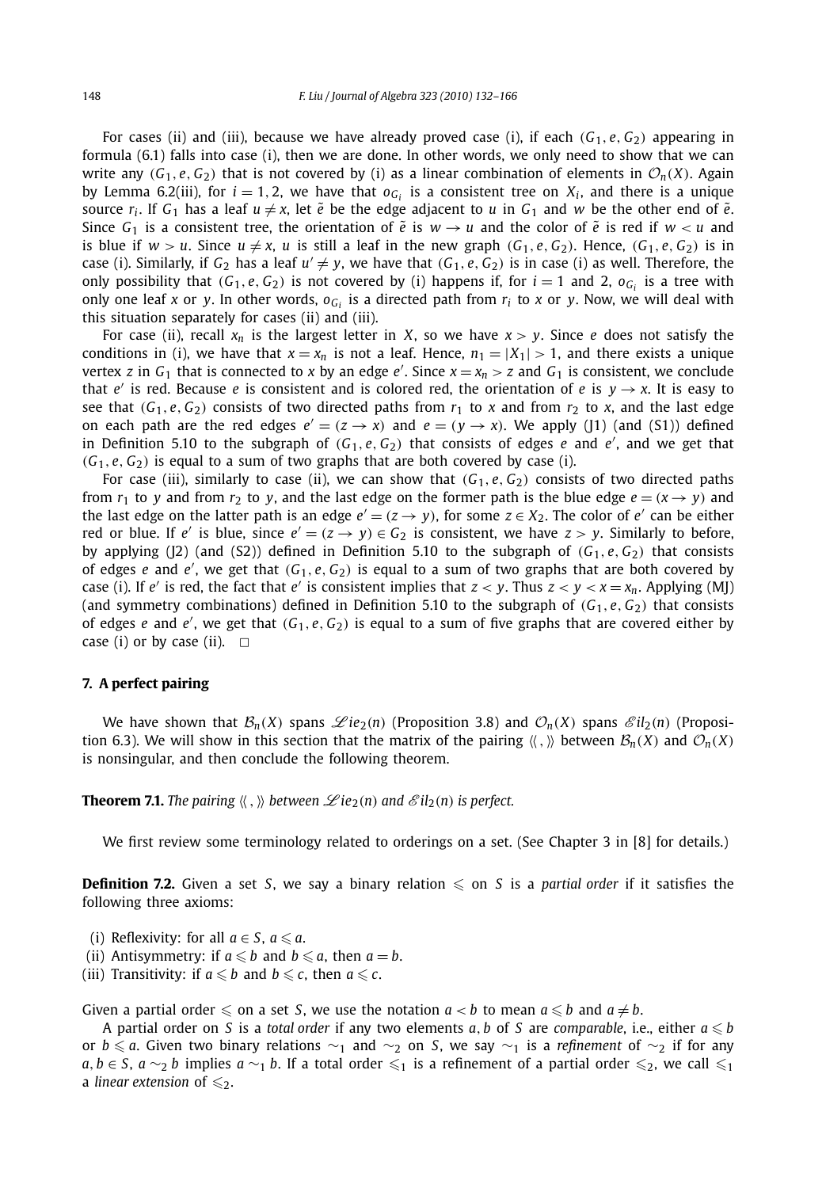For cases (ii) and (iii), because we have already proved case (i), if each $(G_1, e, G_2)$ appearing in formula (6.1) falls into case (i), then we are done. In other words, we only need to show that we can write any $(G_1, e, G_2)$ that is not covered by (i) as a linear combination of elements in $\mathcal{O}_n(X)$. Again by Lemma 6.2(iii), for $i = 1, 2$, we have that $o_{G_i}$ is a consistent tree on $X_i$, and there is a unique source $r_i$. If $G_1$ has a leaf $u \neq x$, let $\tilde{e}$ be the edge adjacent to $u$ in $G_1$ and $w$ be the other end of $\tilde{e}$. Since $G_1$ is a consistent tree, the orientation of $\tilde{e}$ is $w \to u$ and the color of $\tilde{e}$ is red if $w < u$ and is blue if $w > u$. Since $u \neq x$, $u$ is still a leaf in the new graph $(G_1, e, G_2)$. Hence, $(G_1, e, G_2)$ is in case (i). Similarly, if $G_2$ has a leaf $u' \neq y$, we have that $(G_1, e, G_2)$ is in case (i) as well. Therefore, the only possibility that $(G_1, e, G_2)$ is not covered by (i) happens if, for $i = 1$ and 2, $o_{G_i}$ is a tree with only one leaf $x$ or $y$. In other words, $o_{G_i}$ is a directed path from $r_i$ to $x$ or $y$. Now, we will deal with this situation separately for cases (ii) and (iii).

For case (ii), recall $x_n$ is the largest letter in $X$, so we have $x > y$. Since $e$ does not satisfy the conditions in (i), we have that $x = x_n$ is not a leaf. Hence, $n_1 = |X_1| > 1$, and there exists a unique vertex $z$ in $G_1$ that is connected to $x$ by an edge $e'$. Since $x = x_n > z$ and $G_1$ is consistent, we conclude that $e'$ is red. Because $e$ is consistent and is colored red, the orientation of $e$ is $y \to x$. It is easy to see that $(G_1, e, G_2)$ consists of two directed paths from $r_1$ to $x$ and from $r_2$ to $x$, and the last edge on each path are the red edges $e' = (z \to x)$ and $e = (y \to x)$. We apply (J1) (and (S1)) defined in Definition 5.10 to the subgraph of $(G_1, e, G_2)$ that consists of edges $e$ and $e'$, and we get that $(G_1, e, G_2)$ is equal to a sum of two graphs that are both covered by case (i).

For case (iii), similarly to case (ii), we can show that $(G_1, e, G_2)$ consists of two directed paths from $r_1$ to $y$ and from $r_2$ to $y$, and the last edge on the former path is the blue edge $e = (x \to y)$ and the last edge on the latter path is an edge $e' = (z \to y)$, for some $z \in X_2$. The color of $e'$ can be either red or blue. If $e'$ is blue, since $e' = (z \to y) \in G_2$ is consistent, we have $z > y$. Similarly to before, by applying (J2) (and (S2)) defined in Definition 5.10 to the subgraph of $(G_1, e, G_2)$ that consists of edges $e$ and $e'$, we get that $(G_1, e, G_2)$ is equal to a sum of two graphs that are both covered by case (i). If $e'$ is red, the fact that $e'$ is consistent implies that $z < y$. Thus $z < y < x = x_n$. Applying (MJ) (and symmetry combinations) defined in Definition 5.10 to the subgraph of $(G_1, e, G_2)$ that consists of edges $e$ and $e'$, we get that $(G_1, e, G_2)$ is equal to a sum of five graphs that are covered either by case (i) or by case (ii). $\square$

## 7. A perfect pairing

We have shown that $\mathcal{B}_n(X)$ spans $\mathscr{L}ie_2(n)$ (Proposition 3.8) and $\mathcal{O}_n(X)$ spans $\mathscr{E}il_2(n)$ (Proposition 6.3). We will show in this section that the matrix of the pairing $\langle\langle\, , \rangle\rangle$ between $\mathcal{B}_n(X)$ and $\mathcal{O}_n(X)$ is nonsingular, and then conclude the following theorem.

**Theorem 7.1.** *The pairing $\langle\langle\, , \rangle\rangle$ between $\mathscr{L}ie_2(n)$ and $\mathscr{E}il_2(n)$ is perfect.*

We first review some terminology related to orderings on a set. (See Chapter 3 in [8] for details.)

**Definition 7.2.** Given a set $S$, we say a binary relation $\leqslant$ on $S$ is a *partial order* if it satisfies the following three axioms:

- (i) Reflexivity: for all $a \in S$, $a \leqslant a$.
- (ii) Antisymmetry: if $a \leqslant b$ and $b \leqslant a$, then $a = b$.
- (iii) Transitivity: if $a \leqslant b$ and $b \leqslant c$, then $a \leqslant c$.

Given a partial order $\leqslant$ on a set $S$, we use the notation $a < b$ to mean $a \leqslant b$ and $a \neq b$.

A partial order on $S$ is a *total order* if any two elements $a, b$ of $S$ are *comparable*, i.e., either $a \leqslant b$ or $b \leqslant a$. Given two binary relations $\sim_1$ and $\sim_2$ on $S$, we say $\sim_1$ is a *refinement* of $\sim_2$ if for any $a, b \in S$, $a \sim_2 b$ implies $a \sim_1 b$. If a total order $\leqslant_1$ is a refinement of a partial order $\leqslant_2$, we call $\leqslant_1$ a *linear extension* of $\leqslant_2$.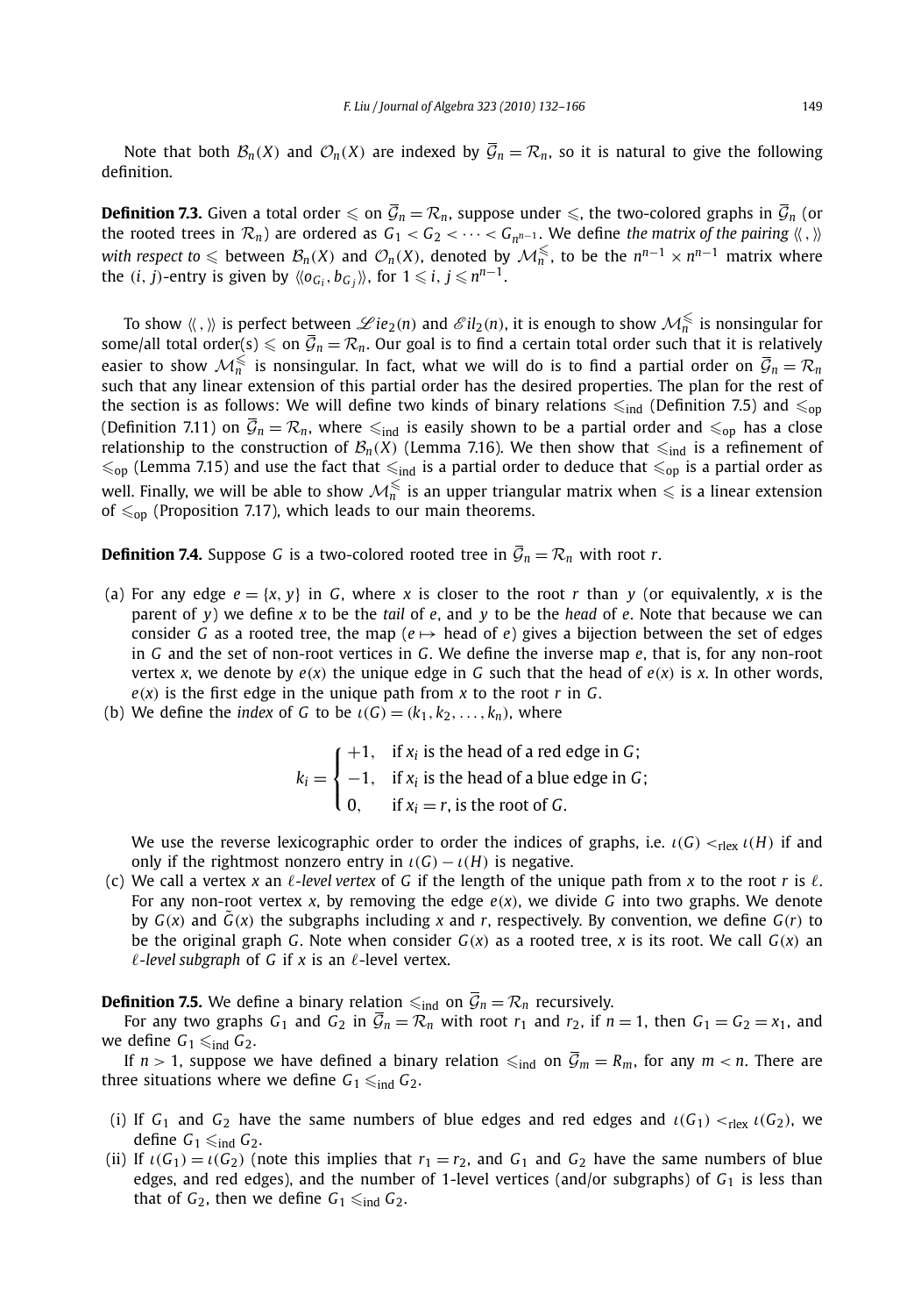Note that both $\mathcal{B}_n(X)$ and $\mathcal{O}_n(X)$ are indexed by $\overline{\mathcal{G}}_n = \mathcal{R}_n$, so it is natural to give the following definition.

**Definition 7.3.** Given a total order $\leqslant$ on $\overline{\mathcal{G}}_n = \mathcal{R}_n$, suppose under $\leqslant$, the two-colored graphs in $\overline{\mathcal{G}}_n$ (or the rooted trees in $\mathcal{R}_n$) are ordered as $G_1 < G_2 < \cdots < G_{n^{n-1}}$. We define *the matrix of the pairing* $\langle\!\langle\, , \rangle\!\rangle$ *with respect to* $\leqslant$ between $\mathcal{B}_n(X)$ and $\mathcal{O}_n(X)$, denoted by $\mathcal{M}_n^{\leqslant}$, to be the $n^{n-1} \times n^{n-1}$ matrix where the $(i, j)$-entry is given by $\langle\!\langle o_{G_i}, b_{G_j} \rangle\!\rangle$, for $1 \leqslant i, j \leqslant n^{n-1}$.

To show $\langle\!\langle\, , \rangle\!\rangle$ is perfect between $\mathscr{L}ie_2(n)$ and $\mathscr{E}il_2(n)$, it is enough to show $\mathcal{M}_n^{\leqslant}$ is nonsingular for some/all total order(s) $\leqslant$ on $\overline{\mathcal{G}}_n = \mathcal{R}_n$. Our goal is to find a certain total order such that it is relatively easier to show $\mathcal{M}_n^{\leqslant}$ is nonsingular. In fact, what we will do is to find a partial order on $\overline{\mathcal{G}}_n = \mathcal{R}_n$ such that any linear extension of this partial order has the desired properties. The plan for the rest of the section is as follows: We will define two kinds of binary relations $\leqslant_{\text{ind}}$ (Definition 7.5) and $\leqslant_{\text{op}}$ (Definition 7.11) on $\overline{\mathcal{G}}_n = \mathcal{R}_n$, where $\leqslant_{\text{ind}}$ is easily shown to be a partial order and $\leqslant_{\text{op}}$ has a close relationship to the construction of $\mathcal{B}_n(X)$ (Lemma 7.16). We then show that $\leqslant_{\text{ind}}$ is a refinement of $\leqslant_{\text{op}}$ (Lemma 7.15) and use the fact that $\leqslant_{\text{ind}}$ is a partial order to deduce that $\leqslant_{\text{op}}$ is a partial order as well. Finally, we will be able to show $\mathcal{M}_n^{\leqslant}$ is an upper triangular matrix when $\leqslant$ is a linear extension of $\leqslant_{\text{op}}$ (Proposition 7.17), which leads to our main theorems.

**Definition 7.4.** Suppose $G$ is a two-colored rooted tree in $\overline{\mathcal{G}}_n = \mathcal{R}_n$ with root $r$.

(a) For any edge $e = \{x, y\}$ in $G$, where $x$ is closer to the root $r$ than $y$ (or equivalently, $x$ is the parent of $y$) we define $x$ to be the *tail* of $e$, and $y$ to be the *head* of $e$. Note that because we can consider $G$ as a rooted tree, the map ($e \mapsto$ head of $e$) gives a bijection between the set of edges in $G$ and the set of non-root vertices in $G$. We define the inverse map $e$, that is, for any non-root vertex $x$, we denote by $e(x)$ the unique edge in $G$ such that the head of $e(x)$ is $x$. In other words, $e(x)$ is the first edge in the unique path from $x$ to the root $r$ in $G$.

(b) We define the *index* of $G$ to be $\iota(G) = (k_1, k_2, \ldots, k_n)$, where

$$k_i = \begin{cases} +1, & \text{if } x_i \text{ is the head of a red edge in } G; \\ -1, & \text{if } x_i \text{ is the head of a blue edge in } G; \\ 0, & \text{if } x_i = r, \text{ is the root of } G. \end{cases}$$

We use the reverse lexicographic order to order the indices of graphs, i.e. $\iota(G) <_{\text{rlex}} \iota(H)$ if and only if the rightmost nonzero entry in $\iota(G) - \iota(H)$ is negative.

(c) We call a vertex $x$ an $\ell$*-level vertex* of $G$ if the length of the unique path from $x$ to the root $r$ is $\ell$. For any non-root vertex $x$, by removing the edge $e(x)$, we divide $G$ into two graphs. We denote by $G(x)$ and $\tilde{G}(x)$ the subgraphs including $x$ and $r$, respectively. By convention, we define $G(r)$ to be the original graph $G$. Note when consider $G(x)$ as a rooted tree, $x$ is its root. We call $G(x)$ an $\ell$*-level subgraph* of $G$ if $x$ is an $\ell$-level vertex.

**Definition 7.5.** We define a binary relation $\leqslant_{\text{ind}}$ on $\overline{\mathcal{G}}_n = \mathcal{R}_n$ recursively.

For any two graphs $G_1$ and $G_2$ in $\overline{\mathcal{G}}_n = \mathcal{R}_n$ with root $r_1$ and $r_2$, if $n = 1$, then $G_1 = G_2 = x_1$, and we define $G_1 \leqslant_{\text{ind}} G_2$.

If $n > 1$, suppose we have defined a binary relation $\leqslant_{\text{ind}}$ on $\overline{\mathcal{G}}_m = R_m$, for any $m < n$. There are three situations where we define $G_1 \leqslant_{\text{ind}} G_2$.

(i) If $G_1$ and $G_2$ have the same numbers of blue edges and red edges and $\iota(G_1) <_{\text{rlex}} \iota(G_2)$, we define $G_1 \leqslant_{\text{ind}} G_2$.

(ii) If $\iota(G_1) = \iota(G_2)$ (note this implies that $r_1 = r_2$, and $G_1$ and $G_2$ have the same numbers of blue edges, and red edges), and the number of 1-level vertices (and/or subgraphs) of $G_1$ is less than that of $G_2$, then we define $G_1 \leqslant_{\text{ind}} G_2$.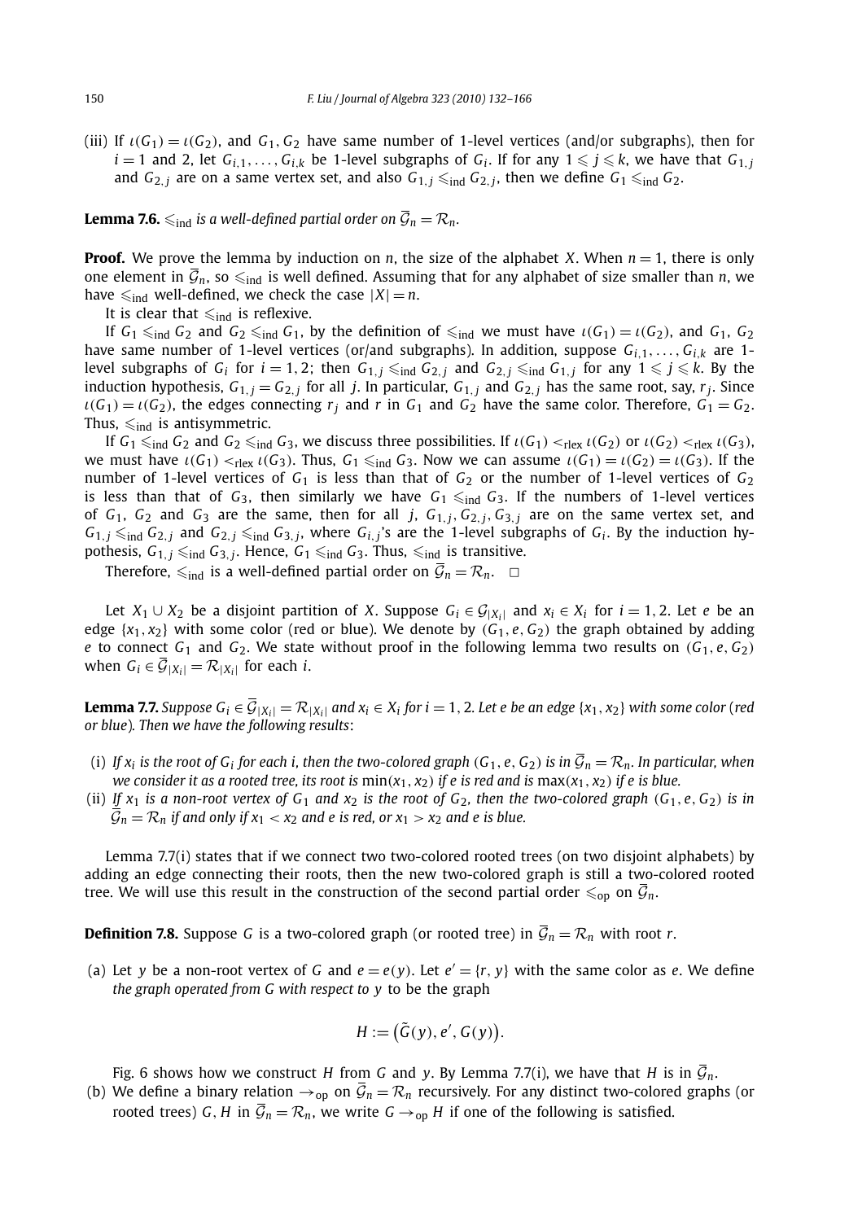(iii) If $\iota(G_1) = \iota(G_2)$, and $G_1, G_2$ have same number of 1-level vertices (and/or subgraphs), then for $i = 1$ and 2, let $G_{i,1}, \ldots, G_{i,k}$ be 1-level subgraphs of $G_i$. If for any $1 \leqslant j \leqslant k$, we have that $G_{1,j}$ and $G_{2,j}$ are on a same vertex set, and also $G_{1,j} \leqslant_{\text{ind}} G_{2,j}$, then we define $G_1 \leqslant_{\text{ind}} G_2$.

**Lemma 7.6.** *$\leqslant_{\text{ind}}$ is a well-defined partial order on $\overline{\mathcal{G}}_n = \mathcal{R}_n$.*

**Proof.** We prove the lemma by induction on $n$, the size of the alphabet $X$. When $n = 1$, there is only one element in $\overline{\mathcal{G}}_n$, so $\leqslant_{\text{ind}}$ is well defined. Assuming that for any alphabet of size smaller than $n$, we have $\leqslant_{\text{ind}}$ well-defined, we check the case $|X| = n$.

It is clear that $\leqslant_{\text{ind}}$ is reflexive.

If $G_1 \leqslant_{\text{ind}} G_2$ and $G_2 \leqslant_{\text{ind}} G_1$, by the definition of $\leqslant_{\text{ind}}$ we must have $\iota(G_1) = \iota(G_2)$, and $G_1$, $G_2$ have same number of 1-level vertices (or/and subgraphs). In addition, suppose $G_{i,1}, \ldots, G_{i,k}$ are 1-level subgraphs of $G_i$ for $i = 1, 2$; then $G_{1,j} \leqslant_{\text{ind}} G_{2,j}$ and $G_{2,j} \leqslant_{\text{ind}} G_{1,j}$ for any $1 \leqslant j \leqslant k$. By the induction hypothesis, $G_{1,j} = G_{2,j}$ for all $j$. In particular, $G_{1,j}$ and $G_{2,j}$ has the same root, say, $r_j$. Since $\iota(G_1) = \iota(G_2)$, the edges connecting $r_j$ and $r$ in $G_1$ and $G_2$ have the same color. Therefore, $G_1 = G_2$. Thus, $\leqslant_{\text{ind}}$ is antisymmetric.

If $G_1 \leqslant_{\text{ind}} G_2$ and $G_2 \leqslant_{\text{ind}} G_3$, we discuss three possibilities. If $\iota(G_1) <_{\text{rlex}} \iota(G_2)$ or $\iota(G_2) <_{\text{rlex}} \iota(G_3)$, we must have $\iota(G_1) <_{\text{rlex}} \iota(G_3)$. Thus, $G_1 \leqslant_{\text{ind}} G_3$. Now we can assume $\iota(G_1) = \iota(G_2) = \iota(G_3)$. If the number of 1-level vertices of $G_1$ is less than that of $G_2$ or the number of 1-level vertices of $G_2$ is less than that of $G_3$, then similarly we have $G_1 \leqslant_{\text{ind}} G_3$. If the numbers of 1-level vertices of $G_1$, $G_2$ and $G_3$ are the same, then for all $j$, $G_{1,j}, G_{2,j}, G_{3,j}$ are on the same vertex set, and $G_{1,j} \leqslant_{\text{ind}} G_{2,j}$ and $G_{2,j} \leqslant_{\text{ind}} G_{3,j}$, where $G_{i,j}$'s are the 1-level subgraphs of $G_i$. By the induction hypothesis, $G_{1,j} \leqslant_{\text{ind}} G_{3,j}$. Hence, $G_1 \leqslant_{\text{ind}} G_3$. Thus, $\leqslant_{\text{ind}}$ is transitive.

Therefore, $\leqslant_{\text{ind}}$ is a well-defined partial order on $\overline{\mathcal{G}}_n = \mathcal{R}_n$. $\square$

Let $X_1 \cup X_2$ be a disjoint partition of $X$. Suppose $G_i \in \mathcal{G}_{|X_i|}$ and $x_i \in X_i$ for $i = 1, 2$. Let $e$ be an edge $\{x_1, x_2\}$ with some color (red or blue). We denote by $(G_1, e, G_2)$ the graph obtained by adding $e$ to connect $G_1$ and $G_2$. We state without proof in the following lemma two results on $(G_1, e, G_2)$ when $G_i \in \overline{\mathcal{G}}_{|X_i|} = \mathcal{R}_{|X_i|}$ for each $i$.

**Lemma 7.7.** *Suppose $G_i \in \overline{\mathcal{G}}_{|X_i|} = \mathcal{R}_{|X_i|}$ and $x_i \in X_i$ for $i = 1, 2$. Let $e$ be an edge $\{x_1, x_2\}$ with some color (red or blue). Then we have the following results*:

(i) *If $x_i$ is the root of $G_i$ for each $i$, then the two-colored graph $(G_1, e, G_2)$ is in $\overline{\mathcal{G}}_n = \mathcal{R}_n$. In particular, when we consider it as a rooted tree, its root is $\min(x_1, x_2)$ if $e$ is red and is $\max(x_1, x_2)$ if $e$ is blue.*

(ii) *If $x_1$ is a non-root vertex of $G_1$ and $x_2$ is the root of $G_2$, then the two-colored graph $(G_1, e, G_2)$ is in $\overline{\mathcal{G}}_n = \mathcal{R}_n$ if and only if $x_1 < x_2$ and $e$ is red, or $x_1 > x_2$ and $e$ is blue.*

Lemma 7.7(i) states that if we connect two two-colored rooted trees (on two disjoint alphabets) by adding an edge connecting their roots, then the new two-colored graph is still a two-colored rooted tree. We will use this result in the construction of the second partial order $\leqslant_{\text{op}}$ on $\overline{\mathcal{G}}_n$.

**Definition 7.8.** Suppose $G$ is a two-colored graph (or rooted tree) in $\overline{\mathcal{G}}_n = \mathcal{R}_n$ with root $r$.

(a) Let $y$ be a non-root vertex of $G$ and $e = e(y)$. Let $e' = \{r, y\}$ with the same color as $e$. We define *the graph operated from $G$ with respect to $y$* to be the graph

$$H := \big(\tilde{G}(y), e', G(y)\big).$$

Fig. 6 shows how we construct $H$ from $G$ and $y$. By Lemma 7.7(i), we have that $H$ is in $\overline{\mathcal{G}}_n$.

(b) We define a binary relation $\rightarrow_{\text{op}}$ on $\overline{\mathcal{G}}_n = \mathcal{R}_n$ recursively. For any distinct two-colored graphs (or rooted trees) $G, H$ in $\overline{\mathcal{G}}_n = \mathcal{R}_n$, we write $G \rightarrow_{\text{op}} H$ if one of the following is satisfied.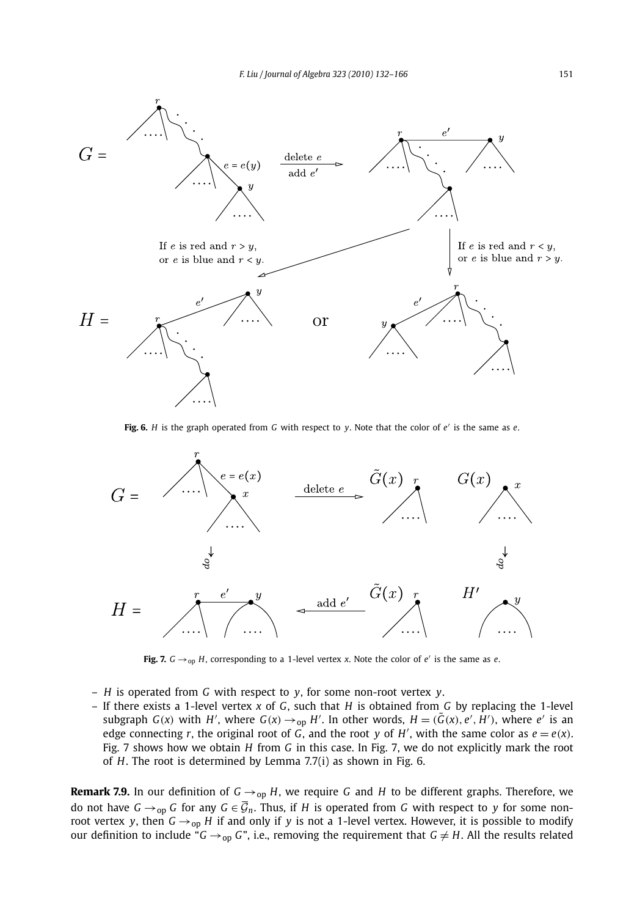**Fig. 6.** $H$ is the graph operated from $G$ with respect to $y$. Note that the color of $e'$ is the same as $e$.

**Fig. 7.** $G \to_{\text{op}} H$, corresponding to a 1-level vertex $x$. Note the color of $e'$ is the same as $e$.

– $H$ is operated from $G$ with respect to $y$, for some non-root vertex $y$.
– If there exists a 1-level vertex $x$ of $G$, such that $H$ is obtained from $G$ by replacing the 1-level subgraph $G(x)$ with $H'$, where $G(x) \to_{\text{op}} H'$. In other words, $H = (\tilde{G}(x), e', H')$, where $e'$ is an edge connecting $r$, the original root of $G$, and the root $y$ of $H'$, with the same color as $e = e(x)$. Fig. 7 shows how we obtain $H$ from $G$ in this case. In Fig. 7, we do not explicitly mark the root of $H$. The root is determined by Lemma 7.7(i) as shown in Fig. 6.

**Remark 7.9.** In our definition of $G \to_{\text{op}} H$, we require $G$ and $H$ to be different graphs. Therefore, we do not have $G \to_{\text{op}} G$ for any $G \in \overline{\mathcal{G}}_n$. Thus, if $H$ is operated from $G$ with respect to $y$ for some non-root vertex $y$, then $G \to_{\text{op}} H$ if and only if $y$ is not a 1-level vertex. However, it is possible to modify our definition to include "$G \to_{\text{op}} G$", i.e., removing the requirement that $G \neq H$. All the results related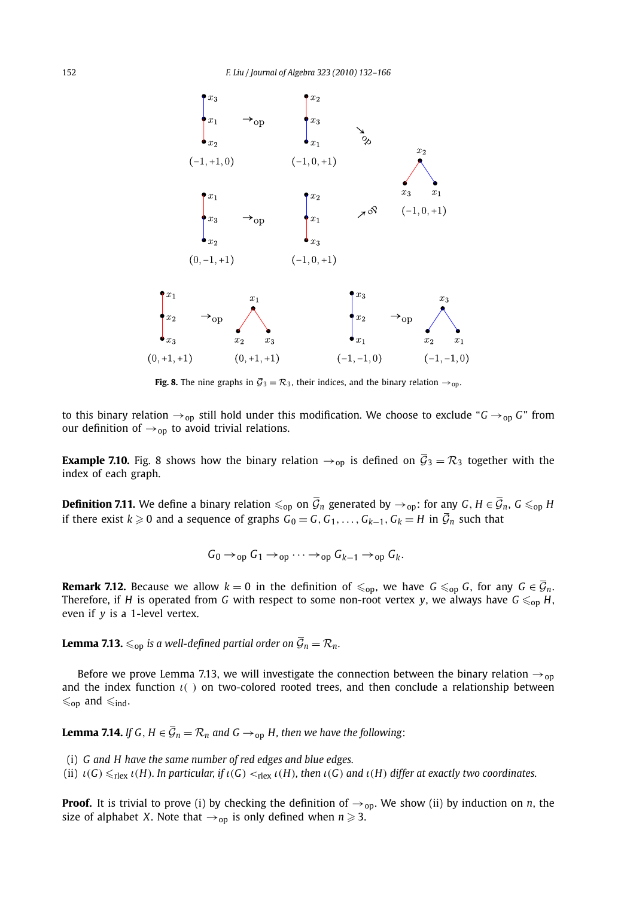**Fig. 8.** The nine graphs in $\overline{\mathcal{G}}_3 = \mathcal{R}_3$, their indices, and the binary relation $\to_{\text{op}}$.

to this binary relation $\to_{\text{op}}$ still hold under this modification. We choose to exclude "$G \to_{\text{op}} G$" from our definition of $\to_{\text{op}}$ to avoid trivial relations.

**Example 7.10.** Fig. 8 shows how the binary relation $\to_{\text{op}}$ is defined on $\overline{\mathcal{G}}_3 = \mathcal{R}_3$ together with the index of each graph.

**Definition 7.11.** We define a binary relation $\leqslant_{\text{op}}$ on $\overline{\mathcal{G}}_n$ generated by $\to_{\text{op}}$: for any $G, H \in \overline{\mathcal{G}}_n$, $G \leqslant_{\text{op}} H$ if there exist $k \geqslant 0$ and a sequence of graphs $G_0 = G, G_1, \dots, G_{k-1}, G_k = H$ in $\overline{\mathcal{G}}_n$ such that

$$G_0 \to_{\text{op}} G_1 \to_{\text{op}} \cdots \to_{\text{op}} G_{k-1} \to_{\text{op}} G_k.$$

**Remark 7.12.** Because we allow $k = 0$ in the definition of $\leqslant_{\text{op}}$, we have $G \leqslant_{\text{op}} G$, for any $G \in \overline{\mathcal{G}}_n$. Therefore, if $H$ is operated from $G$ with respect to some non-root vertex $y$, we always have $G \leqslant_{\text{op}} H$, even if $y$ is a 1-level vertex.

**Lemma 7.13.** *$\leqslant_{\text{op}}$ is a well-defined partial order on $\overline{\mathcal{G}}_n = \mathcal{R}_n$.*

Before we prove Lemma 7.13, we will investigate the connection between the binary relation $\to_{\text{op}}$ and the index function $\iota(\ )$ on two-colored rooted trees, and then conclude a relationship between $\leqslant_{\text{op}}$ and $\leqslant_{\text{ind}}$.

**Lemma 7.14.** *If $G, H \in \overline{\mathcal{G}}_n = \mathcal{R}_n$ and $G \to_{\text{op}} H$, then we have the following:*

(i) *$G$ and $H$ have the same number of red edges and blue edges.*
(ii) *$\iota(G) \leqslant_{\text{rlex}} \iota(H)$. In particular, if $\iota(G) <_{\text{rlex}} \iota(H)$, then $\iota(G)$ and $\iota(H)$ differ at exactly two coordinates.*

**Proof.** It is trivial to prove (i) by checking the definition of $\to_{\text{op}}$. We show (ii) by induction on $n$, the size of alphabet $X$. Note that $\to_{\text{op}}$ is only defined when $n \geqslant 3$.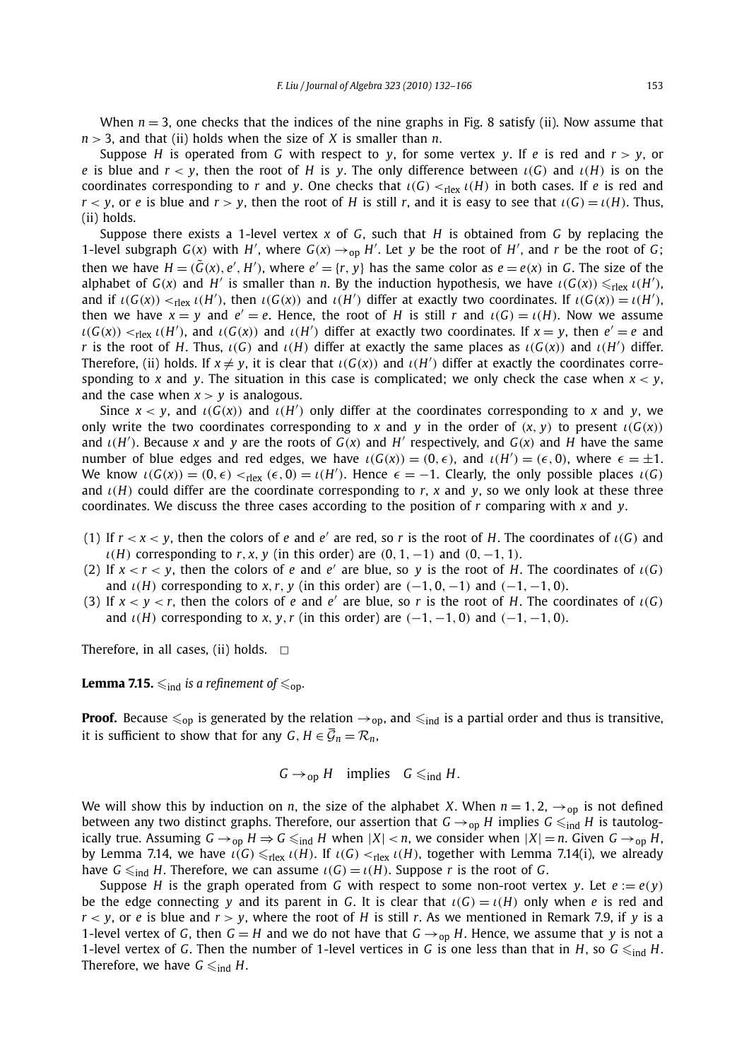When $n = 3$, one checks that the indices of the nine graphs in Fig. 8 satisfy (ii). Now assume that $n > 3$, and that (ii) holds when the size of $X$ is smaller than $n$.

Suppose $H$ is operated from $G$ with respect to $y$, for some vertex $y$. If $e$ is red and $r > y$, or $e$ is blue and $r < y$, then the root of $H$ is $y$. The only difference between $\iota(G)$ and $\iota(H)$ is on the coordinates corresponding to $r$ and $y$. One checks that $\iota(G) <_{\mathrm{rlex}} \iota(H)$ in both cases. If $e$ is red and $r < y$, or $e$ is blue and $r > y$, then the root of $H$ is still $r$, and it is easy to see that $\iota(G) = \iota(H)$. Thus, (ii) holds.

Suppose there exists a 1-level vertex $x$ of $G$, such that $H$ is obtained from $G$ by replacing the 1-level subgraph $G(x)$ with $H'$, where $G(x) \to_{\mathrm{op}} H'$. Let $y$ be the root of $H'$, and $r$ be the root of $G$; then we have $H = (\tilde{G}(x), e', H')$, where $e' = \{r, y\}$ has the same color as $e = e(x)$ in $G$. The size of the alphabet of $G(x)$ and $H'$ is smaller than $n$. By the induction hypothesis, we have $\iota(G(x)) \leqslant_{\mathrm{rlex}} \iota(H')$, and if $\iota(G(x)) <_{\mathrm{rlex}} \iota(H')$, then $\iota(G(x))$ and $\iota(H')$ differ at exactly two coordinates. If $\iota(G(x)) = \iota(H')$, then we have $x = y$ and $e' = e$. Hence, the root of $H$ is still $r$ and $\iota(G) = \iota(H)$. Now we assume $\iota(G(x)) <_{\mathrm{rlex}} \iota(H')$, and $\iota(G(x))$ and $\iota(H')$ differ at exactly two coordinates. If $x = y$, then $e' = e$ and $r$ is the root of $H$. Thus, $\iota(G)$ and $\iota(H)$ differ at exactly the same places as $\iota(G(x))$ and $\iota(H')$ differ. Therefore, (ii) holds. If $x \neq y$, it is clear that $\iota(G(x))$ and $\iota(H')$ differ at exactly the coordinates corresponding to $x$ and $y$. The situation in this case is complicated; we only check the case when $x < y$, and the case when $x > y$ is analogous.

Since $x < y$, and $\iota(G(x))$ and $\iota(H')$ only differ at the coordinates corresponding to $x$ and $y$, we only write the two coordinates corresponding to $x$ and $y$ in the order of $(x, y)$ to present $\iota(G(x))$ and $\iota(H')$. Because $x$ and $y$ are the roots of $G(x)$ and $H'$ respectively, and $G(x)$ and $H$ have the same number of blue edges and red edges, we have $\iota(G(x)) = (0, \epsilon)$, and $\iota(H') = (\epsilon, 0)$, where $\epsilon = \pm 1$. We know $\iota(G(x)) = (0, \epsilon) <_{\mathrm{rlex}} (\epsilon, 0) = \iota(H')$. Hence $\epsilon = -1$. Clearly, the only possible places $\iota(G)$ and $\iota(H)$ could differ are the coordinate corresponding to $r$, $x$ and $y$, so we only look at these three coordinates. We discuss the three cases according to the position of $r$ comparing with $x$ and $y$.

(1) If $r < x < y$, then the colors of $e$ and $e'$ are red, so $r$ is the root of $H$. The coordinates of $\iota(G)$ and $\iota(H)$ corresponding to $r, x, y$ (in this order) are $(0, 1, -1)$ and $(0, -1, 1)$.
(2) If $x < r < y$, then the colors of $e$ and $e'$ are blue, so $y$ is the root of $H$. The coordinates of $\iota(G)$ and $\iota(H)$ corresponding to $x, r, y$ (in this order) are $(-1, 0, -1)$ and $(-1, -1, 0)$.
(3) If $x < y < r$, then the colors of $e$ and $e'$ are blue, so $r$ is the root of $H$. The coordinates of $\iota(G)$ and $\iota(H)$ corresponding to $x, y, r$ (in this order) are $(-1, -1, 0)$ and $(-1, -1, 0)$.

Therefore, in all cases, (ii) holds. $\square$

**Lemma 7.15.** *$\leqslant_{\mathrm{ind}}$ is a refinement of $\leqslant_{\mathrm{op}}$.*

**Proof.** Because $\leqslant_{\mathrm{op}}$ is generated by the relation $\to_{\mathrm{op}}$, and $\leqslant_{\mathrm{ind}}$ is a partial order and thus is transitive, it is sufficient to show that for any $G, H \in \bar{\mathcal{G}}_n = \mathcal{R}_n$,

$$G \to_{\mathrm{op}} H \quad \text{implies} \quad G \leqslant_{\mathrm{ind}} H.$$

We will show this by induction on $n$, the size of the alphabet $X$. When $n = 1, 2$, $\to_{\mathrm{op}}$ is not defined between any two distinct graphs. Therefore, our assertion that $G \to_{\mathrm{op}} H$ implies $G \leqslant_{\mathrm{ind}} H$ is tautologically true. Assuming $G \to_{\mathrm{op}} H \Rightarrow G \leqslant_{\mathrm{ind}} H$ when $|X| < n$, we consider when $|X| = n$. Given $G \to_{\mathrm{op}} H$, by Lemma 7.14, we have $\iota(G) \leqslant_{\mathrm{rlex}} \iota(H)$. If $\iota(G) <_{\mathrm{rlex}} \iota(H)$, together with Lemma 7.14(i), we already have $G \leqslant_{\mathrm{ind}} H$. Therefore, we can assume $\iota(G) = \iota(H)$. Suppose $r$ is the root of $G$.

Suppose $H$ is the graph operated from $G$ with respect to some non-root vertex $y$. Let $e := e(y)$ be the edge connecting $y$ and its parent in $G$. It is clear that $\iota(G) = \iota(H)$ only when $e$ is red and $r < y$, or $e$ is blue and $r > y$, where the root of $H$ is still $r$. As we mentioned in Remark 7.9, if $y$ is a 1-level vertex of $G$, then $G = H$ and we do not have that $G \to_{\mathrm{op}} H$. Hence, we assume that $y$ is not a 1-level vertex of $G$. Then the number of 1-level vertices in $G$ is one less than that in $H$, so $G \leqslant_{\mathrm{ind}} H$. Therefore, we have $G \leqslant_{\mathrm{ind}} H$.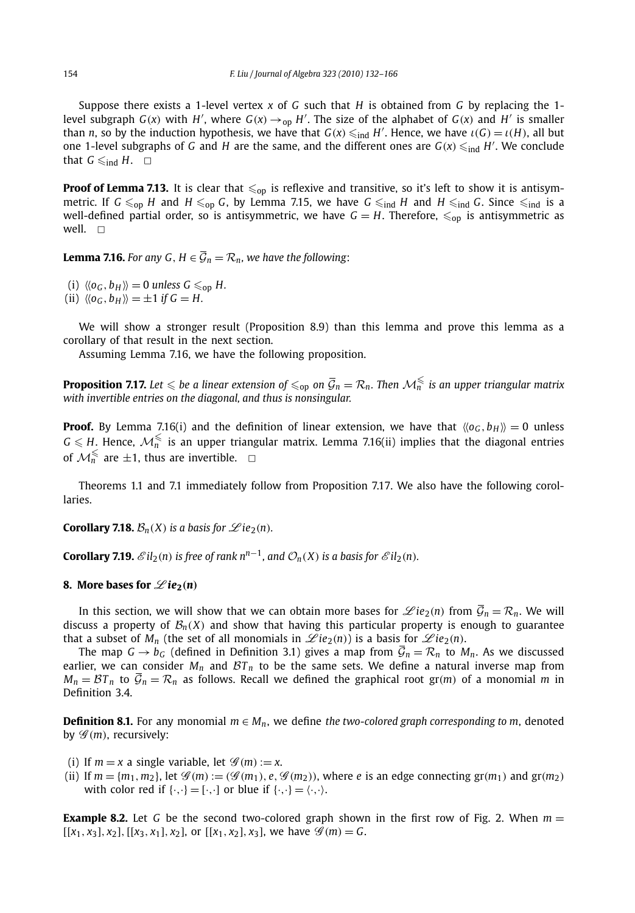Suppose there exists a 1-level vertex $x$ of $G$ such that $H$ is obtained from $G$ by replacing the 1-level subgraph $G(x)$ with $H'$, where $G(x) \to_{\text{op}} H'$. The size of the alphabet of $G(x)$ and $H'$ is smaller than $n$, so by the induction hypothesis, we have that $G(x) \leqslant_{\text{ind}} H'$. Hence, we have $\iota(G) = \iota(H)$, all but one 1-level subgraphs of $G$ and $H$ are the same, and the different ones are $G(x) \leqslant_{\text{ind}} H'$. We conclude that $G \leqslant_{\text{ind}} H$. $\square$

**Proof of Lemma 7.13.** It is clear that $\leqslant_{\text{op}}$ is reflexive and transitive, so it's left to show it is antisymmetric. If $G \leqslant_{\text{op}} H$ and $H \leqslant_{\text{op}} G$, by Lemma 7.15, we have $G \leqslant_{\text{ind}} H$ and $H \leqslant_{\text{ind}} G$. Since $\leqslant_{\text{ind}}$ is a well-defined partial order, so is antisymmetric, we have $G = H$. Therefore, $\leqslant_{\text{op}}$ is antisymmetric as well. $\square$

**Lemma 7.16.** *For any $G, H \in \overline{\mathcal{G}}_n = \mathcal{R}_n$, we have the following*:

(i) $\langle\langle o_G, b_H \rangle\rangle = 0$ *unless* $G \leqslant_{\text{op}} H$.
(ii) $\langle\langle o_G, b_H \rangle\rangle = \pm 1$ *if* $G = H$.

We will show a stronger result (Proposition 8.9) than this lemma and prove this lemma as a corollary of that result in the next section.

Assuming Lemma 7.16, we have the following proposition.

**Proposition 7.17.** *Let $\leqslant$ be a linear extension of $\leqslant_{\text{op}}$ on $\overline{\mathcal{G}}_n = \mathcal{R}_n$. Then $\mathcal{M}_n^{\leqslant}$ is an upper triangular matrix with invertible entries on the diagonal, and thus is nonsingular.*

**Proof.** By Lemma 7.16(i) and the definition of linear extension, we have that $\langle\langle o_G, b_H \rangle\rangle = 0$ unless $G \leqslant H$. Hence, $\mathcal{M}_n^{\leqslant}$ is an upper triangular matrix. Lemma 7.16(ii) implies that the diagonal entries of $\mathcal{M}_n^{\leqslant}$ are $\pm 1$, thus are invertible. $\square$

Theorems 1.1 and 7.1 immediately follow from Proposition 7.17. We also have the following corollaries.

**Corollary 7.18.** *$\mathcal{B}_n(X)$ is a basis for $\mathscr{L}ie_2(n)$.*

**Corollary 7.19.** *$\mathscr{E}il_2(n)$ is free of rank $n^{n-1}$, and $\mathcal{O}_n(X)$ is a basis for $\mathscr{E}il_2(n)$.*

## 8. More bases for $\mathscr{L}ie_2(n)$

In this section, we will show that we can obtain more bases for $\mathscr{L}ie_2(n)$ from $\overline{\mathcal{G}}_n = \mathcal{R}_n$. We will discuss a property of $\mathcal{B}_n(X)$ and show that having this particular property is enough to guarantee that a subset of $M_n$ (the set of all monomials in $\mathscr{L}ie_2(n)$) is a basis for $\mathscr{L}ie_2(n)$.

The map $G \to b_G$ (defined in Definition 3.1) gives a map from $\overline{\mathcal{G}}_n = \mathcal{R}_n$ to $M_n$. As we discussed earlier, we can consider $M_n$ and $\mathcal{B}T_n$ to be the same sets. We define a natural inverse map from $M_n = \mathcal{B}T_n$ to $\overline{\mathcal{G}}_n = \mathcal{R}_n$ as follows. Recall we defined the graphical root $\text{gr}(m)$ of a monomial $m$ in Definition 3.4.

**Definition 8.1.** For any monomial $m \in M_n$, we define *the two-colored graph corresponding to $m$*, denoted by $\mathscr{G}(m)$, recursively:

(i) If $m = x$ a single variable, let $\mathscr{G}(m) := x$.
(ii) If $m = \{m_1, m_2\}$, let $\mathscr{G}(m) := (\mathscr{G}(m_1), e, \mathscr{G}(m_2))$, where $e$ is an edge connecting $\text{gr}(m_1)$ and $\text{gr}(m_2)$ with color red if $\{\cdot,\cdot\} = [\cdot,\cdot]$ or blue if $\{\cdot,\cdot\} = \langle\cdot,\cdot\rangle$.

**Example 8.2.** Let $G$ be the second two-colored graph shown in the first row of Fig. 2. When $m = [[x_1, x_3], x_2]$, $[[x_3, x_1], x_2]$, or $[[x_1, x_2], x_3]$, we have $\mathscr{G}(m) = G$.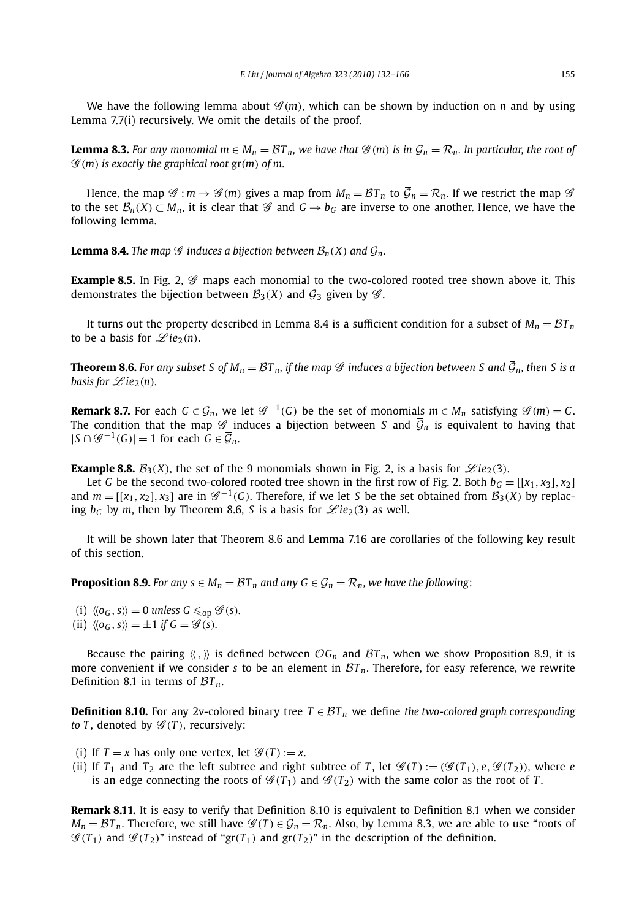We have the following lemma about $\mathscr{G}(m)$, which can be shown by induction on $n$ and by using Lemma 7.7(i) recursively. We omit the details of the proof.

**Lemma 8.3.** *For any monomial $m \in M_n = \mathcal{BT}_n$, we have that $\mathscr{G}(m)$ is in $\overline{\mathcal{G}}_n = \mathcal{R}_n$. In particular, the root of $\mathscr{G}(m)$ is exactly the graphical root* $\mathrm{gr}(m)$ *of* $m$.

Hence, the map $\mathscr{G} : m \to \mathscr{G}(m)$ gives a map from $M_n = \mathcal{BT}_n$ to $\overline{\mathcal{G}}_n = \mathcal{R}_n$. If we restrict the map $\mathscr{G}$ to the set $\mathcal{B}_n(X) \subset M_n$, it is clear that $\mathscr{G}$ and $G \to b_G$ are inverse to one another. Hence, we have the following lemma.

**Lemma 8.4.** *The map $\mathscr{G}$ induces a bijection between $\mathcal{B}_n(X)$ and $\overline{\mathcal{G}}_n$.*

**Example 8.5.** In Fig. 2, $\mathscr{G}$ maps each monomial to the two-colored rooted tree shown above it. This demonstrates the bijection between $\mathcal{B}_3(X)$ and $\overline{\mathcal{G}}_3$ given by $\mathscr{G}$.

It turns out the property described in Lemma 8.4 is a sufficient condition for a subset of $M_n = \mathcal{BT}_n$ to be a basis for $\mathscr{L}ie_2(n)$.

**Theorem 8.6.** *For any subset $S$ of $M_n = \mathcal{BT}_n$, if the map $\mathscr{G}$ induces a bijection between $S$ and $\overline{\mathcal{G}}_n$, then $S$ is a basis for $\mathscr{L}ie_2(n)$.*

**Remark 8.7.** For each $G \in \overline{\mathcal{G}}_n$, we let $\mathscr{G}^{-1}(G)$ be the set of monomials $m \in M_n$ satisfying $\mathscr{G}(m) = G$. The condition that the map $\mathscr{G}$ induces a bijection between $S$ and $\overline{\mathcal{G}}_n$ is equivalent to having that $|S \cap \mathscr{G}^{-1}(G)| = 1$ for each $G \in \overline{\mathcal{G}}_n$.

**Example 8.8.** $\mathcal{B}_3(X)$, the set of the 9 monomials shown in Fig. 2, is a basis for $\mathscr{L}ie_2(3)$.

Let $G$ be the second two-colored rooted tree shown in the first row of Fig. 2. Both $b_G = [[x_1, x_3], x_2]$ and $m = [[x_1, x_2], x_3]$ are in $\mathscr{G}^{-1}(G)$. Therefore, if we let $S$ be the set obtained from $\mathcal{B}_3(X)$ by replacing $b_G$ by $m$, then by Theorem 8.6, $S$ is a basis for $\mathscr{L}ie_2(3)$ as well.

It will be shown later that Theorem 8.6 and Lemma 7.16 are corollaries of the following key result of this section.

**Proposition 8.9.** *For any $s \in M_n = \mathcal{BT}_n$ and any $G \in \overline{\mathcal{G}}_n = \mathcal{R}_n$, we have the following*:

(i) $\langle\langle o_G, s \rangle\rangle = 0$ *unless* $G \leqslant_{\mathrm{op}} \mathscr{G}(s)$.
(ii) $\langle\langle o_G, s \rangle\rangle = \pm 1$ *if* $G = \mathscr{G}(s)$.

Because the pairing $\langle\langle , \rangle\rangle$ is defined between $\mathcal{O}G_n$ and $\mathcal{BT}_n$, when we show Proposition 8.9, it is more convenient if we consider $s$ to be an element in $\mathcal{BT}_n$. Therefore, for easy reference, we rewrite Definition 8.1 in terms of $\mathcal{BT}_n$.

**Definition 8.10.** For any 2v-colored binary tree $T \in \mathcal{BT}_n$ we define *the two-colored graph corresponding to* $T$, denoted by $\mathscr{G}(T)$, recursively:

(i) If $T = x$ has only one vertex, let $\mathscr{G}(T) := x$.
(ii) If $T_1$ and $T_2$ are the left subtree and right subtree of $T$, let $\mathscr{G}(T) := (\mathscr{G}(T_1), e, \mathscr{G}(T_2))$, where $e$ is an edge connecting the roots of $\mathscr{G}(T_1)$ and $\mathscr{G}(T_2)$ with the same color as the root of $T$.

**Remark 8.11.** It is easy to verify that Definition 8.10 is equivalent to Definition 8.1 when we consider $M_n = \mathcal{BT}_n$. Therefore, we still have $\mathscr{G}(T) \in \overline{\mathcal{G}}_n = \mathcal{R}_n$. Also, by Lemma 8.3, we are able to use "roots of $\mathscr{G}(T_1)$ and $\mathscr{G}(T_2)$" instead of "$\mathrm{gr}(T_1)$ and $\mathrm{gr}(T_2)$" in the description of the definition.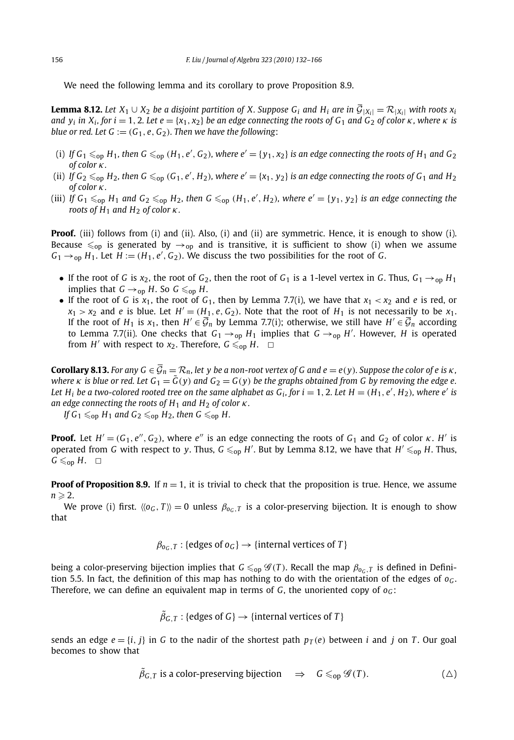We need the following lemma and its corollary to prove Proposition 8.9.

**Lemma 8.12.** *Let $X_1 \cup X_2$ be a disjoint partition of $X$. Suppose $G_i$ and $H_i$ are in $\overline{\mathcal{G}}_{|X_i|} = \mathcal{R}_{|X_i|}$ with roots $x_i$ and $y_i$ in $X_i$, for $i = 1, 2$. Let $e = \{x_1, x_2\}$ be an edge connecting the roots of $G_1$ and $G_2$ of color $\kappa$, where $\kappa$ is blue or red. Let $G := (G_1, e, G_2)$. Then we have the following*:

- (i) *If $G_1 \leqslant_{\mathrm{op}} H_1$, then $G \leqslant_{\mathrm{op}} (H_1, e', G_2)$, where $e' = \{y_1, x_2\}$ is an edge connecting the roots of $H_1$ and $G_2$ of color $\kappa$.*
- (ii) *If $G_2 \leqslant_{\mathrm{op}} H_2$, then $G \leqslant_{\mathrm{op}} (G_1, e', H_2)$, where $e' = \{x_1, y_2\}$ is an edge connecting the roots of $G_1$ and $H_2$ of color $\kappa$.*
- (iii) *If $G_1 \leqslant_{\mathrm{op}} H_1$ and $G_2 \leqslant_{\mathrm{op}} H_2$, then $G \leqslant_{\mathrm{op}} (H_1, e', H_2)$, where $e' = \{y_1, y_2\}$ is an edge connecting the roots of $H_1$ and $H_2$ of color $\kappa$.*

**Proof.** (iii) follows from (i) and (ii). Also, (i) and (ii) are symmetric. Hence, it is enough to show (i). Because $\leqslant_{\mathrm{op}}$ is generated by $\to_{\mathrm{op}}$ and is transitive, it is sufficient to show (i) when we assume $G_1 \to_{\mathrm{op}} H_1$. Let $H := (H_1, e', G_2)$. We discuss the two possibilities for the root of $G$.

- If the root of $G$ is $x_2$, the root of $G_2$, then the root of $G_1$ is a 1-level vertex in $G$. Thus, $G_1 \to_{\mathrm{op}} H_1$ implies that $G \to_{\mathrm{op}} H$. So $G \leqslant_{\mathrm{op}} H$.
- If the root of $G$ is $x_1$, the root of $G_1$, then by Lemma 7.7(i), we have that $x_1 < x_2$ and $e$ is red, or $x_1 > x_2$ and $e$ is blue. Let $H' = (H_1, e, G_2)$. Note that the root of $H_1$ is not necessarily to be $x_1$. If the root of $H_1$ is $x_1$, then $H' \in \overline{\mathcal{G}}_n$ by Lemma 7.7(i); otherwise, we still have $H' \in \overline{\mathcal{G}}_n$ according to Lemma 7.7(ii). One checks that $G_1 \to_{\mathrm{op}} H_1$ implies that $G \to_{\mathrm{op}} H'$. However, $H$ is operated from $H'$ with respect to $x_2$. Therefore, $G \leqslant_{\mathrm{op}} H$. $\square$

**Corollary 8.13.** *For any $G \in \overline{\mathcal{G}}_n = \mathcal{R}_n$, let $y$ be a non-root vertex of $G$ and $e = e(y)$. Suppose the color of $e$ is $\kappa$, where $\kappa$ is blue or red. Let $G_1 = \tilde{G}(y)$ and $G_2 = G(y)$ be the graphs obtained from $G$ by removing the edge $e$. Let $H_i$ be a two-colored rooted tree on the same alphabet as $G_i$, for $i = 1, 2$. Let $H = (H_1, e', H_2)$, where $e'$ is an edge connecting the roots of $H_1$ and $H_2$ of color $\kappa$.*

*If $G_1 \leqslant_{\mathrm{op}} H_1$ and $G_2 \leqslant_{\mathrm{op}} H_2$, then $G \leqslant_{\mathrm{op}} H$.*

**Proof.** Let $H' = (G_1, e'', G_2)$, where $e''$ is an edge connecting the roots of $G_1$ and $G_2$ of color $\kappa$. $H'$ is operated from $G$ with respect to $y$. Thus, $G \leqslant_{\mathrm{op}} H'$. But by Lemma 8.12, we have that $H' \leqslant_{\mathrm{op}} H$. Thus, $G \leqslant_{\mathrm{op}} H$. $\square$

**Proof of Proposition 8.9.** If $n = 1$, it is trivial to check that the proposition is true. Hence, we assume $n \geqslant 2$.

We prove (i) first. $\langle\langle o_G, T \rangle\rangle = 0$ unless $\beta_{o_G,T}$ is a color-preserving bijection. It is enough to show that

$$\beta_{o_G,T} : \{\text{edges of } o_G\} \to \{\text{internal vertices of } T\}$$

being a color-preserving bijection implies that $G \leqslant_{\mathrm{op}} \mathscr{G}(T)$. Recall the map $\beta_{o_G,T}$ is defined in Definition 5.5. In fact, the definition of this map has nothing to do with the orientation of the edges of $o_G$. Therefore, we can define an equivalent map in terms of $G$, the unoriented copy of $o_G$:

$$\tilde{\beta}_{G,T} : \{\text{edges of } G\} \to \{\text{internal vertices of } T\}$$

sends an edge $e = \{i, j\}$ in $G$ to the nadir of the shortest path $p_T(e)$ between $i$ and $j$ on $T$. Our goal becomes to show that

$$\tilde{\beta}_{G,T} \text{ is a color-preserving bijection} \quad \Rightarrow \quad G \leqslant_{\mathrm{op}} \mathscr{G}(T). \qquad (\triangle)$$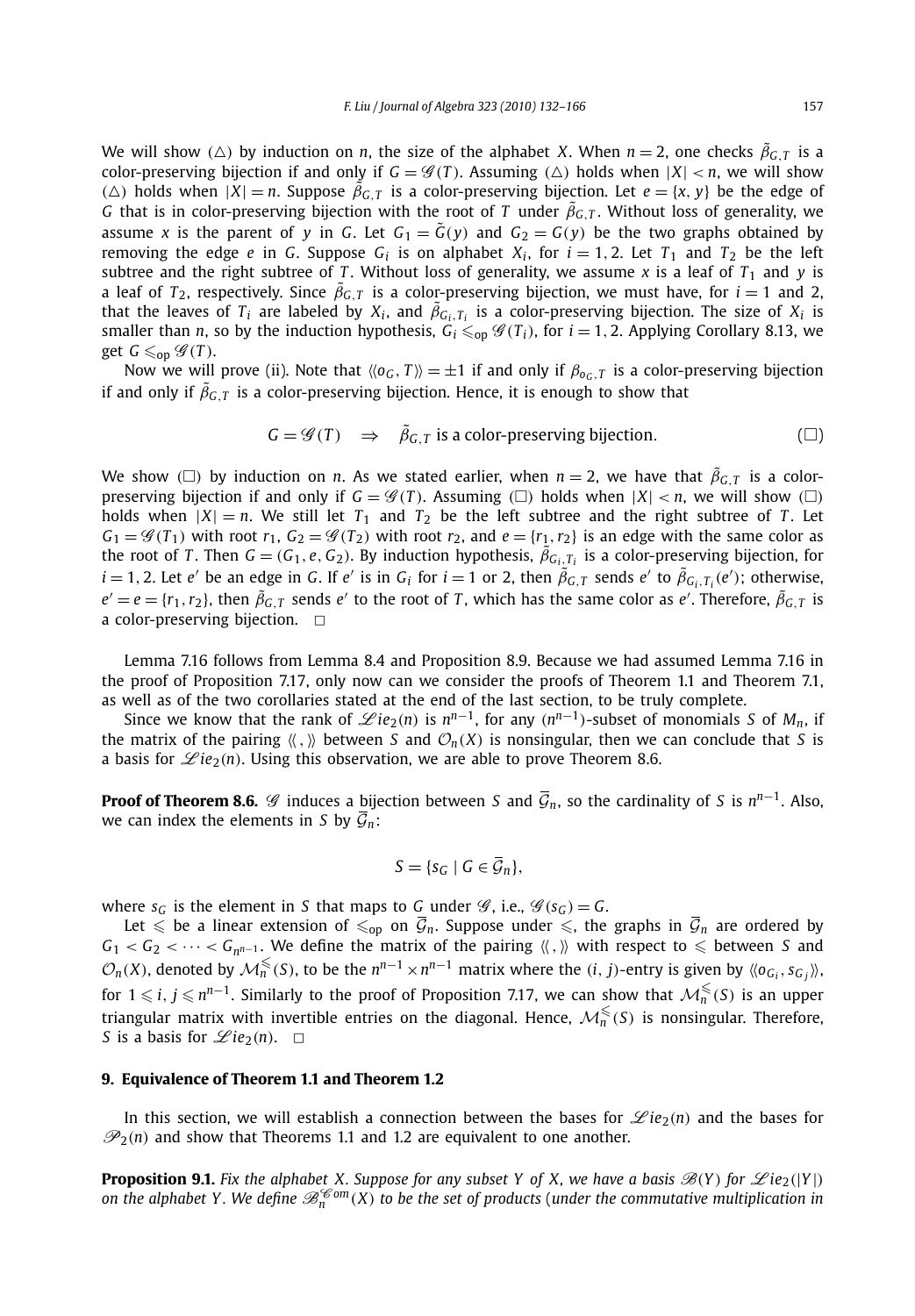We will show $(\triangle)$ by induction on $n$, the size of the alphabet $X$. When $n = 2$, one checks $\tilde{\beta}_{G,T}$ is a color-preserving bijection if and only if $G = \mathscr{G}(T)$. Assuming $(\triangle)$ holds when $|X| < n$, we will show $(\triangle)$ holds when $|X| = n$. Suppose $\tilde{\beta}_{G,T}$ is a color-preserving bijection. Let $e = \{x, y\}$ be the edge of $G$ that is in color-preserving bijection with the root of $T$ under $\tilde{\beta}_{G,T}$. Without loss of generality, we assume $x$ is the parent of $y$ in $G$. Let $G_1 = \tilde{G}(y)$ and $G_2 = G(y)$ be the two graphs obtained by removing the edge $e$ in $G$. Suppose $G_i$ is on alphabet $X_i$, for $i = 1, 2$. Let $T_1$ and $T_2$ be the left subtree and the right subtree of $T$. Without loss of generality, we assume $x$ is a leaf of $T_1$ and $y$ is a leaf of $T_2$, respectively. Since $\tilde{\beta}_{G,T}$ is a color-preserving bijection, we must have, for $i = 1$ and 2, that the leaves of $T_i$ are labeled by $X_i$, and $\tilde{\beta}_{G_i,T_i}$ is a color-preserving bijection. The size of $X_i$ is smaller than $n$, so by the induction hypothesis, $G_i \leqslant_{\text{op}} \mathscr{G}(T_i)$, for $i = 1, 2$. Applying Corollary 8.13, we get $G \leqslant_{\text{op}} \mathscr{G}(T)$.

Now we will prove (ii). Note that $\langle\langle o_G, T \rangle\rangle = \pm 1$ if and only if $\beta_{o_G,T}$ is a color-preserving bijection if and only if $\tilde{\beta}_{G,T}$ is a color-preserving bijection. Hence, it is enough to show that

$$G = \mathscr{G}(T) \quad \Rightarrow \quad \tilde{\beta}_{G,T} \text{ is a color-preserving bijection.} \tag{$\square$}$$

We show $(\square)$ by induction on $n$. As we stated earlier, when $n = 2$, we have that $\tilde{\beta}_{G,T}$ is a color-preserving bijection if and only if $G = \mathscr{G}(T)$. Assuming $(\square)$ holds when $|X| < n$, we will show $(\square)$ holds when $|X| = n$. We still let $T_1$ and $T_2$ be the left subtree and the right subtree of $T$. Let $G_1 = \mathscr{G}(T_1)$ with root $r_1$, $G_2 = \mathscr{G}(T_2)$ with root $r_2$, and $e = \{r_1, r_2\}$ is an edge with the same color as the root of $T$. Then $G = (G_1, e, G_2)$. By induction hypothesis, $\tilde{\beta}_{G_i,T_i}$ is a color-preserving bijection, for $i = 1, 2$. Let $e'$ be an edge in $G$. If $e'$ is in $G_i$ for $i = 1$ or 2, then $\tilde{\beta}_{G,T}$ sends $e'$ to $\tilde{\beta}_{G_i,T_i}(e')$; otherwise, $e' = e = \{r_1, r_2\}$, then $\tilde{\beta}_{G,T}$ sends $e'$ to the root of $T$, which has the same color as $e'$. Therefore, $\tilde{\beta}_{G,T}$ is a color-preserving bijection. $\square$

Lemma 7.16 follows from Lemma 8.4 and Proposition 8.9. Because we had assumed Lemma 7.16 in the proof of Proposition 7.17, only now can we consider the proofs of Theorem 1.1 and Theorem 7.1, as well as of the two corollaries stated at the end of the last section, to be truly complete.

Since we know that the rank of $\mathscr{L}ie_2(n)$ is $n^{n-1}$, for any $(n^{n-1})$-subset of monomials $S$ of $M_n$, if the matrix of the pairing $\langle\langle\, , \rangle\rangle$ between $S$ and $\mathcal{O}_n(X)$ is nonsingular, then we can conclude that $S$ is a basis for $\mathscr{L}ie_2(n)$. Using this observation, we are able to prove Theorem 8.6.

**Proof of Theorem 8.6.** $\mathscr{G}$ induces a bijection between $S$ and $\overline{\mathcal{G}}_n$, so the cardinality of $S$ is $n^{n-1}$. Also, we can index the elements in $S$ by $\overline{\mathcal{G}}_n$:

$$S = \{s_G \mid G \in \overline{\mathcal{G}}_n\},$$

where $s_G$ is the element in $S$ that maps to $G$ under $\mathscr{G}$, i.e., $\mathscr{G}(s_G) = G$.

Let $\leqslant$ be a linear extension of $\leqslant_{\text{op}}$ on $\overline{\mathcal{G}}_n$. Suppose under $\leqslant$, the graphs in $\overline{\mathcal{G}}_n$ are ordered by $G_1 < G_2 < \cdots < G_{n^{n-1}}$. We define the matrix of the pairing $\langle\langle\, , \rangle\rangle$ with respect to $\leqslant$ between $S$ and $\mathcal{O}_n(X)$, denoted by $\mathcal{M}_n^{\leqslant}(S)$, to be the $n^{n-1} \times n^{n-1}$ matrix where the $(i, j)$-entry is given by $\langle\langle o_{G_i}, s_{G_j} \rangle\rangle$, for $1 \leqslant i, j \leqslant n^{n-1}$. Similarly to the proof of Proposition 7.17, we can show that $\mathcal{M}_n^{\leqslant}(S)$ is an upper triangular matrix with invertible entries on the diagonal. Hence, $\mathcal{M}_n^{\leqslant}(S)$ is nonsingular. Therefore, $S$ is a basis for $\mathscr{L}ie_2(n)$. $\square$

## 9. Equivalence of Theorem 1.1 and Theorem 1.2

In this section, we will establish a connection between the bases for $\mathscr{L}ie_2(n)$ and the bases for $\mathscr{P}_2(n)$ and show that Theorems 1.1 and 1.2 are equivalent to one another.

**Proposition 9.1.** *Fix the alphabet $X$. Suppose for any subset $Y$ of $X$, we have a basis $\mathscr{B}(Y)$ for $\mathscr{L}ie_2(|Y|)$ on the alphabet $Y$. We define $\mathscr{B}_n^{\mathscr{C}om}(X)$ to be the set of products (under the commutative multiplication in*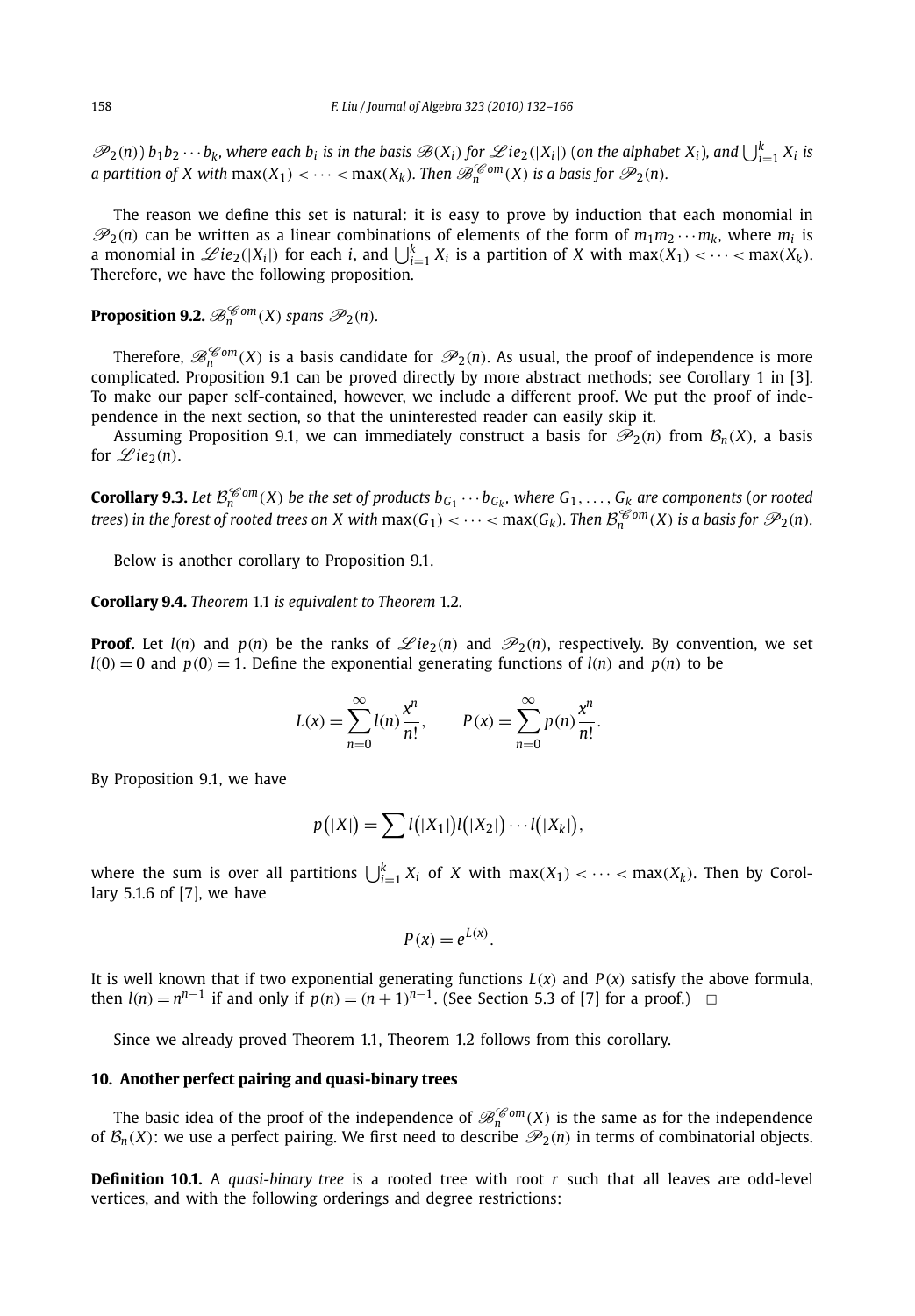$\mathscr{P}_2(n)$) $b_1 b_2 \cdots b_k$, *where each* $b_i$ *is in the basis* $\mathscr{B}(X_i)$ *for* $\mathscr{L}ie_2(|X_i|)$ (*on the alphabet* $X_i$), *and* $\bigcup_{i=1}^k X_i$ *is a partition of* $X$ *with* $\max(X_1) < \cdots < \max(X_k)$. *Then* $\mathscr{B}_n^{\mathscr{C}om}(X)$ *is a basis for* $\mathscr{P}_2(n)$.

The reason we define this set is natural: it is easy to prove by induction that each monomial in $\mathscr{P}_2(n)$ can be written as a linear combinations of elements of the form of $m_1 m_2 \cdots m_k$, where $m_i$ is a monomial in $\mathscr{L}ie_2(|X_i|)$ for each $i$, and $\bigcup_{i=1}^k X_i$ is a partition of $X$ with $\max(X_1) < \cdots < \max(X_k)$. Therefore, we have the following proposition.

**Proposition 9.2.** $\mathscr{B}_n^{\mathscr{C}om}(X)$ *spans* $\mathscr{P}_2(n)$.

Therefore, $\mathscr{B}_n^{\mathscr{C}om}(X)$ is a basis candidate for $\mathscr{P}_2(n)$. As usual, the proof of independence is more complicated. Proposition 9.1 can be proved directly by more abstract methods; see Corollary 1 in [3]. To make our paper self-contained, however, we include a different proof. We put the proof of independence in the next section, so that the uninterested reader can easily skip it.

Assuming Proposition 9.1, we can immediately construct a basis for $\mathscr{P}_2(n)$ from $\mathcal{B}_n(X)$, a basis for $\mathscr{L}ie_2(n)$.

**Corollary 9.3.** *Let* $\mathcal{B}_n^{\mathscr{C}om}(X)$ *be the set of products* $b_{G_1} \cdots b_{G_k}$, *where* $G_1, \ldots, G_k$ *are components* (*or rooted trees*) *in the forest of rooted trees on* $X$ *with* $\max(G_1) < \cdots < \max(G_k)$. *Then* $\mathcal{B}_n^{\mathscr{C}om}(X)$ *is a basis for* $\mathscr{P}_2(n)$.

Below is another corollary to Proposition 9.1.

**Corollary 9.4.** *Theorem* 1.1 *is equivalent to Theorem* 1.2.

**Proof.** Let $l(n)$ and $p(n)$ be the ranks of $\mathscr{L}ie_2(n)$ and $\mathscr{P}_2(n)$, respectively. By convention, we set $l(0) = 0$ and $p(0) = 1$. Define the exponential generating functions of $l(n)$ and $p(n)$ to be

$$L(x) = \sum_{n=0}^{\infty} l(n)\frac{x^n}{n!}, \qquad P(x) = \sum_{n=0}^{\infty} p(n)\frac{x^n}{n!}.$$

By Proposition 9.1, we have

$$p\big(|X|\big) = \sum l\big(|X_1|\big) l\big(|X_2|\big) \cdots l\big(|X_k|\big),$$

where the sum is over all partitions $\bigcup_{i=1}^k X_i$ of $X$ with $\max(X_1) < \cdots < \max(X_k)$. Then by Corollary 5.1.6 of [7], we have

$$P(x) = e^{L(x)}.$$

It is well known that if two exponential generating functions $L(x)$ and $P(x)$ satisfy the above formula, then $l(n) = n^{n-1}$ if and only if $p(n) = (n+1)^{n-1}$. (See Section 5.3 of [7] for a proof.) $\square$

Since we already proved Theorem 1.1, Theorem 1.2 follows from this corollary.

## 10. Another perfect pairing and quasi-binary trees

The basic idea of the proof of the independence of $\mathscr{B}_n^{\mathscr{C}om}(X)$ is the same as for the independence of $\mathcal{B}_n(X)$: we use a perfect pairing. We first need to describe $\mathscr{P}_2(n)$ in terms of combinatorial objects.

**Definition 10.1.** A *quasi-binary tree* is a rooted tree with root $r$ such that all leaves are odd-level vertices, and with the following orderings and degree restrictions: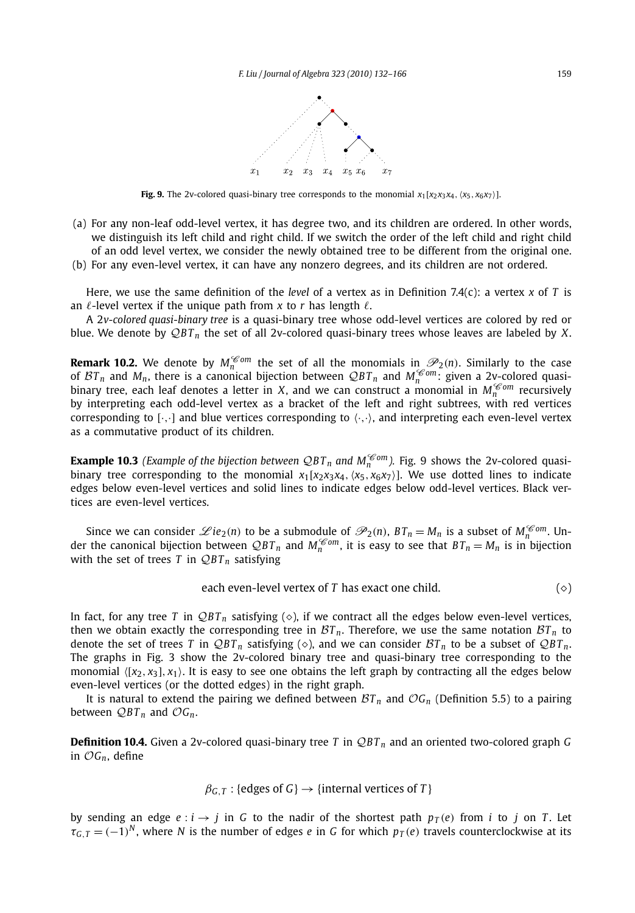**Fig. 9.** The 2v-colored quasi-binary tree corresponds to the monomial $x_1[x_2x_3x_4, \langle x_5, x_6x_7\rangle]$.

(a) For any non-leaf odd-level vertex, it has degree two, and its children are ordered. In other words, we distinguish its left child and right child. If we switch the order of the left child and right child of an odd level vertex, we consider the newly obtained tree to be different from the original one.

(b) For any even-level vertex, it can have any nonzero degrees, and its children are not ordered.

Here, we use the same definition of the *level* of a vertex as in Definition 7.4(c): a vertex $x$ of $T$ is an $\ell$-level vertex if the unique path from $x$ to $r$ has length $\ell$.

A *2v-colored quasi-binary tree* is a quasi-binary tree whose odd-level vertices are colored by red or blue. We denote by $\mathcal{QBT}_n$ the set of all 2v-colored quasi-binary trees whose leaves are labeled by $X$.

**Remark 10.2.** We denote by $M_n^{\mathscr{C}om}$ the set of all the monomials in $\mathscr{P}_2(n)$. Similarly to the case of $\mathcal{BT}_n$ and $M_n$, there is a canonical bijection between $\mathcal{QBT}_n$ and $M_n^{\mathscr{C}om}$: given a 2v-colored quasi-binary tree, each leaf denotes a letter in $X$, and we can construct a monomial in $M_n^{\mathscr{C}om}$ recursively by interpreting each odd-level vertex as a bracket of the left and right subtrees, with red vertices corresponding to $[\cdot,\cdot]$ and blue vertices corresponding to $\langle\cdot,\cdot\rangle$, and interpreting each even-level vertex as a commutative product of its children.

**Example 10.3** *(Example of the bijection between $\mathcal{QBT}_n$ and $M_n^{\mathscr{C}om}$).* Fig. 9 shows the 2v-colored quasi-binary tree corresponding to the monomial $x_1[x_2x_3x_4, \langle x_5, x_6x_7\rangle]$. We use dotted lines to indicate edges below even-level vertices and solid lines to indicate edges below odd-level vertices. Black vertices are even-level vertices.

Since we can consider $\mathscr{L}ie_2(n)$ to be a submodule of $\mathscr{P}_2(n)$, $BT_n = M_n$ is a subset of $M_n^{\mathscr{C}om}$. Under the canonical bijection between $\mathcal{QBT}_n$ and $M_n^{\mathscr{C}om}$, it is easy to see that $BT_n = M_n$ is in bijection with the set of trees $T$ in $\mathcal{QBT}_n$ satisfying

$$\text{each even-level vertex of } T \text{ has exact one child.} \qquad (\diamond)$$

In fact, for any tree $T$ in $\mathcal{QBT}_n$ satisfying $(\diamond)$, if we contract all the edges below even-level vertices, then we obtain exactly the corresponding tree in $\mathcal{BT}_n$. Therefore, we use the same notation $\mathcal{BT}_n$ to denote the set of trees $T$ in $\mathcal{QBT}_n$ satisfying $(\diamond)$, and we can consider $\mathcal{BT}_n$ to be a subset of $\mathcal{QBT}_n$. The graphs in Fig. 3 show the 2v-colored binary tree and quasi-binary tree corresponding to the monomial $\langle [x_2, x_3], x_1\rangle$. It is easy to see one obtains the left graph by contracting all the edges below even-level vertices (or the dotted edges) in the right graph.

It is natural to extend the pairing we defined between $\mathcal{BT}_n$ and $\mathcal{OG}_n$ (Definition 5.5) to a pairing between $\mathcal{QBT}_n$ and $\mathcal{OG}_n$.

**Definition 10.4.** Given a 2v-colored quasi-binary tree $T$ in $\mathcal{QBT}_n$ and an oriented two-colored graph $G$ in $\mathcal{OG}_n$, define

$$\beta_{G,T} : \{\text{edges of } G\} \to \{\text{internal vertices of } T\}$$

by sending an edge $e : i \to j$ in $G$ to the nadir of the shortest path $p_T(e)$ from $i$ to $j$ on $T$. Let $\tau_{G,T} = (-1)^N$, where $N$ is the number of edges $e$ in $G$ for which $p_T(e)$ travels counterclockwise at its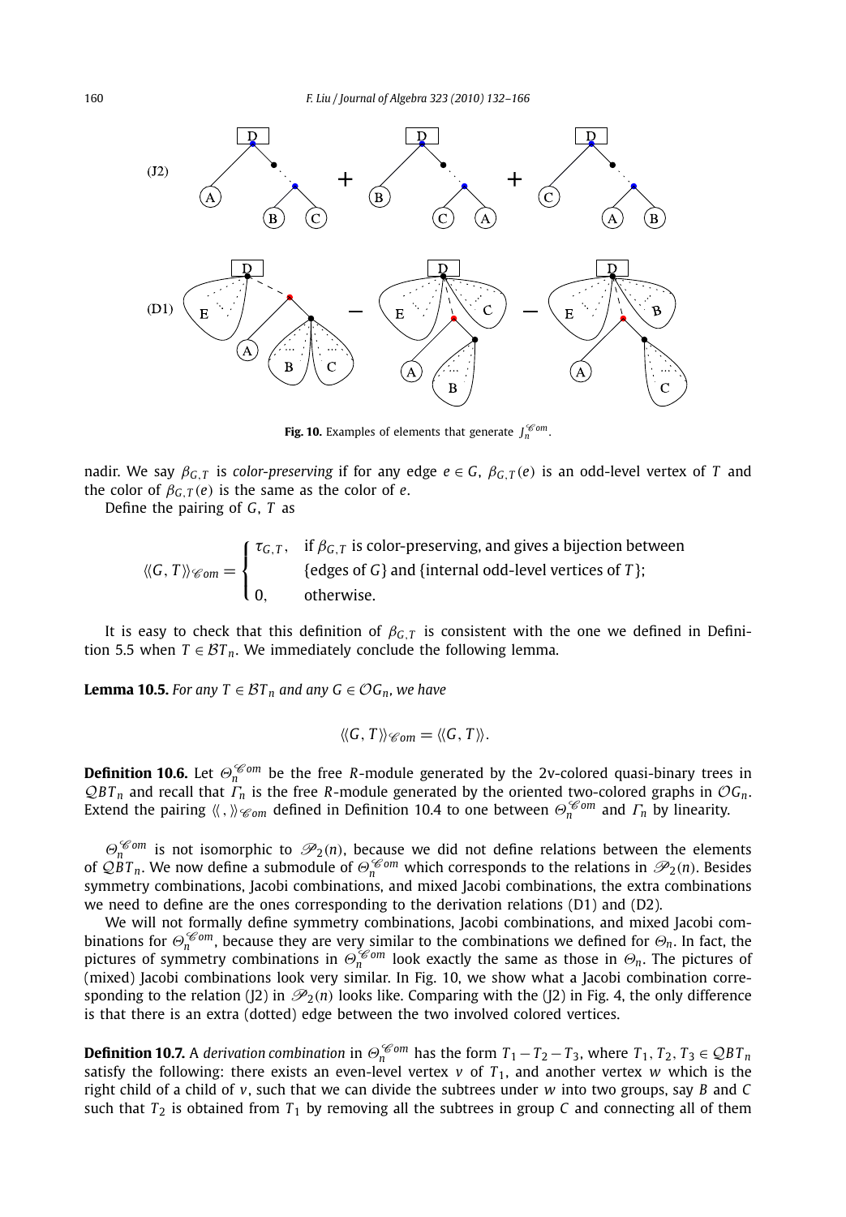**Fig. 10.** Examples of elements that generate $J_n^{\mathscr{C}om}$.

nadir. We say $\beta_{G,T}$ is *color-preserving* if for any edge $e \in G$, $\beta_{G,T}(e)$ is an odd-level vertex of $T$ and the color of $\beta_{G,T}(e)$ is the same as the color of $e$.

Define the pairing of $G$, $T$ as

$$\langle\langle G, T\rangle\rangle_{\mathscr{C}om} = \begin{cases} \tau_{G,T}, & \text{if } \beta_{G,T} \text{ is color-preserving, and gives a bijection between} \\ & \{\text{edges of } G\} \text{ and } \{\text{internal odd-level vertices of } T\}; \\ 0, & \text{otherwise.} \end{cases}$$

It is easy to check that this definition of $\beta_{G,T}$ is consistent with the one we defined in Definition 5.5 when $T \in \mathcal{BT}_n$. We immediately conclude the following lemma.

**Lemma 10.5.** *For any $T \in \mathcal{BT}_n$ and any $G \in \mathcal{OG}_n$, we have*

$$\langle\langle G, T\rangle\rangle_{\mathscr{C}om} = \langle\langle G, T\rangle\rangle.$$

**Definition 10.6.** Let $\Theta_n^{\mathscr{C}om}$ be the free $R$-module generated by the 2v-colored quasi-binary trees in $\mathcal{QBT}_n$ and recall that $\Gamma_n$ is the free $R$-module generated by the oriented two-colored graphs in $\mathcal{OG}_n$. Extend the pairing $\langle\langle\, ,\rangle\rangle_{\mathscr{C}om}$ defined in Definition 10.4 to one between $\Theta_n^{\mathscr{C}om}$ and $\Gamma_n$ by linearity.

$\Theta_n^{\mathscr{C}om}$ is not isomorphic to $\mathscr{P}_2(n)$, because we did not define relations between the elements of $\mathcal{QBT}_n$. We now define a submodule of $\Theta_n^{\mathscr{C}om}$ which corresponds to the relations in $\mathscr{P}_2(n)$. Besides symmetry combinations, Jacobi combinations, and mixed Jacobi combinations, the extra combinations we need to define are the ones corresponding to the derivation relations (D1) and (D2).

We will not formally define symmetry combinations, Jacobi combinations, and mixed Jacobi combinations for $\Theta_n^{\mathscr{C}om}$, because they are very similar to the combinations we defined for $\Theta_n$. In fact, the pictures of symmetry combinations in $\Theta_n^{\mathscr{C}om}$ look exactly the same as those in $\Theta_n$. The pictures of (mixed) Jacobi combinations look very similar. In Fig. 10, we show what a Jacobi combination corresponding to the relation (J2) in $\mathscr{P}_2(n)$ looks like. Comparing with the (J2) in Fig. 4, the only difference is that there is an extra (dotted) edge between the two involved colored vertices.

**Definition 10.7.** A *derivation combination* in $\Theta_n^{\mathscr{C}om}$ has the form $T_1 - T_2 - T_3$, where $T_1, T_2, T_3 \in \mathcal{QBT}_n$ satisfy the following: there exists an even-level vertex $v$ of $T_1$, and another vertex $w$ which is the right child of a child of $v$, such that we can divide the subtrees under $w$ into two groups, say $B$ and $C$ such that $T_2$ is obtained from $T_1$ by removing all the subtrees in group $C$ and connecting all of them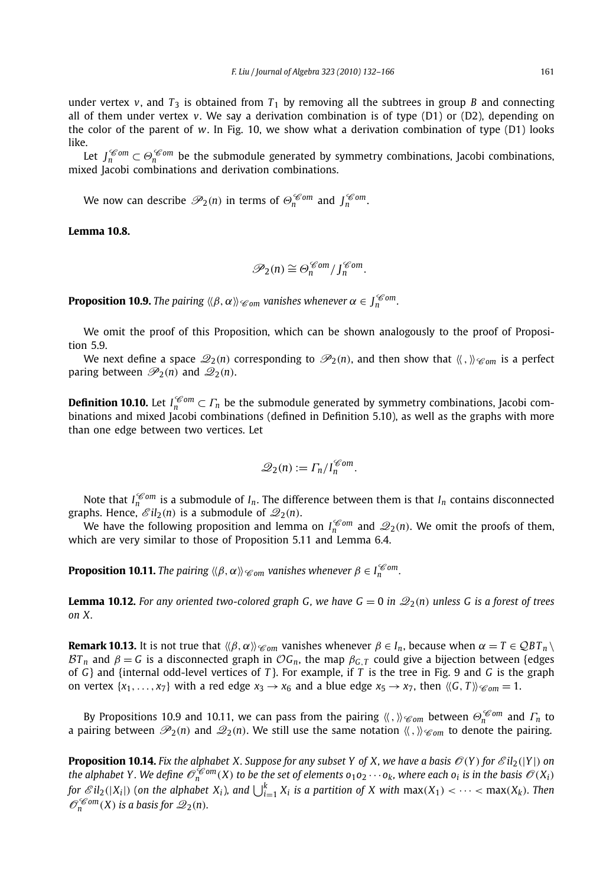under vertex $v$, and $T_3$ is obtained from $T_1$ by removing all the subtrees in group $B$ and connecting all of them under vertex $v$. We say a derivation combination is of type (D1) or (D2), depending on the color of the parent of $w$. In Fig. 10, we show what a derivation combination of type (D1) looks like.

Let $J_n^{\mathscr{C}om} \subset \Theta_n^{\mathscr{C}om}$ be the submodule generated by symmetry combinations, Jacobi combinations, mixed Jacobi combinations and derivation combinations.

We now can describe $\mathscr{P}_2(n)$ in terms of $\Theta_n^{\mathscr{C}om}$ and $J_n^{\mathscr{C}om}$.

**Lemma 10.8.**

$$\mathscr{P}_2(n) \cong \Theta_n^{\mathscr{C}om} / J_n^{\mathscr{C}om}.$$

**Proposition 10.9.** *The pairing $\langle\langle \beta, \alpha \rangle\rangle_{\mathscr{C}om}$ vanishes whenever $\alpha \in J_n^{\mathscr{C}om}$.*

We omit the proof of this Proposition, which can be shown analogously to the proof of Proposition 5.9.

We next define a space $\mathscr{Q}_2(n)$ corresponding to $\mathscr{P}_2(n)$, and then show that $\langle\langle\, , \rangle\rangle_{\mathscr{C}om}$ is a perfect paring between $\mathscr{P}_2(n)$ and $\mathscr{Q}_2(n)$.

**Definition 10.10.** Let $I_n^{\mathscr{C}om} \subset \Gamma_n$ be the submodule generated by symmetry combinations, Jacobi combinations and mixed Jacobi combinations (defined in Definition 5.10), as well as the graphs with more than one edge between two vertices. Let

$$\mathscr{Q}_2(n) := \Gamma_n / I_n^{\mathscr{C}om}.$$

Note that $I_n^{\mathscr{C}om}$ is a submodule of $I_n$. The difference between them is that $I_n$ contains disconnected graphs. Hence, $\mathscr{E}il_2(n)$ is a submodule of $\mathscr{Q}_2(n)$.

We have the following proposition and lemma on $I_n^{\mathscr{C}om}$ and $\mathscr{Q}_2(n)$. We omit the proofs of them, which are very similar to those of Proposition 5.11 and Lemma 6.4.

**Proposition 10.11.** *The pairing $\langle\langle \beta, \alpha \rangle\rangle_{\mathscr{C}om}$ vanishes whenever $\beta \in I_n^{\mathscr{C}om}$.*

**Lemma 10.12.** *For any oriented two-colored graph $G$, we have $G = 0$ in $\mathscr{Q}_2(n)$ unless $G$ is a forest of trees on $X$.*

**Remark 10.13.** It is not true that $\langle\langle \beta, \alpha \rangle\rangle_{\mathscr{C}om}$ vanishes whenever $\beta \in I_n$, because when $\alpha = T \in \mathcal{QBT}_n \setminus \mathcal{BT}_n$ and $\beta = G$ is a disconnected graph in $\mathcal{OG}_n$, the map $\beta_{G,T}$ could give a bijection between {edges of $G$} and {internal odd-level vertices of $T$}. For example, if $T$ is the tree in Fig. 9 and $G$ is the graph on vertex $\{x_1, \ldots, x_7\}$ with a red edge $x_3 \to x_6$ and a blue edge $x_5 \to x_7$, then $\langle\langle G, T \rangle\rangle_{\mathscr{C}om} = 1$.

By Propositions 10.9 and 10.11, we can pass from the pairing $\langle\langle\, , \rangle\rangle_{\mathscr{C}om}$ between $\Theta_n^{\mathscr{C}om}$ and $\Gamma_n$ to a pairing between $\mathscr{P}_2(n)$ and $\mathscr{Q}_2(n)$. We still use the same notation $\langle\langle\, , \rangle\rangle_{\mathscr{C}om}$ to denote the pairing.

**Proposition 10.14.** *Fix the alphabet $X$. Suppose for any subset $Y$ of $X$, we have a basis $\mathscr{O}(Y)$ for $\mathscr{E}il_2(|Y|)$ on the alphabet $Y$. We define $\mathscr{O}_n^{\mathscr{C}om}(X)$ to be the set of elements $o_1 o_2 \cdots o_k$, where each $o_i$ is in the basis $\mathscr{O}(X_i)$ for $\mathscr{E}il_2(|X_i|)$ (on the alphabet $X_i$), and $\bigcup_{i=1}^k X_i$ is a partition of $X$ with $\max(X_1) < \cdots < \max(X_k)$. Then $\mathscr{O}_n^{\mathscr{C}om}(X)$ is a basis for $\mathscr{Q}_2(n)$.*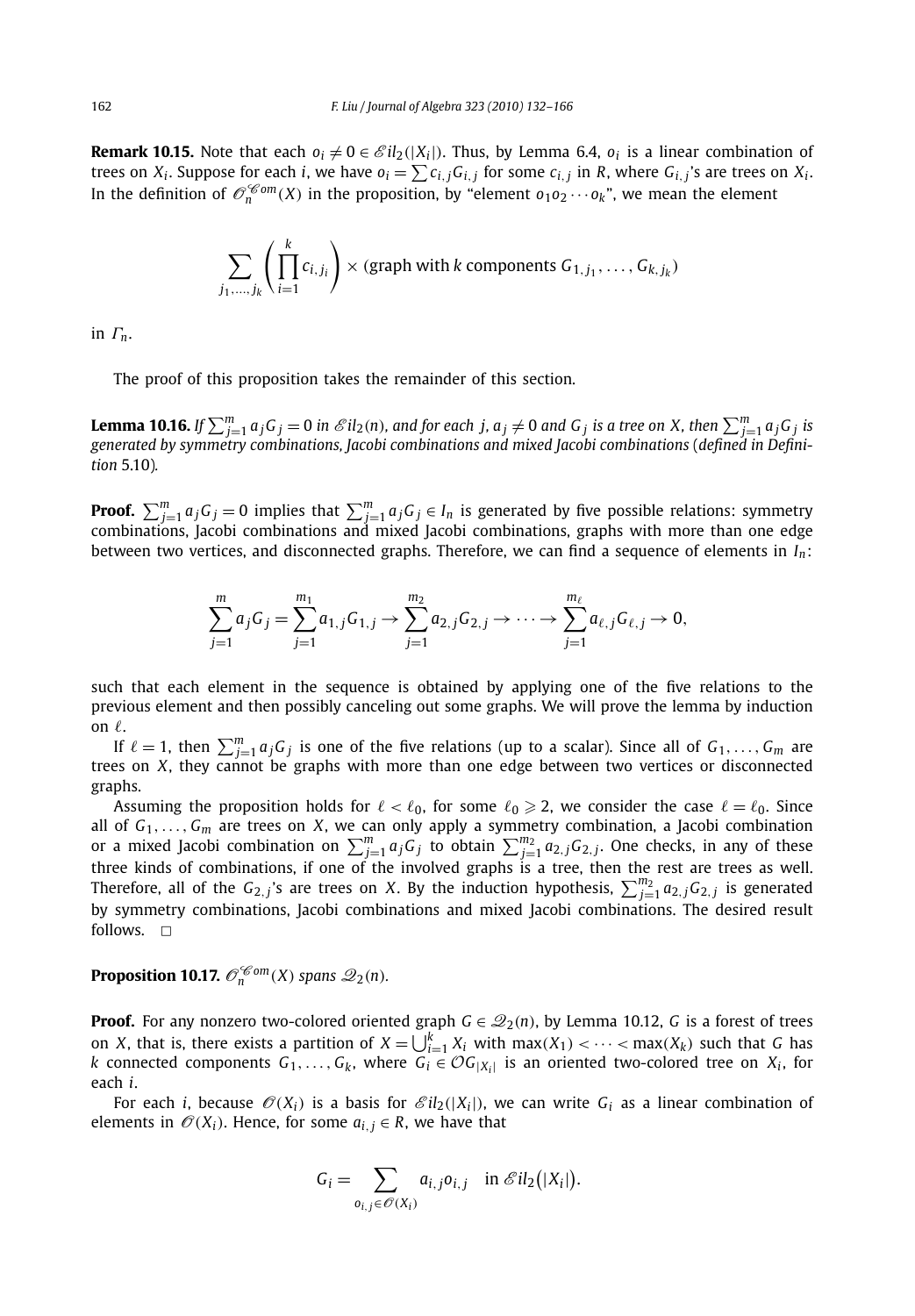**Remark 10.15.** Note that each $o_i \neq 0 \in \mathscr{E}il_2(|X_i|)$. Thus, by Lemma 6.4, $o_i$ is a linear combination of trees on $X_i$. Suppose for each $i$, we have $o_i = \sum c_{i,j} G_{i,j}$ for some $c_{i,j}$ in $R$, where $G_{i,j}$'s are trees on $X_i$. In the definition of $\mathscr{O}_n^{\mathscr{C}om}(X)$ in the proposition, by "element $o_1 o_2 \cdots o_k$", we mean the element

$$\sum_{j_1,\ldots,j_k} \left( \prod_{i=1}^{k} c_{i,j_i} \right) \times (\text{graph with } k \text{ components } G_{1,j_1}, \ldots, G_{k,j_k})$$

in $\Gamma_n$.

The proof of this proposition takes the remainder of this section.

**Lemma 10.16.** *If $\sum_{j=1}^m a_j G_j = 0$ in $\mathscr{E}il_2(n)$, and for each $j$, $a_j \neq 0$ and $G_j$ is a tree on $X$, then $\sum_{j=1}^m a_j G_j$ is generated by symmetry combinations, Jacobi combinations and mixed Jacobi combinations* (*defined in Definition* 5.10)*.*

**Proof.** $\sum_{j=1}^m a_j G_j = 0$ implies that $\sum_{j=1}^m a_j G_j \in I_n$ is generated by five possible relations: symmetry combinations, Jacobi combinations and mixed Jacobi combinations, graphs with more than one edge between two vertices, and disconnected graphs. Therefore, we can find a sequence of elements in $I_n$:

$$\sum_{j=1}^m a_j G_j = \sum_{j=1}^{m_1} a_{1,j} G_{1,j} \to \sum_{j=1}^{m_2} a_{2,j} G_{2,j} \to \cdots \to \sum_{j=1}^{m_\ell} a_{\ell,j} G_{\ell,j} \to 0,$$

such that each element in the sequence is obtained by applying one of the five relations to the previous element and then possibly canceling out some graphs. We will prove the lemma by induction on $\ell$.

If $\ell = 1$, then $\sum_{j=1}^m a_j G_j$ is one of the five relations (up to a scalar). Since all of $G_1, \ldots, G_m$ are trees on $X$, they cannot be graphs with more than one edge between two vertices or disconnected graphs.

Assuming the proposition holds for $\ell < \ell_0$, for some $\ell_0 \geqslant 2$, we consider the case $\ell = \ell_0$. Since all of $G_1, \ldots, G_m$ are trees on $X$, we can only apply a symmetry combination, a Jacobi combination or a mixed Jacobi combination on $\sum_{j=1}^m a_j G_j$ to obtain $\sum_{j=1}^{m_2} a_{2,j} G_{2,j}$. One checks, in any of these three kinds of combinations, if one of the involved graphs is a tree, then the rest are trees as well. Therefore, all of the $G_{2,j}$'s are trees on $X$. By the induction hypothesis, $\sum_{j=1}^{m_2} a_{2,j} G_{2,j}$ is generated by symmetry combinations, Jacobi combinations and mixed Jacobi combinations. The desired result follows. $\square$

**Proposition 10.17.** *$\mathscr{O}_n^{\mathscr{C}om}(X)$ spans $\mathscr{Q}_2(n)$.*

**Proof.** For any nonzero two-colored oriented graph $G \in \mathscr{Q}_2(n)$, by Lemma 10.12, $G$ is a forest of trees on $X$, that is, there exists a partition of $X = \bigcup_{i=1}^k X_i$ with $\max(X_1) < \cdots < \max(X_k)$ such that $G$ has $k$ connected components $G_1, \ldots, G_k$, where $G_i \in \mathcal{O}G_{|X_i|}$ is an oriented two-colored tree on $X_i$, for each $i$.

For each $i$, because $\mathscr{O}(X_i)$ is a basis for $\mathscr{E}il_2(|X_i|)$, we can write $G_i$ as a linear combination of elements in $\mathscr{O}(X_i)$. Hence, for some $a_{i,j} \in R$, we have that

$$G_i = \sum_{o_{i,j} \in \mathscr{O}(X_i)} a_{i,j} o_{i,j} \quad \text{in } \mathscr{E}il_2(|X_i|).$$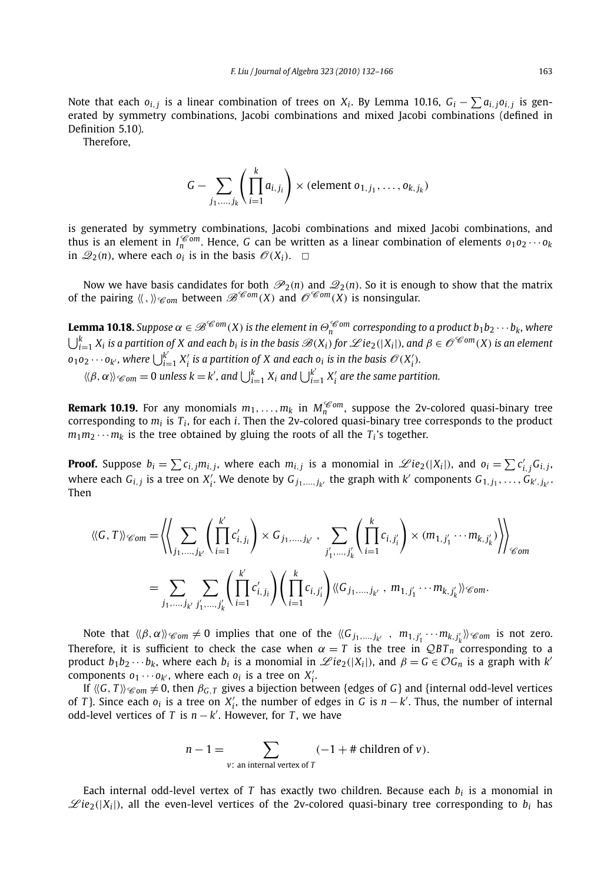Note that each $o_{i,j}$ is a linear combination of trees on $X_i$. By Lemma 10.16, $G_i - \sum a_{i,j} o_{i,j}$ is generated by symmetry combinations, Jacobi combinations and mixed Jacobi combinations (defined in Definition 5.10).

Therefore,

$$G - \sum_{j_1,\dots,j_k} \left( \prod_{i=1}^{k} a_{i,j_i} \right) \times (\text{element } o_{1,j_1}, \dots, o_{k,j_k})$$

is generated by symmetry combinations, Jacobi combinations and mixed Jacobi combinations, and thus is an element in $I_n^{\mathscr{C}om}$. Hence, $G$ can be written as a linear combination of elements $o_1 o_2 \cdots o_k$ in $\mathscr{Q}_2(n)$, where each $o_i$ is in the basis $\mathscr{O}(X_i)$. $\square$

Now we have basis candidates for both $\mathscr{P}_2(n)$ and $\mathscr{Q}_2(n)$. So it is enough to show that the matrix of the pairing $\langle\langle\, , \rangle\rangle_{\mathscr{C}om}$ between $\mathscr{B}^{\mathscr{C}om}(X)$ and $\mathscr{O}^{\mathscr{C}om}(X)$ is nonsingular.

**Lemma 10.18.** *Suppose $\alpha \in \mathscr{B}^{\mathscr{C}om}(X)$ is the element in $\Theta_n^{\mathscr{C}om}$ corresponding to a product $b_1 b_2 \cdots b_k$, where $\bigcup_{i=1}^{k} X_i$ is a partition of $X$ and each $b_i$ is in the basis $\mathscr{B}(X_i)$ for $\mathscr{L}ie_2(|X_i|)$, and $\beta \in \mathscr{O}^{\mathscr{C}om}(X)$ is an element $o_1 o_2 \cdots o_{k'}$, where $\bigcup_{i=1}^{k'} X'_i$ is a partition of $X$ and each $o_i$ is in the basis $\mathscr{O}(X'_i)$.*

*$\langle\langle \beta, \alpha \rangle\rangle_{\mathscr{C}om} = 0$ unless $k = k'$, and $\bigcup_{i=1}^{k} X_i$ and $\bigcup_{i=1}^{k'} X'_i$ are the same partition.*

**Remark 10.19.** For any monomials $m_1, \dots, m_k$ in $M_n^{\mathscr{C}om}$, suppose the 2v-colored quasi-binary tree corresponding to $m_i$ is $T_i$, for each $i$. Then the 2v-colored quasi-binary tree corresponds to the product $m_1 m_2 \cdots m_k$ is the tree obtained by gluing the roots of all the $T_i$'s together.

**Proof.** Suppose $b_i = \sum c_{i,j} m_{i,j}$, where each $m_{i,j}$ is a monomial in $\mathscr{L}ie_2(|X_i|)$, and $o_i = \sum c'_{i,j} G_{i,j}$, where each $G_{i,j}$ is a tree on $X'_i$. We denote by $G_{j_1,\dots,j_{k'}}$ the graph with $k'$ components $G_{1,j_1}, \dots, G_{k',j_{k'}}$. Then

$$\begin{aligned}
\langle\langle G, T \rangle\rangle_{\mathscr{C}om} &= \left\langle\!\!\left\langle \sum_{j_1,\dots,j_{k'}} \left( \prod_{i=1}^{k'} c'_{i,j_i} \right) \times G_{j_1,\dots,j_{k'}} \,,\, \sum_{j'_1,\dots,j'_k} \left( \prod_{i=1}^{k} c_{i,j'_i} \right) \times (m_{1,j'_1} \cdots m_{k,j'_k}) \right\rangle\!\!\right\rangle_{\mathscr{C}om} \\
&= \sum_{j_1,\dots,j_{k'}} \sum_{j'_1,\dots,j'_k} \left( \prod_{i=1}^{k'} c'_{i,j_i} \right) \left( \prod_{i=1}^{k} c_{i,j'_i} \right) \langle\langle G_{j_1,\dots,j_{k'}} \,,\, m_{1,j'_1} \cdots m_{k,j'_k} \rangle\rangle_{\mathscr{C}om}.
\end{aligned}$$

Note that $\langle\langle \beta, \alpha \rangle\rangle_{\mathscr{C}om} \neq 0$ implies that one of the $\langle\langle G_{j_1,\dots,j_{k'}} \,,\, m_{1,j'_1} \cdots m_{k,j'_k} \rangle\rangle_{\mathscr{C}om}$ is not zero. Therefore, it is sufficient to check the case when $\alpha = T$ is the tree in $\mathcal{QBT}_n$ corresponding to a product $b_1 b_2 \cdots b_k$, where each $b_i$ is a monomial in $\mathscr{L}ie_2(|X_i|)$, and $\beta = G \in \mathcal{OG}_n$ is a graph with $k'$ components $o_1 \cdots o_{k'}$, where each $o_i$ is a tree on $X'_i$.

If $\langle\langle G, T \rangle\rangle_{\mathscr{C}om} \neq 0$, then $\beta_{G,T}$ gives a bijection between {edges of $G$} and {internal odd-level vertices of $T$}. Since each $o_i$ is a tree on $X'_i$, the number of edges in $G$ is $n - k'$. Thus, the number of internal odd-level vertices of $T$ is $n - k'$. However, for $T$, we have

$$n - 1 = \sum_{v\colon \text{ an internal vertex of } T} (-1 + \#\text{ children of } v).$$

Each internal odd-level vertex of $T$ has exactly two children. Because each $b_i$ is a monomial in $\mathscr{L}ie_2(|X_i|)$, all the even-level vertices of the 2v-colored quasi-binary tree corresponding to $b_i$ has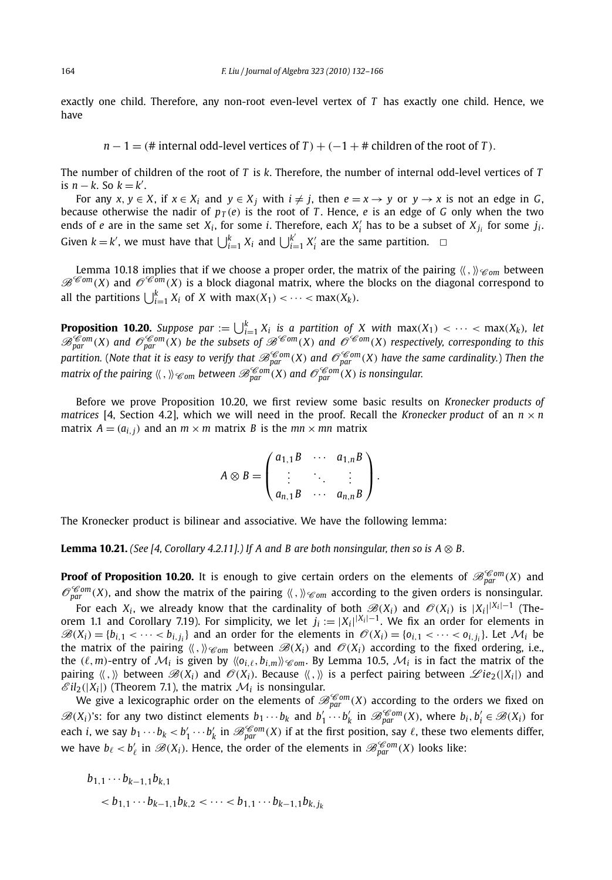exactly one child. Therefore, any non-root even-level vertex of $T$ has exactly one child. Hence, we have

$$n - 1 = (\text{\# internal odd-level vertices of } T) + (-1 + \text{\# children of the root of } T).$$

The number of children of the root of $T$ is $k$. Therefore, the number of internal odd-level vertices of $T$ is $n - k$. So $k = k'$.

For any $x, y \in X$, if $x \in X_i$ and $y \in X_j$ with $i \neq j$, then $e = x \to y$ or $y \to x$ is not an edge in $G$, because otherwise the nadir of $p_T(e)$ is the root of $T$. Hence, $e$ is an edge of $G$ only when the two ends of $e$ are in the same set $X_i$, for some $i$. Therefore, each $X'_i$ has to be a subset of $X_{j_i}$ for some $j_i$. Given $k = k'$, we must have that $\bigcup_{i=1}^k X_i$ and $\bigcup_{i=1}^{k'} X'_i$ are the same partition. $\square$

Lemma 10.18 implies that if we choose a proper order, the matrix of the pairing $\langle\langle\, , \rangle\rangle_{\mathscr{C}om}$ between $\mathscr{B}^{\mathscr{C}om}(X)$ and $\mathscr{O}^{\mathscr{C}om}(X)$ is a block diagonal matrix, where the blocks on the diagonal correspond to all the partitions $\bigcup_{i=1}^k X_i$ of $X$ with $\max(X_1) < \cdots < \max(X_k)$.

**Proposition 10.20.** *Suppose* $par := \bigcup_{i=1}^k X_i$ *is a partition of* $X$ *with* $\max(X_1) < \cdots < \max(X_k)$*, let* $\mathscr{B}^{\mathscr{C}om}_{par}(X)$ *and* $\mathscr{O}^{\mathscr{C}om}_{par}(X)$ *be the subsets of* $\mathscr{B}^{\mathscr{C}om}(X)$ *and* $\mathscr{O}^{\mathscr{C}om}(X)$ *respectively, corresponding to this partition.* (*Note that it is easy to verify that* $\mathscr{B}^{\mathscr{C}om}_{par}(X)$ *and* $\mathscr{O}^{\mathscr{C}om}_{par}(X)$ *have the same cardinality.*) *Then the matrix of the pairing* $\langle\langle\, , \rangle\rangle_{\mathscr{C}om}$ *between* $\mathscr{B}^{\mathscr{C}om}_{par}(X)$ *and* $\mathscr{O}^{\mathscr{C}om}_{par}(X)$ *is nonsingular.*

Before we prove Proposition 10.20, we first review some basic results on *Kronecker products of matrices* [4, Section 4.2], which we will need in the proof. Recall the *Kronecker product* of an $n \times n$ matrix $A = (a_{i,j})$ and an $m \times m$ matrix $B$ is the $mn \times mn$ matrix

$$A \otimes B = \begin{pmatrix} a_{1,1}B & \cdots & a_{1,n}B \\ \vdots & \ddots & \vdots \\ a_{n,1}B & \cdots & a_{n,n}B \end{pmatrix}.$$

The Kronecker product is bilinear and associative. We have the following lemma:

**Lemma 10.21.** *(See [4, Corollary 4.2.11].) If* $A$ *and* $B$ *are both nonsingular, then so is* $A \otimes B$.

**Proof of Proposition 10.20.** It is enough to give certain orders on the elements of $\mathscr{B}^{\mathscr{C}om}_{par}(X)$ and $\mathscr{O}^{\mathscr{C}om}_{par}(X)$, and show the matrix of the pairing $\langle\langle\, , \rangle\rangle_{\mathscr{C}om}$ according to the given orders is nonsingular.

For each $X_i$, we already know that the cardinality of both $\mathscr{B}(X_i)$ and $\mathscr{O}(X_i)$ is $|X_i|^{|X_i|-1}$ (Theorem 1.1 and Corollary 7.19). For simplicity, we let $j_i := |X_i|^{|X_i|-1}$. We fix an order for elements in $\mathscr{B}(X_i) = \{b_{i,1} < \cdots < b_{i,j_i}\}$ and an order for the elements in $\mathscr{O}(X_i) = \{o_{i,1} < \cdots < o_{i,j_i}\}$. Let $\mathcal{M}_i$ be the matrix of the pairing $\langle\langle\, , \rangle\rangle_{\mathscr{C}om}$ between $\mathscr{B}(X_i)$ and $\mathscr{O}(X_i)$ according to the fixed ordering, i.e., the $(\ell, m)$-entry of $\mathcal{M}_i$ is given by $\langle\langle o_{i,\ell}, b_{i,m} \rangle\rangle_{\mathscr{C}om}$. By Lemma 10.5, $\mathcal{M}_i$ is in fact the matrix of the pairing $\langle\langle\, , \rangle\rangle$ between $\mathscr{B}(X_i)$ and $\mathscr{O}(X_i)$. Because $\langle\langle\, , \rangle\rangle$ is a perfect pairing between $\mathscr{L}ie_2(|X_i|)$ and $\mathscr{E}il_2(|X_i|)$ (Theorem 7.1), the matrix $\mathcal{M}_i$ is nonsingular.

We give a lexicographic order on the elements of $\mathscr{B}^{\mathscr{C}om}_{par}(X)$ according to the orders we fixed on $\mathscr{B}(X_i)$'s: for any two distinct elements $b_1 \cdots b_k$ and $b'_1 \cdots b'_k$ in $\mathscr{B}^{\mathscr{C}om}_{par}(X)$, where $b_i, b'_i \in \mathscr{B}(X_i)$ for each $i$, we say $b_1 \cdots b_k < b'_1 \cdots b'_k$ in $\mathscr{B}^{\mathscr{C}om}_{par}(X)$ if at the first position, say $\ell$, these two elements differ, we have $b_\ell < b'_\ell$ in $\mathscr{B}(X_i)$. Hence, the order of the elements in $\mathscr{B}^{\mathscr{C}om}_{par}(X)$ looks like:

$$\begin{aligned} &b_{1,1} \cdots b_{k-1,1} b_{k,1} \\ &\quad < b_{1,1} \cdots b_{k-1,1} b_{k,2} < \cdots < b_{1,1} \cdots b_{k-1,1} b_{k,j_k} \end{aligned}$$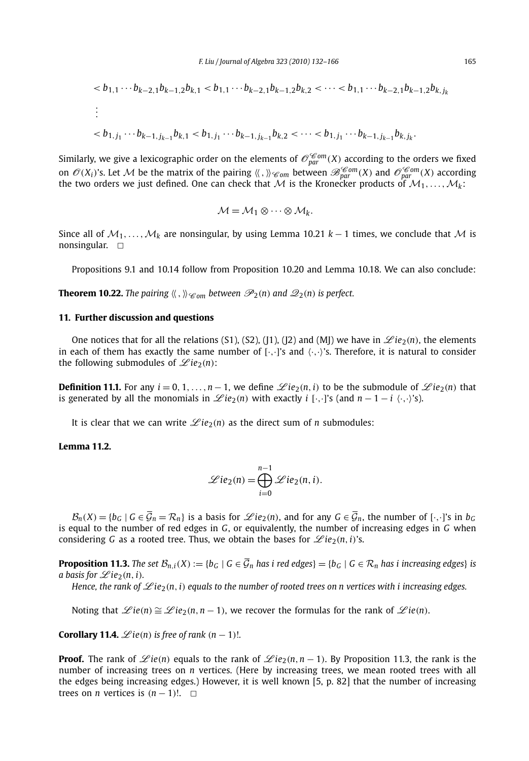$$< b_{1,1} \cdots b_{k-2,1} b_{k-1,2} b_{k,1} < b_{1,1} \cdots b_{k-2,1} b_{k-1,2} b_{k,2} < \cdots < b_{1,1} \cdots b_{k-2,1} b_{k-1,2} b_{k,j_k}$$

$$\vdots$$

$$< b_{1,j_1} \cdots b_{k-1,j_{k-1}} b_{k,1} < b_{1,j_1} \cdots b_{k-1,j_{k-1}} b_{k,2} < \cdots < b_{1,j_1} \cdots b_{k-1,j_{k-1}} b_{k,j_k}.$$

Similarly, we give a lexicographic order on the elements of $\mathscr{O}_{par}^{\mathscr{C}om}(X)$ according to the orders we fixed on $\mathscr{O}(X_i)$'s. Let $\mathcal{M}$ be the matrix of the pairing $\langle\langle\, , \rangle\rangle_{\mathscr{C}om}$ between $\mathscr{B}_{par}^{\mathscr{C}om}(X)$ and $\mathscr{O}_{par}^{\mathscr{C}om}(X)$ according the two orders we just defined. One can check that $\mathcal{M}$ is the Kronecker products of $\mathcal{M}_1, \ldots, \mathcal{M}_k$:

$$\mathcal{M} = \mathcal{M}_1 \otimes \cdots \otimes \mathcal{M}_k.$$

Since all of $\mathcal{M}_1, \ldots, \mathcal{M}_k$ are nonsingular, by using Lemma 10.21 $k-1$ times, we conclude that $\mathcal{M}$ is nonsingular. $\square$

Propositions 9.1 and 10.14 follow from Proposition 10.20 and Lemma 10.18. We can also conclude:

**Theorem 10.22.** *The pairing $\langle\langle\, , \rangle\rangle_{\mathscr{C}om}$ between $\mathscr{P}_2(n)$ and $\mathscr{Q}_2(n)$ is perfect.*

## 11. Further discussion and questions

One notices that for all the relations (S1), (S2), (J1), (J2) and (MJ) we have in $\mathscr{L}ie_2(n)$, the elements in each of them has exactly the same number of $[\cdot,\cdot]$'s and $\langle\cdot,\cdot\rangle$'s. Therefore, it is natural to consider the following submodules of $\mathscr{L}ie_2(n)$:

**Definition 11.1.** For any $i = 0, 1, \ldots, n-1$, we define $\mathscr{L}ie_2(n, i)$ to be the submodule of $\mathscr{L}ie_2(n)$ that is generated by all the monomials in $\mathscr{L}ie_2(n)$ with exactly $i$ $[\cdot,\cdot]$'s (and $n-1-i$ $\langle\cdot,\cdot\rangle$'s).

It is clear that we can write $\mathscr{L}ie_2(n)$ as the direct sum of $n$ submodules:

**Lemma 11.2.**

$$\mathscr{L}ie_2(n) = \bigoplus_{i=0}^{n-1} \mathscr{L}ie_2(n, i).$$

$\mathcal{B}_n(X) = \{b_G \mid G \in \overline{\mathcal{G}}_n = \mathcal{R}_n\}$ is a basis for $\mathscr{L}ie_2(n)$, and for any $G \in \overline{\mathcal{G}}_n$, the number of $[\cdot,\cdot]$'s in $b_G$ is equal to the number of red edges in $G$, or equivalently, the number of increasing edges in $G$ when considering $G$ as a rooted tree. Thus, we obtain the bases for $\mathscr{L}ie_2(n, i)$'s.

**Proposition 11.3.** *The set $\mathcal{B}_{n,i}(X) := \{b_G \mid G \in \overline{\mathcal{G}}_n$ has $i$ red edges$\} = \{b_G \mid G \in \mathcal{R}_n$ has $i$ increasing edges$\}$ is a basis for $\mathscr{L}ie_2(n, i)$.*

*Hence, the rank of $\mathscr{L}ie_2(n, i)$ equals to the number of rooted trees on $n$ vertices with $i$ increasing edges.*

Noting that $\mathscr{L}ie(n) \cong \mathscr{L}ie_2(n, n-1)$, we recover the formulas for the rank of $\mathscr{L}ie(n)$.

**Corollary 11.4.** *$\mathscr{L}ie(n)$ is free of rank $(n-1)!$.*

**Proof.** The rank of $\mathscr{L}ie(n)$ equals to the rank of $\mathscr{L}ie_2(n, n-1)$. By Proposition 11.3, the rank is the number of increasing trees on $n$ vertices. (Here by increasing trees, we mean rooted trees with all the edges being increasing edges.) However, it is well known [5, p. 82] that the number of increasing trees on $n$ vertices is $(n-1)!$. $\square$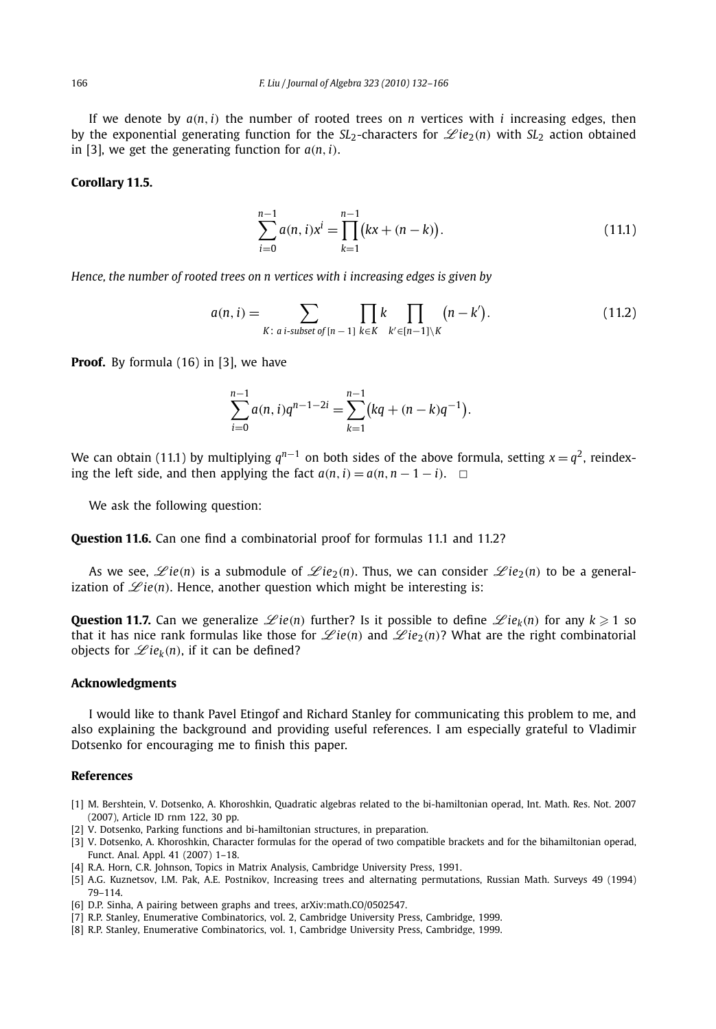If we denote by $a(n,i)$ the number of rooted trees on $n$ vertices with $i$ increasing edges, then by the exponential generating function for the $SL_2$-characters for $\mathscr{L}ie_2(n)$ with $SL_2$ action obtained in [3], we get the generating function for $a(n,i)$.

**Corollary 11.5.**

$$\sum_{i=0}^{n-1} a(n,i)x^i = \prod_{k=1}^{n-1} \big(kx + (n-k)\big). \tag{11.1}$$

*Hence, the number of rooted trees on n vertices with i increasing edges is given by*

$$a(n,i) = \sum_{K:\ a\ i\text{-subset of } [n-1]} \prod_{k \in K} k \prod_{k' \in [n-1] \setminus K} \big(n - k'\big). \tag{11.2}$$

**Proof.** By formula (16) in [3], we have

$$\sum_{i=0}^{n-1} a(n,i) q^{n-1-2i} = \sum_{k=1}^{n-1} \big(kq + (n-k)q^{-1}\big).$$

We can obtain (11.1) by multiplying $q^{n-1}$ on both sides of the above formula, setting $x = q^2$, reindexing the left side, and then applying the fact $a(n,i) = a(n, n-1-i)$. $\square$

We ask the following question:

**Question 11.6.** Can one find a combinatorial proof for formulas 11.1 and 11.2?

As we see, $\mathscr{L}ie(n)$ is a submodule of $\mathscr{L}ie_2(n)$. Thus, we can consider $\mathscr{L}ie_2(n)$ to be a generalization of $\mathscr{L}ie(n)$. Hence, another question which might be interesting is:

**Question 11.7.** Can we generalize $\mathscr{L}ie(n)$ further? Is it possible to define $\mathscr{L}ie_k(n)$ for any $k \geqslant 1$ so that it has nice rank formulas like those for $\mathscr{L}ie(n)$ and $\mathscr{L}ie_2(n)$? What are the right combinatorial objects for $\mathscr{L}ie_k(n)$, if it can be defined?

## Acknowledgments

I would like to thank Pavel Etingof and Richard Stanley for communicating this problem to me, and also explaining the background and providing useful references. I am especially grateful to Vladimir Dotsenko for encouraging me to finish this paper.

## References

[1] M. Bershtein, V. Dotsenko, A. Khoroshkin, Quadratic algebras related to the bi-hamiltonian operad, Int. Math. Res. Not. 2007 (2007), Article ID rnm 122, 30 pp.

[2] V. Dotsenko, Parking functions and bi-hamiltonian structures, in preparation.

[3] V. Dotsenko, A. Khoroshkin, Character formulas for the operad of two compatible brackets and for the bihamiltonian operad, Funct. Anal. Appl. 41 (2007) 1–18.

[4] R.A. Horn, C.R. Johnson, Topics in Matrix Analysis, Cambridge University Press, 1991.

[5] A.G. Kuznetsov, I.M. Pak, A.E. Postnikov, Increasing trees and alternating permutations, Russian Math. Surveys 49 (1994) 79–114.

[6] D.P. Sinha, A pairing between graphs and trees, arXiv:math.CO/0502547.

[7] R.P. Stanley, Enumerative Combinatorics, vol. 2, Cambridge University Press, Cambridge, 1999.

[8] R.P. Stanley, Enumerative Combinatorics, vol. 1, Cambridge University Press, Cambridge, 1999.